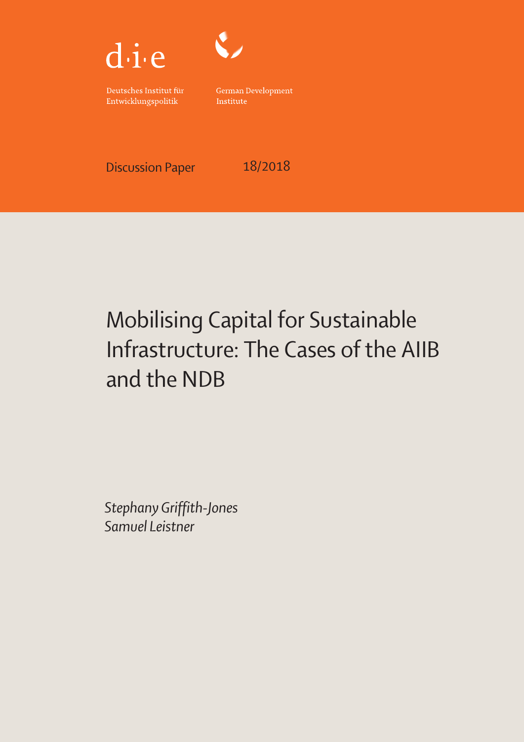d·i·e

Deutsches Institut für Entwicklungspolitik

German Development Institute

Discussion Paper 18/2018

# Mobilising Capital for Sustainable Infrastructure: The Cases of the AIIB and the NDB

*Stephany Griffith-Jones*
*Samuel Leistner*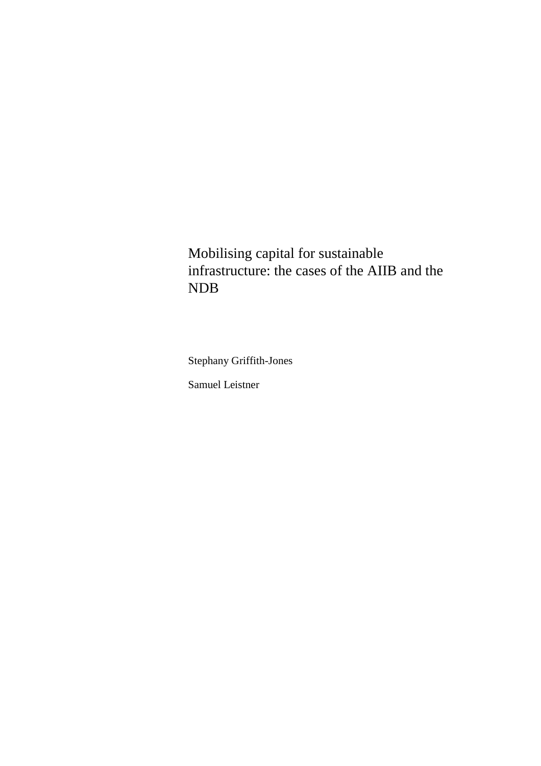# Mobilising capital for sustainable infrastructure: the cases of the AIIB and the NDB

Stephany Griffith-Jones

Samuel Leistner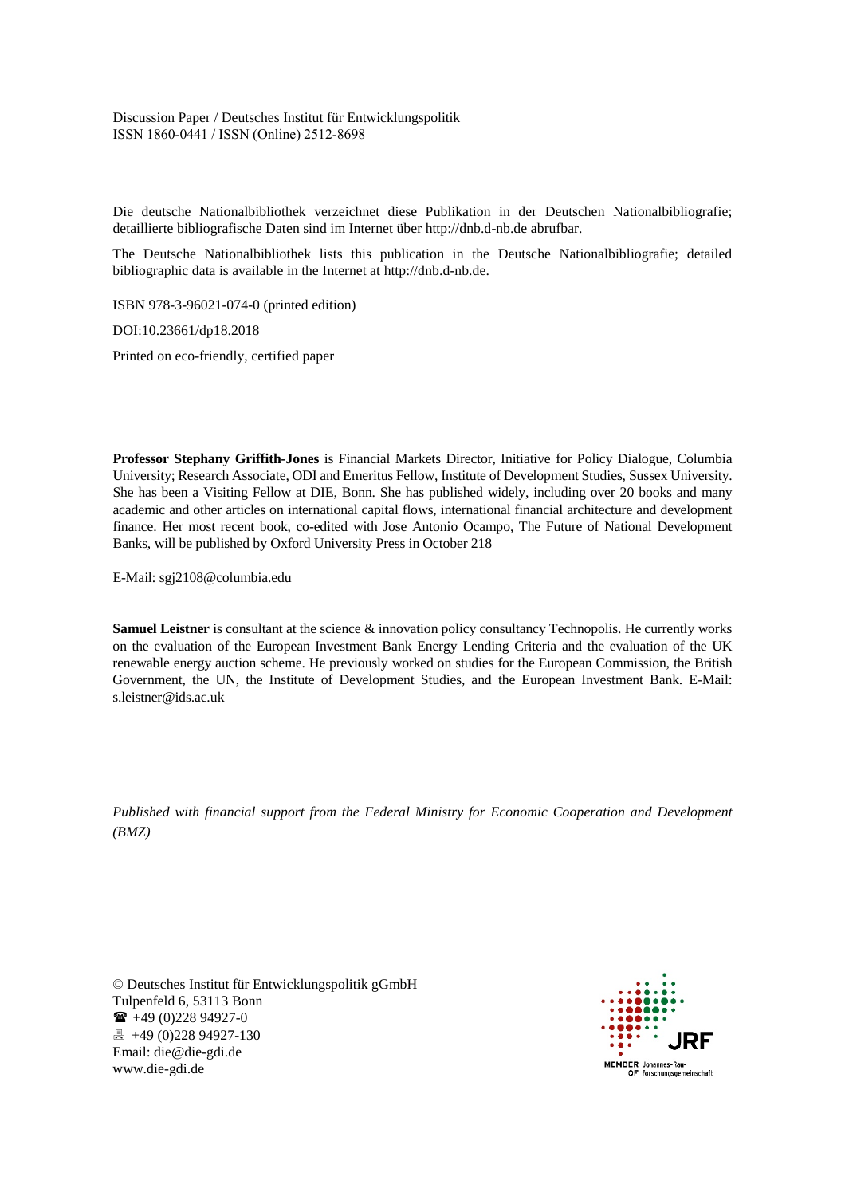Discussion Paper / Deutsches Institut für Entwicklungspolitik
ISSN 1860-0441 / ISSN (Online) 2512-8698

Die deutsche Nationalbibliothek verzeichnet diese Publikation in der Deutschen Nationalbibliografie; detaillierte bibliografische Daten sind im Internet über http://dnb.d-nb.de abrufbar.

The Deutsche Nationalbibliothek lists this publication in the Deutsche Nationalbibliografie; detailed bibliographic data is available in the Internet at http://dnb.d-nb.de.

ISBN 978-3-96021-074-0 (printed edition)

DOI:10.23661/dp18.2018

Printed on eco-friendly, certified paper

**Professor Stephany Griffith-Jones** is Financial Markets Director, Initiative for Policy Dialogue, Columbia University; Research Associate, ODI and Emeritus Fellow, Institute of Development Studies, Sussex University. She has been a Visiting Fellow at DIE, Bonn. She has published widely, including over 20 books and many academic and other articles on international capital flows, international financial architecture and development finance. Her most recent book, co-edited with Jose Antonio Ocampo, The Future of National Development Banks, will be published by Oxford University Press in October 218

E-Mail: sgj2108@columbia.edu

**Samuel Leistner** is consultant at the science & innovation policy consultancy Technopolis. He currently works on the evaluation of the European Investment Bank Energy Lending Criteria and the evaluation of the UK renewable energy auction scheme. He previously worked on studies for the European Commission, the British Government, the UN, the Institute of Development Studies, and the European Investment Bank. E-Mail: s.leistner@ids.ac.uk

*Published with financial support from the Federal Ministry for Economic Cooperation and Development (BMZ)*

© Deutsches Institut für Entwicklungspolitik gGmbH
Tulpenfeld 6, 53113 Bonn
☎ +49 (0)228 94927-0
🖷 +49 (0)228 94927-130
Email: die@die-gdi.de
www.die-gdi.de

JRF
MEMBER OF Johannes-Rau-Forschungsgemeinschaft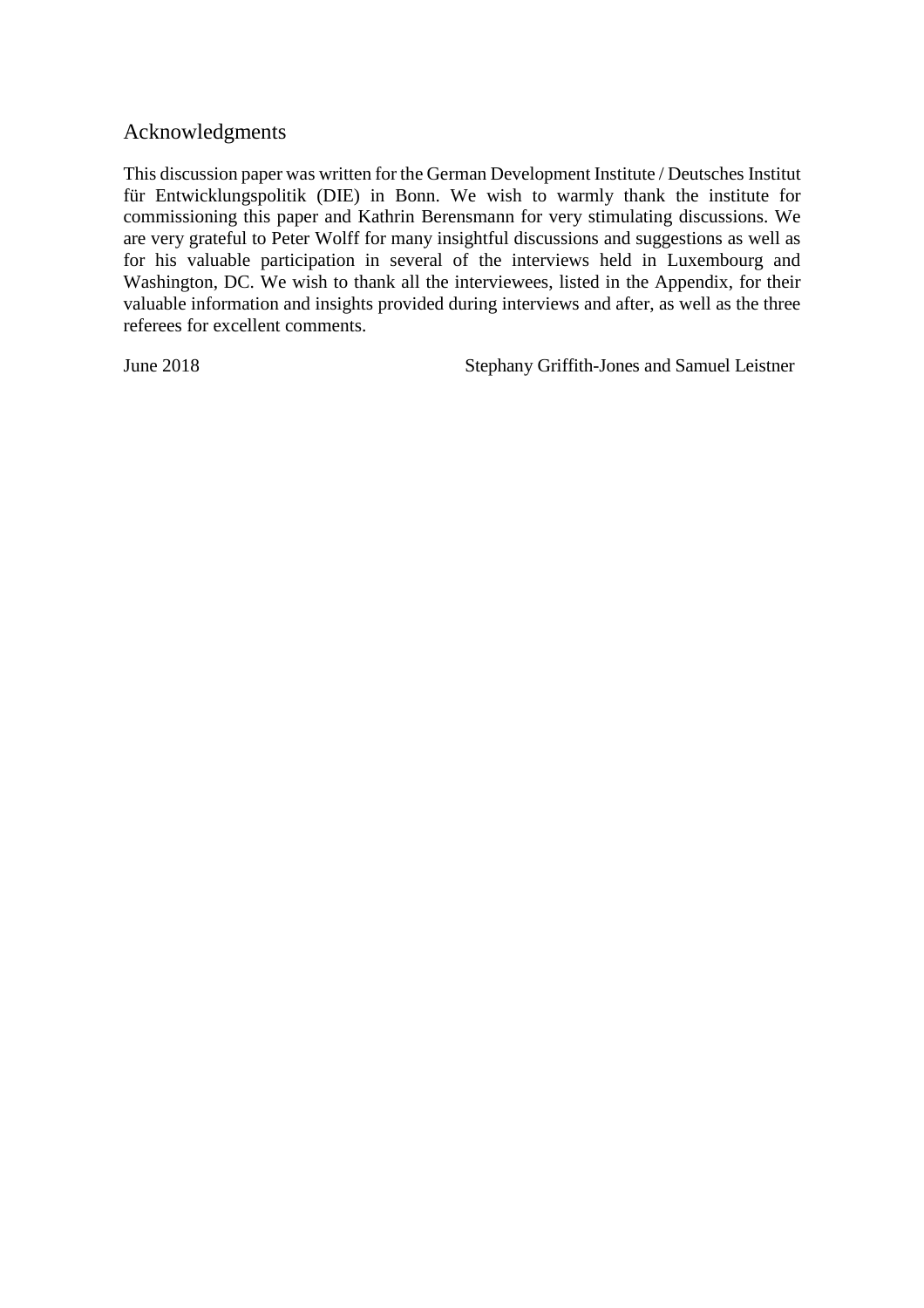## Acknowledgments

This discussion paper was written for the German Development Institute / Deutsches Institut für Entwicklungspolitik (DIE) in Bonn. We wish to warmly thank the institute for commissioning this paper and Kathrin Berensmann for very stimulating discussions. We are very grateful to Peter Wolff for many insightful discussions and suggestions as well as for his valuable participation in several of the interviews held in Luxembourg and Washington, DC. We wish to thank all the interviewees, listed in the Appendix, for their valuable information and insights provided during interviews and after, as well as the three referees for excellent comments.

June 2018

Stephany Griffith-Jones and Samuel Leistner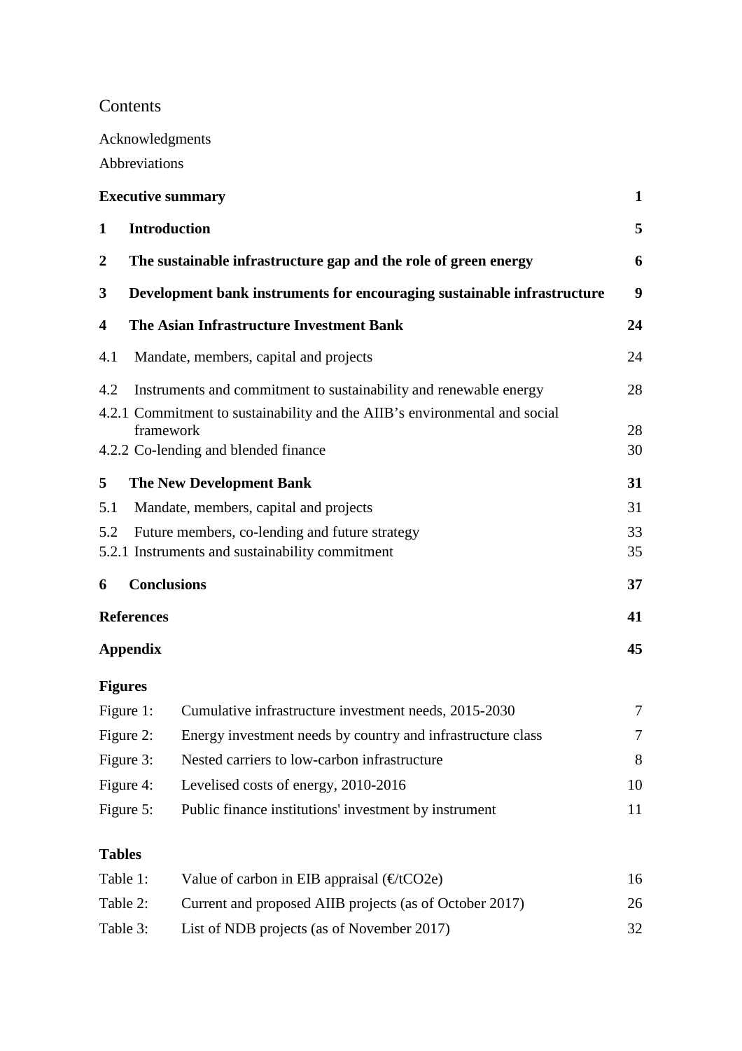# Contents

Acknowledgments

Abbreviations

| | | |
|---|---|---|
| **Executive summary** | | **1** |
| **1** | **Introduction** | **5** |
| **2** | **The sustainable infrastructure gap and the role of green energy** | **6** |
| **3** | **Development bank instruments for encouraging sustainable infrastructure** | **9** |
| **4** | **The Asian Infrastructure Investment Bank** | **24** |
| 4.1 | Mandate, members, capital and projects | 24 |
| 4.2 | Instruments and commitment to sustainability and renewable energy | 28 |
| 4.2.1 | Commitment to sustainability and the AIIB's environmental and social framework | 28 |
| 4.2.2 | Co-lending and blended finance | 30 |
| **5** | **The New Development Bank** | **31** |
| 5.1 | Mandate, members, capital and projects | 31 |
| 5.2 | Future members, co-lending and future strategy | 33 |
| 5.2.1 | Instruments and sustainability commitment | 35 |
| **6** | **Conclusions** | **37** |
| **References** | | **41** |
| **Appendix** | | **45** |

**Figures**

| | | |
|---|---|---|
| Figure 1: | Cumulative infrastructure investment needs, 2015-2030 | 7 |
| Figure 2: | Energy investment needs by country and infrastructure class | 7 |
| Figure 3: | Nested carriers to low-carbon infrastructure | 8 |
| Figure 4: | Levelised costs of energy, 2010-2016 | 10 |
| Figure 5: | Public finance institutions' investment by instrument | 11 |

**Tables**

| | | |
|---|---|---|
| Table 1: | Value of carbon in EIB appraisal (€/tCO2e) | 16 |
| Table 2: | Current and proposed AIIB projects (as of October 2017) | 26 |
| Table 3: | List of NDB projects (as of November 2017) | 32 |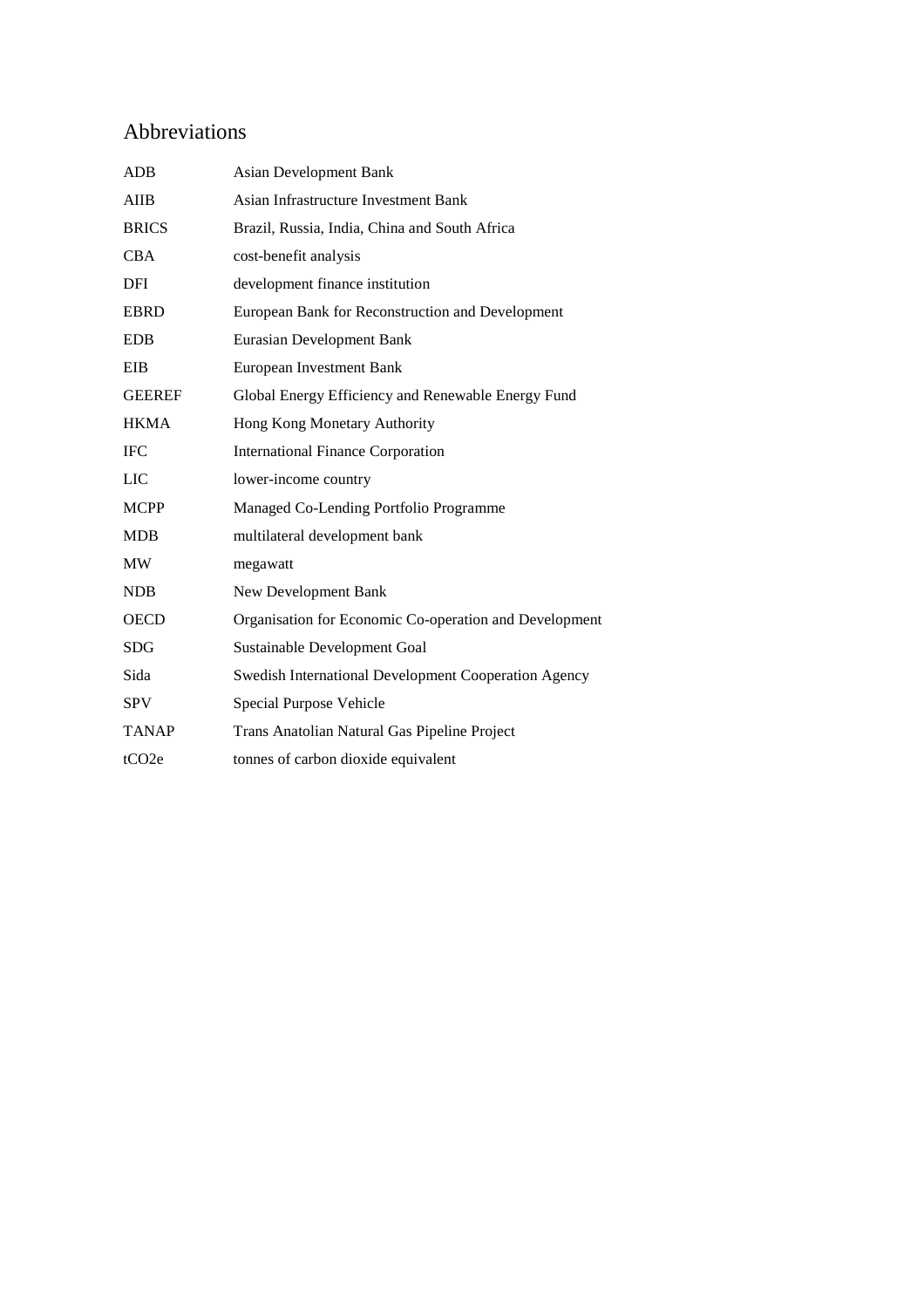# Abbreviations

| | |
|---|---|
| ADB | Asian Development Bank |
| AIIB | Asian Infrastructure Investment Bank |
| BRICS | Brazil, Russia, India, China and South Africa |
| CBA | cost-benefit analysis |
| DFI | development finance institution |
| EBRD | European Bank for Reconstruction and Development |
| EDB | Eurasian Development Bank |
| EIB | European Investment Bank |
| GEEREF | Global Energy Efficiency and Renewable Energy Fund |
| HKMA | Hong Kong Monetary Authority |
| IFC | International Finance Corporation |
| LIC | lower-income country |
| MCPP | Managed Co-Lending Portfolio Programme |
| MDB | multilateral development bank |
| MW | megawatt |
| NDB | New Development Bank |
| OECD | Organisation for Economic Co-operation and Development |
| SDG | Sustainable Development Goal |
| Sida | Swedish International Development Cooperation Agency |
| SPV | Special Purpose Vehicle |
| TANAP | Trans Anatolian Natural Gas Pipeline Project |
| tCO2e | tonnes of carbon dioxide equivalent |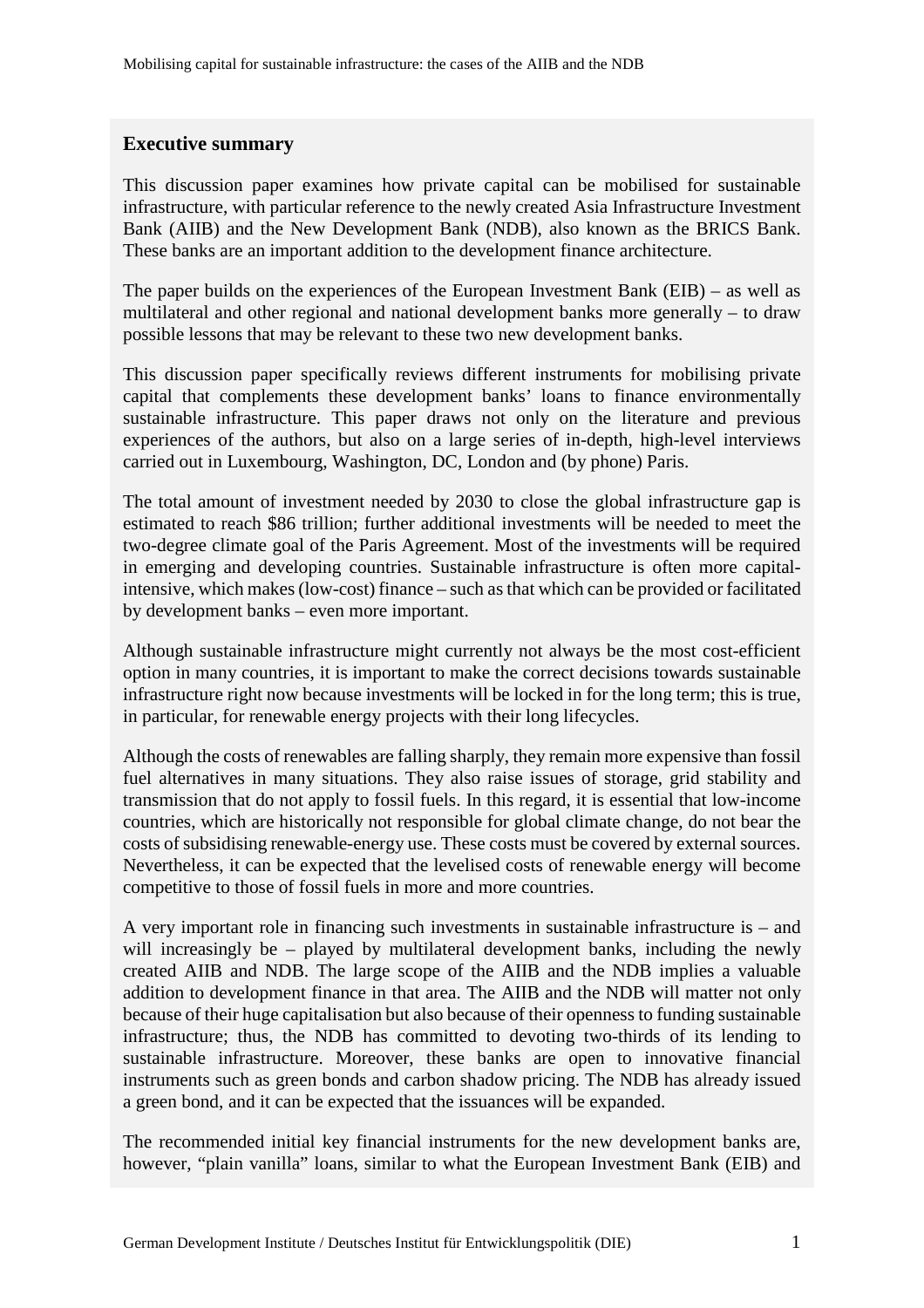## Executive summary

This discussion paper examines how private capital can be mobilised for sustainable infrastructure, with particular reference to the newly created Asia Infrastructure Investment Bank (AIIB) and the New Development Bank (NDB), also known as the BRICS Bank. These banks are an important addition to the development finance architecture.

The paper builds on the experiences of the European Investment Bank (EIB) – as well as multilateral and other regional and national development banks more generally – to draw possible lessons that may be relevant to these two new development banks.

This discussion paper specifically reviews different instruments for mobilising private capital that complements these development banks' loans to finance environmentally sustainable infrastructure. This paper draws not only on the literature and previous experiences of the authors, but also on a large series of in-depth, high-level interviews carried out in Luxembourg, Washington, DC, London and (by phone) Paris.

The total amount of investment needed by 2030 to close the global infrastructure gap is estimated to reach $86 trillion; further additional investments will be needed to meet the two-degree climate goal of the Paris Agreement. Most of the investments will be required in emerging and developing countries. Sustainable infrastructure is often more capital-intensive, which makes (low-cost) finance – such as that which can be provided or facilitated by development banks – even more important.

Although sustainable infrastructure might currently not always be the most cost-efficient option in many countries, it is important to make the correct decisions towards sustainable infrastructure right now because investments will be locked in for the long term; this is true, in particular, for renewable energy projects with their long lifecycles.

Although the costs of renewables are falling sharply, they remain more expensive than fossil fuel alternatives in many situations. They also raise issues of storage, grid stability and transmission that do not apply to fossil fuels. In this regard, it is essential that low-income countries, which are historically not responsible for global climate change, do not bear the costs of subsidising renewable-energy use. These costs must be covered by external sources. Nevertheless, it can be expected that the levelised costs of renewable energy will become competitive to those of fossil fuels in more and more countries.

A very important role in financing such investments in sustainable infrastructure is – and will increasingly be – played by multilateral development banks, including the newly created AIIB and NDB. The large scope of the AIIB and the NDB implies a valuable addition to development finance in that area. The AIIB and the NDB will matter not only because of their huge capitalisation but also because of their openness to funding sustainable infrastructure; thus, the NDB has committed to devoting two-thirds of its lending to sustainable infrastructure. Moreover, these banks are open to innovative financial instruments such as green bonds and carbon shadow pricing. The NDB has already issued a green bond, and it can be expected that the issuances will be expanded.

The recommended initial key financial instruments for the new development banks are, however, "plain vanilla" loans, similar to what the European Investment Bank (EIB) and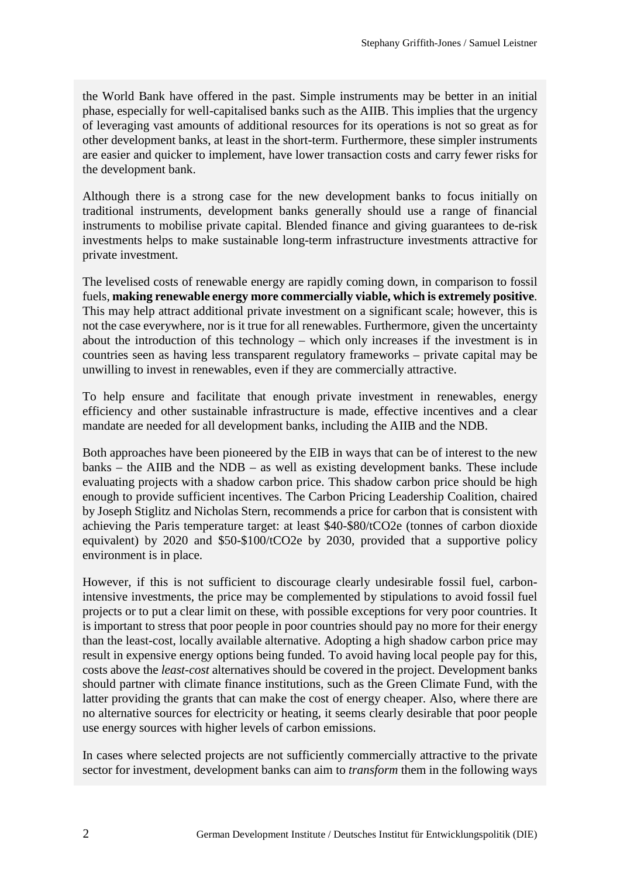the World Bank have offered in the past. Simple instruments may be better in an initial phase, especially for well-capitalised banks such as the AIIB. This implies that the urgency of leveraging vast amounts of additional resources for its operations is not so great as for other development banks, at least in the short-term. Furthermore, these simpler instruments are easier and quicker to implement, have lower transaction costs and carry fewer risks for the development bank.

Although there is a strong case for the new development banks to focus initially on traditional instruments, development banks generally should use a range of financial instruments to mobilise private capital. Blended finance and giving guarantees to de-risk investments helps to make sustainable long-term infrastructure investments attractive for private investment.

The levelised costs of renewable energy are rapidly coming down, in comparison to fossil fuels, **making renewable energy more commercially viable, which is extremely positive**. This may help attract additional private investment on a significant scale; however, this is not the case everywhere, nor is it true for all renewables. Furthermore, given the uncertainty about the introduction of this technology – which only increases if the investment is in countries seen as having less transparent regulatory frameworks – private capital may be unwilling to invest in renewables, even if they are commercially attractive.

To help ensure and facilitate that enough private investment in renewables, energy efficiency and other sustainable infrastructure is made, effective incentives and a clear mandate are needed for all development banks, including the AIIB and the NDB.

Both approaches have been pioneered by the EIB in ways that can be of interest to the new banks – the AIIB and the NDB – as well as existing development banks. These include evaluating projects with a shadow carbon price. This shadow carbon price should be high enough to provide sufficient incentives. The Carbon Pricing Leadership Coalition, chaired by Joseph Stiglitz and Nicholas Stern, recommends a price for carbon that is consistent with achieving the Paris temperature target: at least \$40-\$80/tCO2e (tonnes of carbon dioxide equivalent) by 2020 and \$50-\$100/tCO2e by 2030, provided that a supportive policy environment is in place.

However, if this is not sufficient to discourage clearly undesirable fossil fuel, carbon-intensive investments, the price may be complemented by stipulations to avoid fossil fuel projects or to put a clear limit on these, with possible exceptions for very poor countries. It is important to stress that poor people in poor countries should pay no more for their energy than the least-cost, locally available alternative. Adopting a high shadow carbon price may result in expensive energy options being funded. To avoid having local people pay for this, costs above the *least-cost* alternatives should be covered in the project. Development banks should partner with climate finance institutions, such as the Green Climate Fund, with the latter providing the grants that can make the cost of energy cheaper. Also, where there are no alternative sources for electricity or heating, it seems clearly desirable that poor people use energy sources with higher levels of carbon emissions.

In cases where selected projects are not sufficiently commercially attractive to the private sector for investment, development banks can aim to *transform* them in the following ways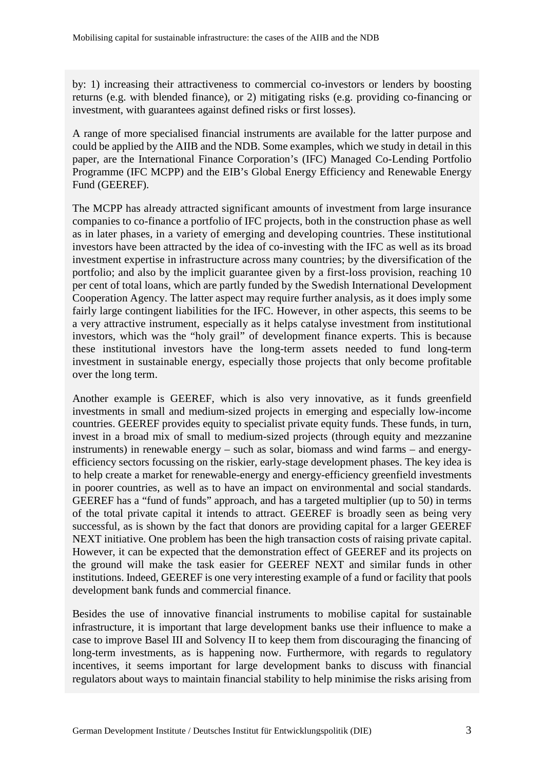by: 1) increasing their attractiveness to commercial co-investors or lenders by boosting returns (e.g. with blended finance), or 2) mitigating risks (e.g. providing co-financing or investment, with guarantees against defined risks or first losses).

A range of more specialised financial instruments are available for the latter purpose and could be applied by the AIIB and the NDB. Some examples, which we study in detail in this paper, are the International Finance Corporation's (IFC) Managed Co-Lending Portfolio Programme (IFC MCPP) and the EIB's Global Energy Efficiency and Renewable Energy Fund (GEEREF).

The MCPP has already attracted significant amounts of investment from large insurance companies to co-finance a portfolio of IFC projects, both in the construction phase as well as in later phases, in a variety of emerging and developing countries. These institutional investors have been attracted by the idea of co-investing with the IFC as well as its broad investment expertise in infrastructure across many countries; by the diversification of the portfolio; and also by the implicit guarantee given by a first-loss provision, reaching 10 per cent of total loans, which are partly funded by the Swedish International Development Cooperation Agency. The latter aspect may require further analysis, as it does imply some fairly large contingent liabilities for the IFC. However, in other aspects, this seems to be a very attractive instrument, especially as it helps catalyse investment from institutional investors, which was the "holy grail" of development finance experts. This is because these institutional investors have the long-term assets needed to fund long-term investment in sustainable energy, especially those projects that only become profitable over the long term.

Another example is GEEREF, which is also very innovative, as it funds greenfield investments in small and medium-sized projects in emerging and especially low-income countries. GEEREF provides equity to specialist private equity funds. These funds, in turn, invest in a broad mix of small to medium-sized projects (through equity and mezzanine instruments) in renewable energy – such as solar, biomass and wind farms – and energy-efficiency sectors focussing on the riskier, early-stage development phases. The key idea is to help create a market for renewable-energy and energy-efficiency greenfield investments in poorer countries, as well as to have an impact on environmental and social standards. GEEREF has a "fund of funds" approach, and has a targeted multiplier (up to 50) in terms of the total private capital it intends to attract. GEEREF is broadly seen as being very successful, as is shown by the fact that donors are providing capital for a larger GEEREF NEXT initiative. One problem has been the high transaction costs of raising private capital. However, it can be expected that the demonstration effect of GEEREF and its projects on the ground will make the task easier for GEEREF NEXT and similar funds in other institutions. Indeed, GEEREF is one very interesting example of a fund or facility that pools development bank funds and commercial finance.

Besides the use of innovative financial instruments to mobilise capital for sustainable infrastructure, it is important that large development banks use their influence to make a case to improve Basel III and Solvency II to keep them from discouraging the financing of long-term investments, as is happening now. Furthermore, with regards to regulatory incentives, it seems important for large development banks to discuss with financial regulators about ways to maintain financial stability to help minimise the risks arising from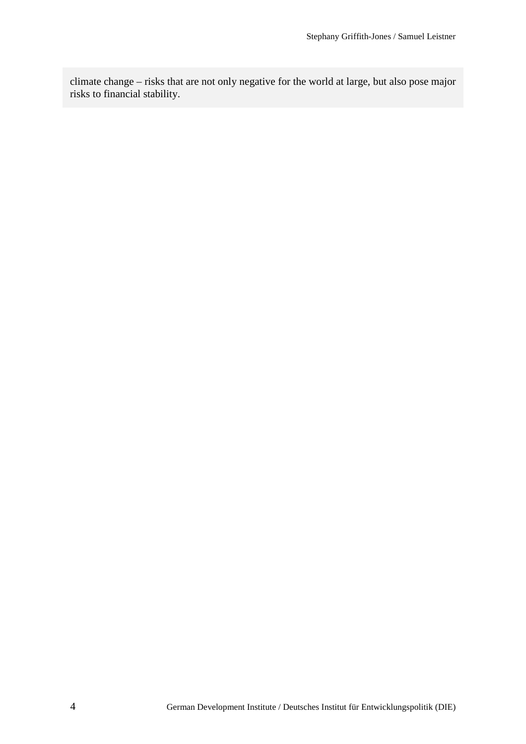climate change – risks that are not only negative for the world at large, but also pose major risks to financial stability.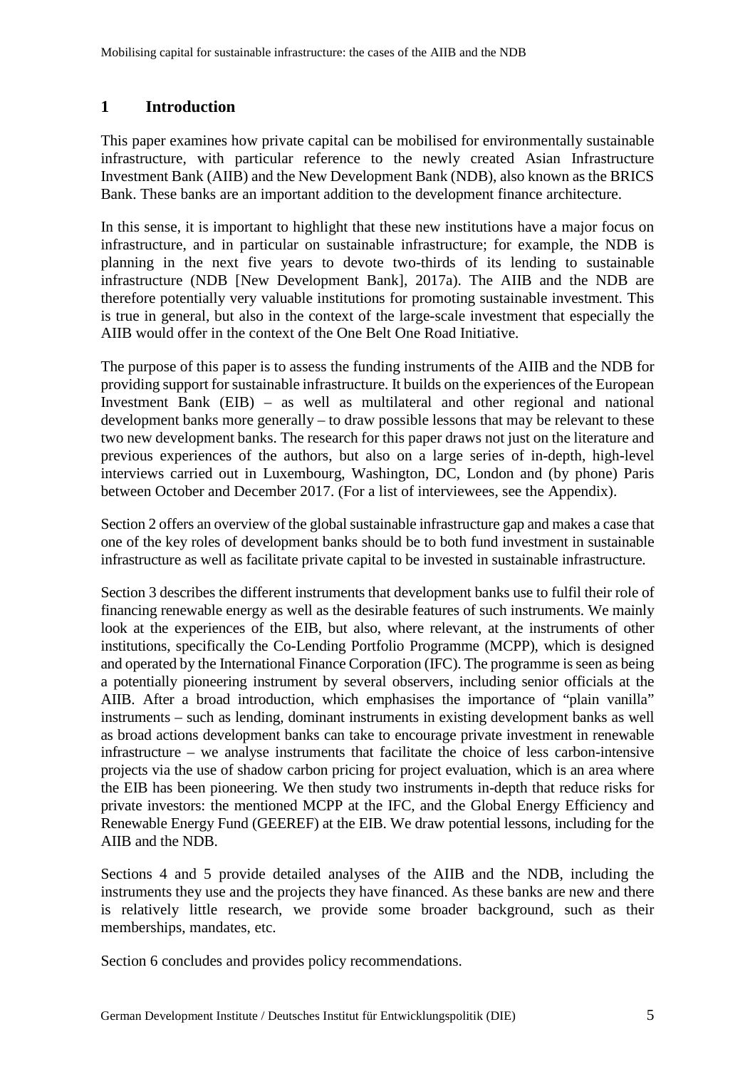# 1 Introduction

This paper examines how private capital can be mobilised for environmentally sustainable infrastructure, with particular reference to the newly created Asian Infrastructure Investment Bank (AIIB) and the New Development Bank (NDB), also known as the BRICS Bank. These banks are an important addition to the development finance architecture.

In this sense, it is important to highlight that these new institutions have a major focus on infrastructure, and in particular on sustainable infrastructure; for example, the NDB is planning in the next five years to devote two-thirds of its lending to sustainable infrastructure (NDB [New Development Bank], 2017a). The AIIB and the NDB are therefore potentially very valuable institutions for promoting sustainable investment. This is true in general, but also in the context of the large-scale investment that especially the AIIB would offer in the context of the One Belt One Road Initiative.

The purpose of this paper is to assess the funding instruments of the AIIB and the NDB for providing support for sustainable infrastructure. It builds on the experiences of the European Investment Bank (EIB) – as well as multilateral and other regional and national development banks more generally – to draw possible lessons that may be relevant to these two new development banks. The research for this paper draws not just on the literature and previous experiences of the authors, but also on a large series of in-depth, high-level interviews carried out in Luxembourg, Washington, DC, London and (by phone) Paris between October and December 2017. (For a list of interviewees, see the Appendix).

Section 2 offers an overview of the global sustainable infrastructure gap and makes a case that one of the key roles of development banks should be to both fund investment in sustainable infrastructure as well as facilitate private capital to be invested in sustainable infrastructure.

Section 3 describes the different instruments that development banks use to fulfil their role of financing renewable energy as well as the desirable features of such instruments. We mainly look at the experiences of the EIB, but also, where relevant, at the instruments of other institutions, specifically the Co-Lending Portfolio Programme (MCPP), which is designed and operated by the International Finance Corporation (IFC). The programme is seen as being a potentially pioneering instrument by several observers, including senior officials at the AIIB. After a broad introduction, which emphasises the importance of "plain vanilla" instruments – such as lending, dominant instruments in existing development banks as well as broad actions development banks can take to encourage private investment in renewable infrastructure – we analyse instruments that facilitate the choice of less carbon-intensive projects via the use of shadow carbon pricing for project evaluation, which is an area where the EIB has been pioneering. We then study two instruments in-depth that reduce risks for private investors: the mentioned MCPP at the IFC, and the Global Energy Efficiency and Renewable Energy Fund (GEEREF) at the EIB. We draw potential lessons, including for the AIIB and the NDB.

Sections 4 and 5 provide detailed analyses of the AIIB and the NDB, including the instruments they use and the projects they have financed. As these banks are new and there is relatively little research, we provide some broader background, such as their memberships, mandates, etc.

Section 6 concludes and provides policy recommendations.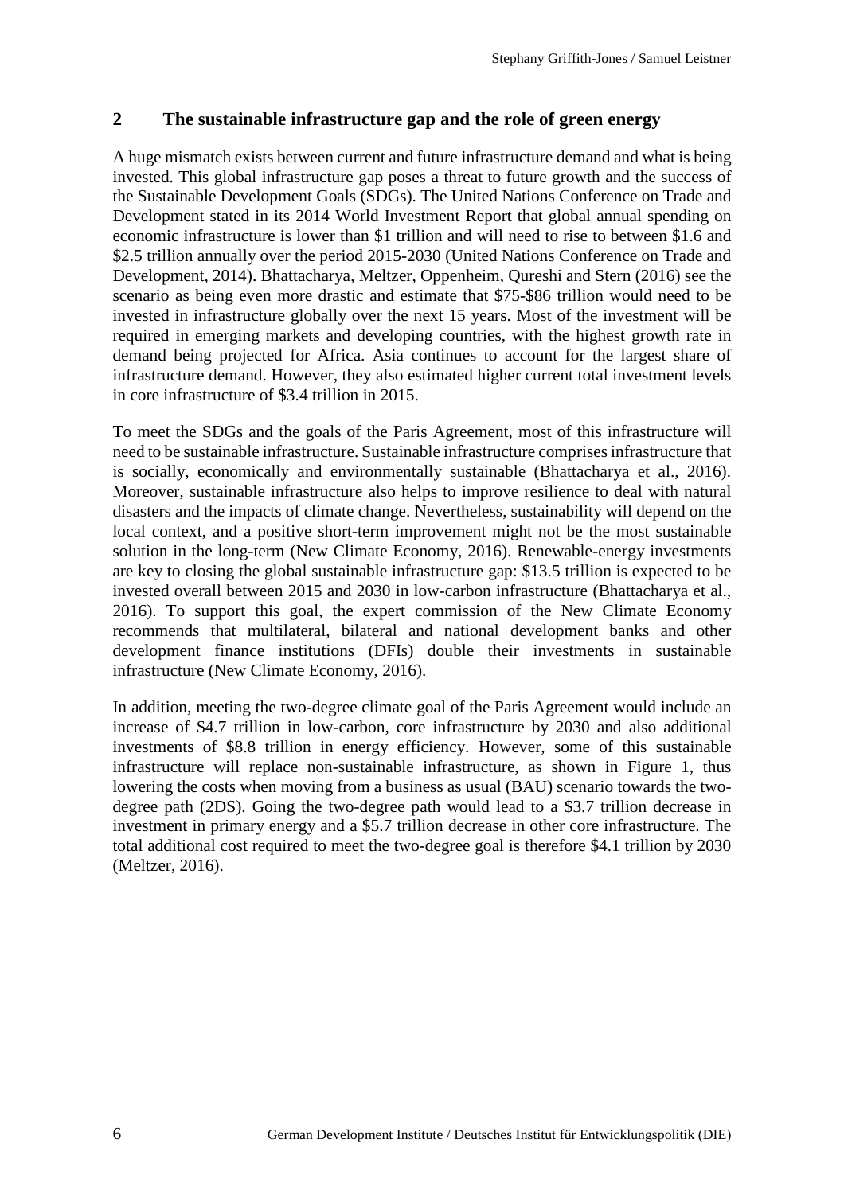## 2 The sustainable infrastructure gap and the role of green energy

A huge mismatch exists between current and future infrastructure demand and what is being invested. This global infrastructure gap poses a threat to future growth and the success of the Sustainable Development Goals (SDGs). The United Nations Conference on Trade and Development stated in its 2014 World Investment Report that global annual spending on economic infrastructure is lower than $1 trillion and will need to rise to between $1.6 and $2.5 trillion annually over the period 2015-2030 (United Nations Conference on Trade and Development, 2014). Bhattacharya, Meltzer, Oppenheim, Qureshi and Stern (2016) see the scenario as being even more drastic and estimate that $75-$86 trillion would need to be invested in infrastructure globally over the next 15 years. Most of the investment will be required in emerging markets and developing countries, with the highest growth rate in demand being projected for Africa. Asia continues to account for the largest share of infrastructure demand. However, they also estimated higher current total investment levels in core infrastructure of $3.4 trillion in 2015.

To meet the SDGs and the goals of the Paris Agreement, most of this infrastructure will need to be sustainable infrastructure. Sustainable infrastructure comprises infrastructure that is socially, economically and environmentally sustainable (Bhattacharya et al., 2016). Moreover, sustainable infrastructure also helps to improve resilience to deal with natural disasters and the impacts of climate change. Nevertheless, sustainability will depend on the local context, and a positive short-term improvement might not be the most sustainable solution in the long-term (New Climate Economy, 2016). Renewable-energy investments are key to closing the global sustainable infrastructure gap: $13.5 trillion is expected to be invested overall between 2015 and 2030 in low-carbon infrastructure (Bhattacharya et al., 2016). To support this goal, the expert commission of the New Climate Economy recommends that multilateral, bilateral and national development banks and other development finance institutions (DFIs) double their investments in sustainable infrastructure (New Climate Economy, 2016).

In addition, meeting the two-degree climate goal of the Paris Agreement would include an increase of $4.7 trillion in low-carbon, core infrastructure by 2030 and also additional investments of $8.8 trillion in energy efficiency. However, some of this sustainable infrastructure will replace non-sustainable infrastructure, as shown in Figure 1, thus lowering the costs when moving from a business as usual (BAU) scenario towards the two-degree path (2DS). Going the two-degree path would lead to a $3.7 trillion decrease in investment in primary energy and a $5.7 trillion decrease in other core infrastructure. The total additional cost required to meet the two-degree goal is therefore $4.1 trillion by 2030 (Meltzer, 2016).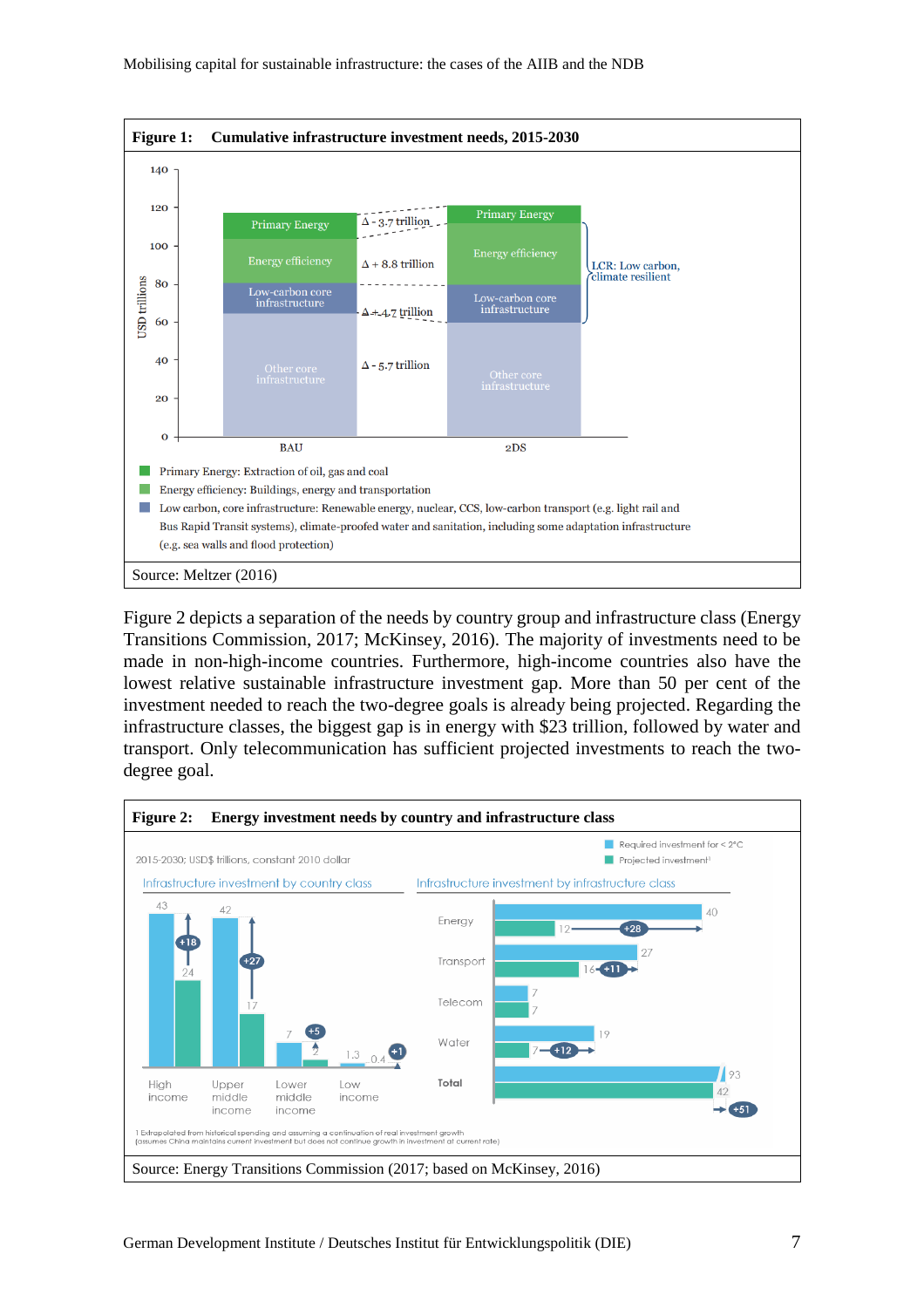**Figure 1: Cumulative infrastructure investment needs, 2015-2030**

140
120
100
80
60
40
20
0

USD trillions

Primary Energy
Energy efficiency
Low-carbon core infrastructure
Other core infrastructure

Δ - 3.7 trillion
Δ + 8.8 trillion
Δ + 4.7 trillion
Δ - 5.7 trillion

Primary Energy
Energy efficiency
Low-carbon core infrastructure
Other core infrastructure

LCR: Low carbon, climate resilient

BAU
2DS

Primary Energy: Extraction of oil, gas and coal
Energy efficiency: Buildings, energy and transportation
Low carbon, core infrastructure: Renewable energy, nuclear, CCS, low-carbon transport (e.g. light rail and Bus Rapid Transit systems), climate-proofed water and sanitation, including some adaptation infrastructure (e.g. sea walls and flood protection)

Source: Meltzer (2016)

Figure 2 depicts a separation of the needs by country group and infrastructure class (Energy Transitions Commission, 2017; McKinsey, 2016). The majority of investments need to be made in non-high-income countries. Furthermore, high-income countries also have the lowest relative sustainable infrastructure investment gap. More than 50 per cent of the investment needed to reach the two-degree goals is already being projected. Regarding the infrastructure classes, the biggest gap is in energy with $23 trillion, followed by water and transport. Only telecommunication has sufficient projected investments to reach the two-degree goal.

**Figure 2: Energy investment needs by country and infrastructure class**

2015-2030; USD$ trillions, constant 2010 dollar

Required investment for < 2°C
Projected investment[1]

Infrastructure investment by country class

43
+18
24
42
+27
17
7
+5
2
1.3
0.4
+1

High income
Upper middle income
Lower middle income
Low income

Infrastructure investment by infrastructure class

Energy 40 12 +28
Transport 27 16 +11
Telecom 7 7
Water 19 7 +12
Total 93 42 +51

1 Extrapolated from historical spending and assuming a continuation of real investment growth (assumes China maintains current investment but does not continue growth in investment at current rate)

Source: Energy Transitions Commission (2017; based on McKinsey, 2016)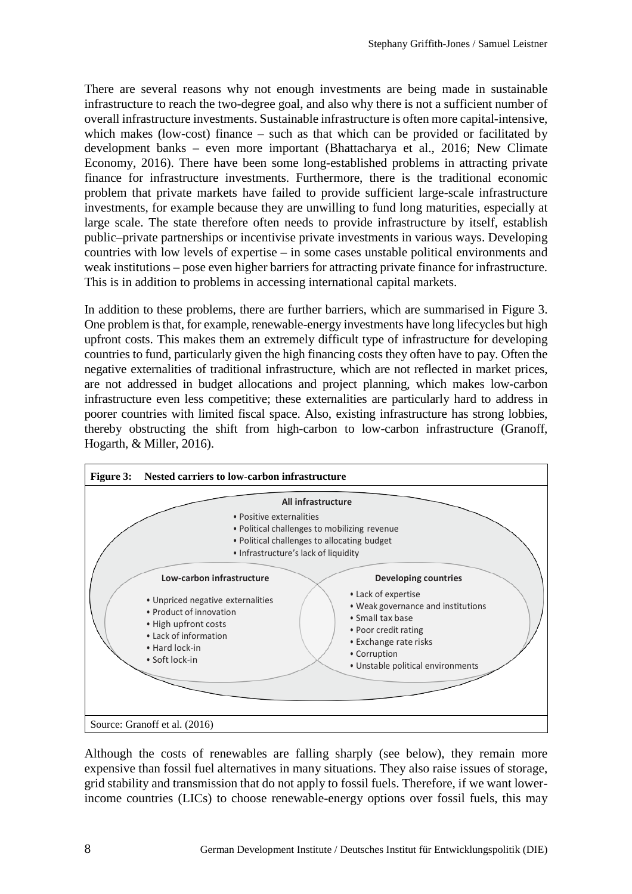There are several reasons why not enough investments are being made in sustainable infrastructure to reach the two-degree goal, and also why there is not a sufficient number of overall infrastructure investments. Sustainable infrastructure is often more capital-intensive, which makes (low-cost) finance – such as that which can be provided or facilitated by development banks – even more important (Bhattacharya et al., 2016; New Climate Economy, 2016). There have been some long-established problems in attracting private finance for infrastructure investments. Furthermore, there is the traditional economic problem that private markets have failed to provide sufficient large-scale infrastructure investments, for example because they are unwilling to fund long maturities, especially at large scale. The state therefore often needs to provide infrastructure by itself, establish public–private partnerships or incentivise private investments in various ways. Developing countries with low levels of expertise – in some cases unstable political environments and weak institutions – pose even higher barriers for attracting private finance for infrastructure. This is in addition to problems in accessing international capital markets.

In addition to these problems, there are further barriers, which are summarised in Figure 3. One problem is that, for example, renewable-energy investments have long lifecycles but high upfront costs. This makes them an extremely difficult type of infrastructure for developing countries to fund, particularly given the high financing costs they often have to pay. Often the negative externalities of traditional infrastructure, which are not reflected in market prices, are not addressed in budget allocations and project planning, which makes low-carbon infrastructure even less competitive; these externalities are particularly hard to address in poorer countries with limited fiscal space. Also, existing infrastructure has strong lobbies, thereby obstructing the shift from high-carbon to low-carbon infrastructure (Granoff, Hogarth, & Miller, 2016).

**Figure 3: Nested carriers to low-carbon infrastructure**

All infrastructure
- Positive externalities
- Political challenges to mobilizing revenue
- Political challenges to allocating budget
- Infrastructure's lack of liquidity

Low-carbon infrastructure
- Unpriced negative externalities
- Product of innovation
- High upfront costs
- Lack of information
- Hard lock-in
- Soft lock-in

Developing countries
- Lack of expertise
- Weak governance and institutions
- Small tax base
- Poor credit rating
- Exchange rate risks
- Corruption
- Unstable political environments

Source: Granoff et al. (2016)

Although the costs of renewables are falling sharply (see below), they remain more expensive than fossil fuel alternatives in many situations. They also raise issues of storage, grid stability and transmission that do not apply to fossil fuels. Therefore, if we want lower-income countries (LICs) to choose renewable-energy options over fossil fuels, this may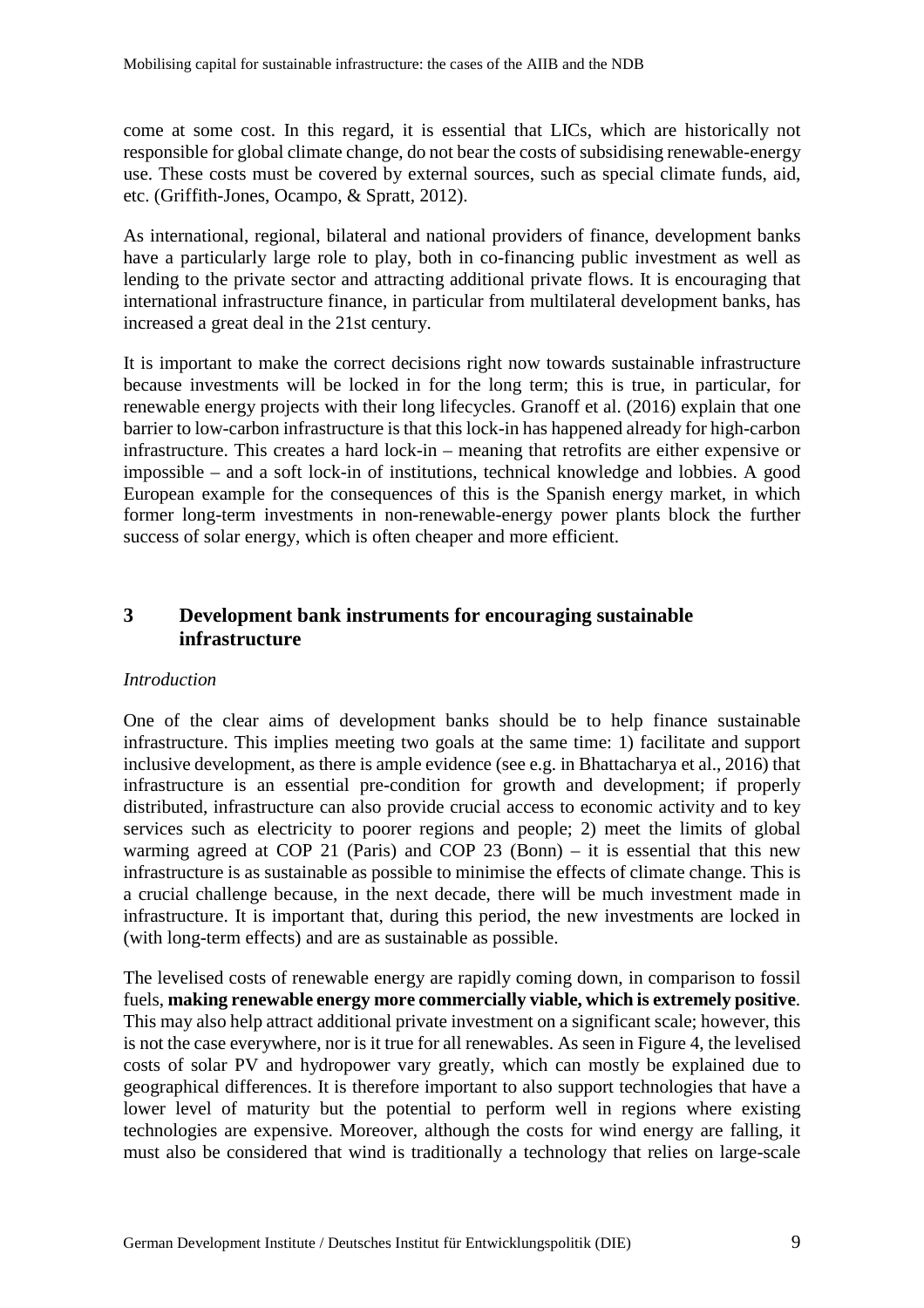come at some cost. In this regard, it is essential that LICs, which are historically not responsible for global climate change, do not bear the costs of subsidising renewable-energy use. These costs must be covered by external sources, such as special climate funds, aid, etc. (Griffith-Jones, Ocampo, & Spratt, 2012).

As international, regional, bilateral and national providers of finance, development banks have a particularly large role to play, both in co-financing public investment as well as lending to the private sector and attracting additional private flows. It is encouraging that international infrastructure finance, in particular from multilateral development banks, has increased a great deal in the 21st century.

It is important to make the correct decisions right now towards sustainable infrastructure because investments will be locked in for the long term; this is true, in particular, for renewable energy projects with their long lifecycles. Granoff et al. (2016) explain that one barrier to low-carbon infrastructure is that this lock-in has happened already for high-carbon infrastructure. This creates a hard lock-in – meaning that retrofits are either expensive or impossible – and a soft lock-in of institutions, technical knowledge and lobbies. A good European example for the consequences of this is the Spanish energy market, in which former long-term investments in non-renewable-energy power plants block the further success of solar energy, which is often cheaper and more efficient.

## 3 Development bank instruments for encouraging sustainable infrastructure

*Introduction*

One of the clear aims of development banks should be to help finance sustainable infrastructure. This implies meeting two goals at the same time: 1) facilitate and support inclusive development, as there is ample evidence (see e.g. in Bhattacharya et al., 2016) that infrastructure is an essential pre-condition for growth and development; if properly distributed, infrastructure can also provide crucial access to economic activity and to key services such as electricity to poorer regions and people; 2) meet the limits of global warming agreed at COP 21 (Paris) and COP 23 (Bonn) – it is essential that this new infrastructure is as sustainable as possible to minimise the effects of climate change. This is a crucial challenge because, in the next decade, there will be much investment made in infrastructure. It is important that, during this period, the new investments are locked in (with long-term effects) and are as sustainable as possible.

The levelised costs of renewable energy are rapidly coming down, in comparison to fossil fuels, **making renewable energy more commercially viable, which is extremely positive**. This may also help attract additional private investment on a significant scale; however, this is not the case everywhere, nor is it true for all renewables. As seen in Figure 4, the levelised costs of solar PV and hydropower vary greatly, which can mostly be explained due to geographical differences. It is therefore important to also support technologies that have a lower level of maturity but the potential to perform well in regions where existing technologies are expensive. Moreover, although the costs for wind energy are falling, it must also be considered that wind is traditionally a technology that relies on large-scale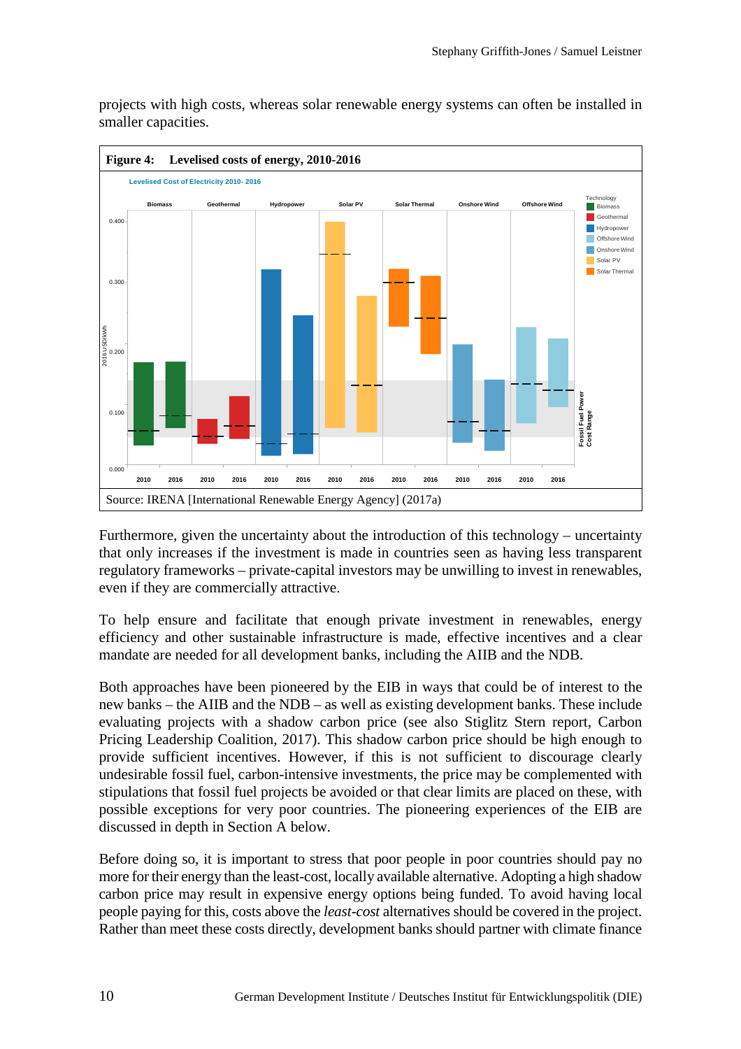projects with high costs, whereas solar renewable energy systems can often be installed in smaller capacities.

**Figure 4: Levelised costs of energy, 2010-2016**

Levelised Cost of Electricity 2010- 2016

Biomass
Geothermal
Hydropower
Solar PV
Solar Thermal
Onshore Wind
Offshore Wind

Technology
Biomass
Geothermal
Hydropower
Offshore Wind
Onshore Wind
Solar PV
Solar Thermal

2016 USD/kWh

0.400
0.300
0.200
0.100
0.000

2010 2016 2010 2016 2010 2016 2010 2016 2010 2016 2010 2016 2010 2016

Fossil Fuel Power Cost Range

Source: IRENA [International Renewable Energy Agency] (2017a)

Furthermore, given the uncertainty about the introduction of this technology – uncertainty that only increases if the investment is made in countries seen as having less transparent regulatory frameworks – private-capital investors may be unwilling to invest in renewables, even if they are commercially attractive.

To help ensure and facilitate that enough private investment in renewables, energy efficiency and other sustainable infrastructure is made, effective incentives and a clear mandate are needed for all development banks, including the AIIB and the NDB.

Both approaches have been pioneered by the EIB in ways that could be of interest to the new banks – the AIIB and the NDB – as well as existing development banks. These include evaluating projects with a shadow carbon price (see also Stiglitz Stern report, Carbon Pricing Leadership Coalition, 2017). This shadow carbon price should be high enough to provide sufficient incentives. However, if this is not sufficient to discourage clearly undesirable fossil fuel, carbon-intensive investments, the price may be complemented with stipulations that fossil fuel projects be avoided or that clear limits are placed on these, with possible exceptions for very poor countries. The pioneering experiences of the EIB are discussed in depth in Section A below.

Before doing so, it is important to stress that poor people in poor countries should pay no more for their energy than the least-cost, locally available alternative. Adopting a high shadow carbon price may result in expensive energy options being funded. To avoid having local people paying for this, costs above the *least-cost* alternatives should be covered in the project. Rather than meet these costs directly, development banks should partner with climate finance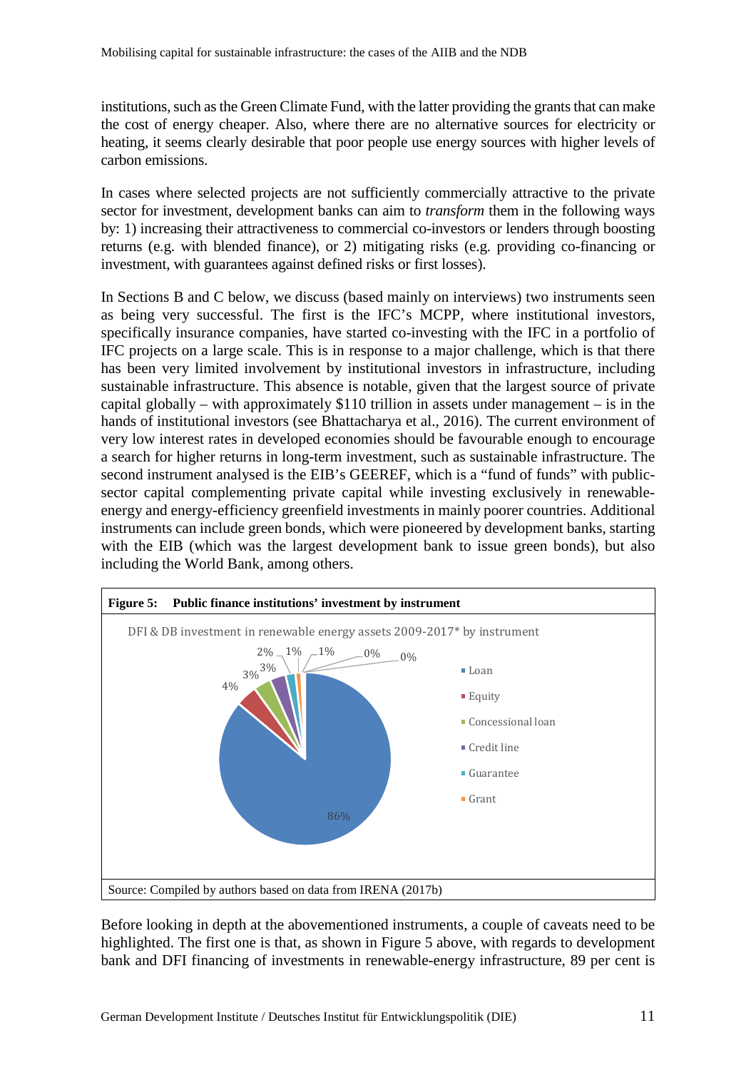institutions, such as the Green Climate Fund, with the latter providing the grants that can make the cost of energy cheaper. Also, where there are no alternative sources for electricity or heating, it seems clearly desirable that poor people use energy sources with higher levels of carbon emissions.

In cases where selected projects are not sufficiently commercially attractive to the private sector for investment, development banks can aim to *transform* them in the following ways by: 1) increasing their attractiveness to commercial co-investors or lenders through boosting returns (e.g. with blended finance), or 2) mitigating risks (e.g. providing co-financing or investment, with guarantees against defined risks or first losses).

In Sections B and C below, we discuss (based mainly on interviews) two instruments seen as being very successful. The first is the IFC's MCPP, where institutional investors, specifically insurance companies, have started co-investing with the IFC in a portfolio of IFC projects on a large scale. This is in response to a major challenge, which is that there has been very limited involvement by institutional investors in infrastructure, including sustainable infrastructure. This absence is notable, given that the largest source of private capital globally – with approximately $110 trillion in assets under management – is in the hands of institutional investors (see Bhattacharya et al., 2016). The current environment of very low interest rates in developed economies should be favourable enough to encourage a search for higher returns in long-term investment, such as sustainable infrastructure. The second instrument analysed is the EIB's GEEREF, which is a "fund of funds" with public-sector capital complementing private capital while investing exclusively in renewable-energy and energy-efficiency greenfield investments in mainly poorer countries. Additional instruments can include green bonds, which were pioneered by development banks, starting with the EIB (which was the largest development bank to issue green bonds), but also including the World Bank, among others.

**Figure 5: Public finance institutions' investment by instrument**

DFI & DB investment in renewable energy assets 2009-2017* by instrument

86%
4%
3%
3%
2%
1%
1%
0%
0%

Loan
Equity
Concessional loan
Credit line
Guarantee
Grant

Source: Compiled by authors based on data from IRENA (2017b)

Before looking in depth at the abovementioned instruments, a couple of caveats need to be highlighted. The first one is that, as shown in Figure 5 above, with regards to development bank and DFI financing of investments in renewable-energy infrastructure, 89 per cent is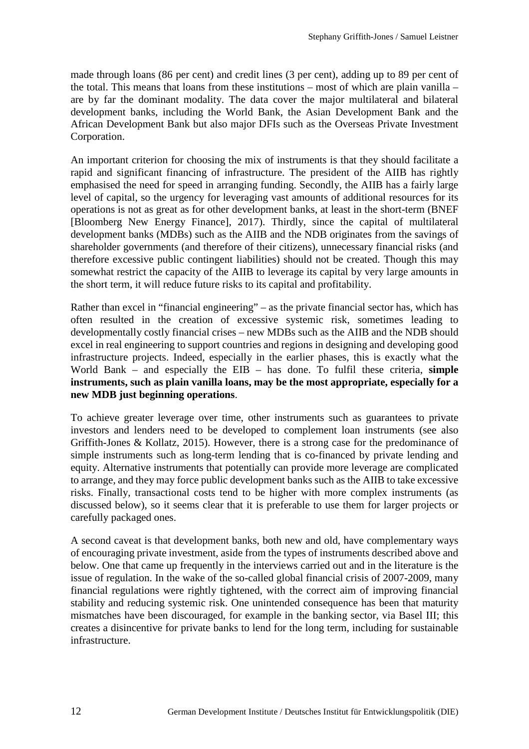made through loans (86 per cent) and credit lines (3 per cent), adding up to 89 per cent of the total. This means that loans from these institutions – most of which are plain vanilla – are by far the dominant modality. The data cover the major multilateral and bilateral development banks, including the World Bank, the Asian Development Bank and the African Development Bank but also major DFIs such as the Overseas Private Investment Corporation.

An important criterion for choosing the mix of instruments is that they should facilitate a rapid and significant financing of infrastructure. The president of the AIIB has rightly emphasised the need for speed in arranging funding. Secondly, the AIIB has a fairly large level of capital, so the urgency for leveraging vast amounts of additional resources for its operations is not as great as for other development banks, at least in the short-term (BNEF [Bloomberg New Energy Finance], 2017). Thirdly, since the capital of multilateral development banks (MDBs) such as the AIIB and the NDB originates from the savings of shareholder governments (and therefore of their citizens), unnecessary financial risks (and therefore excessive public contingent liabilities) should not be created. Though this may somewhat restrict the capacity of the AIIB to leverage its capital by very large amounts in the short term, it will reduce future risks to its capital and profitability.

Rather than excel in "financial engineering" – as the private financial sector has, which has often resulted in the creation of excessive systemic risk, sometimes leading to developmentally costly financial crises – new MDBs such as the AIIB and the NDB should excel in real engineering to support countries and regions in designing and developing good infrastructure projects. Indeed, especially in the earlier phases, this is exactly what the World Bank – and especially the EIB – has done. To fulfil these criteria, **simple instruments, such as plain vanilla loans, may be the most appropriate, especially for a new MDB just beginning operations**.

To achieve greater leverage over time, other instruments such as guarantees to private investors and lenders need to be developed to complement loan instruments (see also Griffith-Jones & Kollatz, 2015). However, there is a strong case for the predominance of simple instruments such as long-term lending that is co-financed by private lending and equity. Alternative instruments that potentially can provide more leverage are complicated to arrange, and they may force public development banks such as the AIIB to take excessive risks. Finally, transactional costs tend to be higher with more complex instruments (as discussed below), so it seems clear that it is preferable to use them for larger projects or carefully packaged ones.

A second caveat is that development banks, both new and old, have complementary ways of encouraging private investment, aside from the types of instruments described above and below. One that came up frequently in the interviews carried out and in the literature is the issue of regulation. In the wake of the so-called global financial crisis of 2007-2009, many financial regulations were rightly tightened, with the correct aim of improving financial stability and reducing systemic risk. One unintended consequence has been that maturity mismatches have been discouraged, for example in the banking sector, via Basel III; this creates a disincentive for private banks to lend for the long term, including for sustainable infrastructure.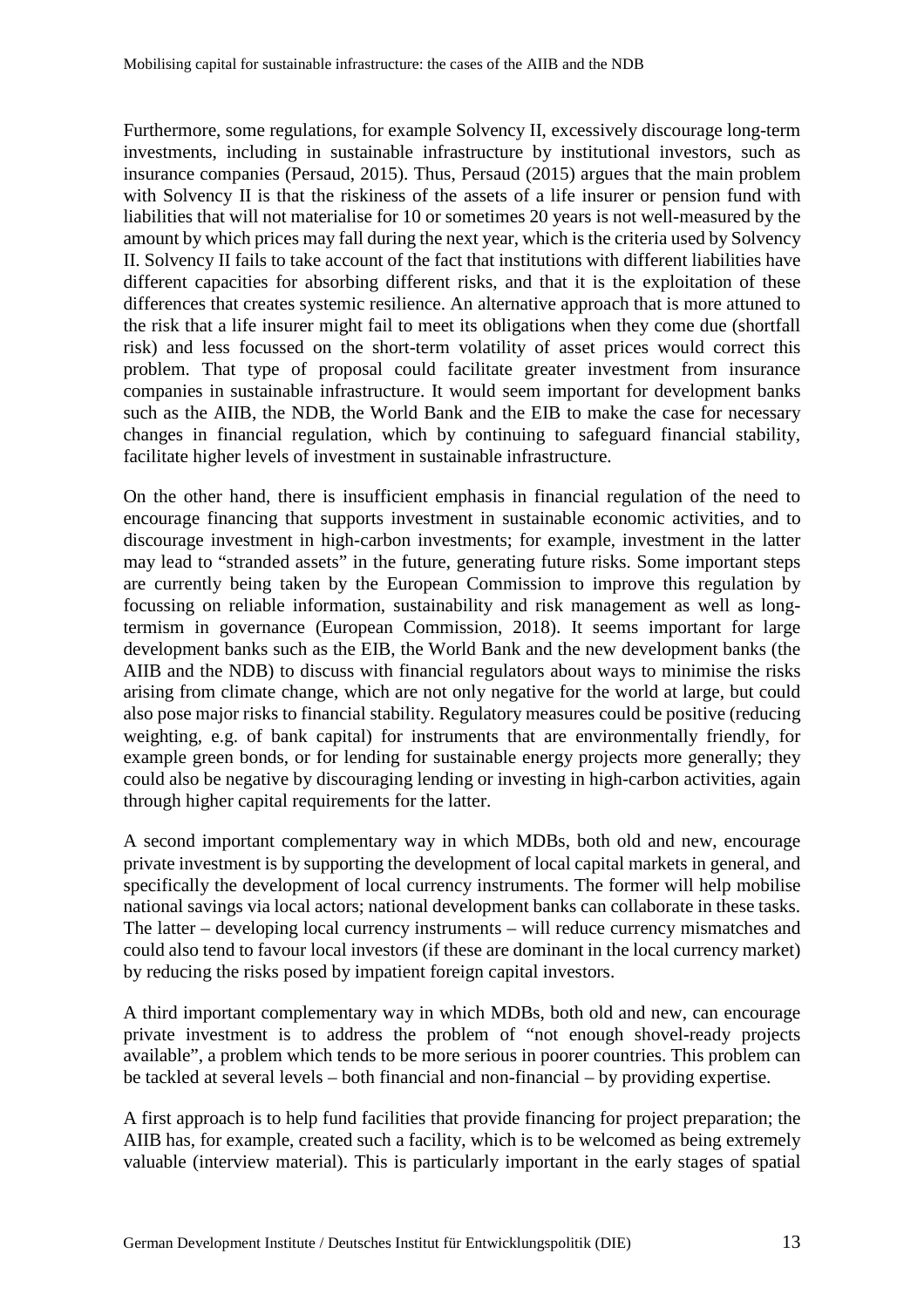Furthermore, some regulations, for example Solvency II, excessively discourage long-term investments, including in sustainable infrastructure by institutional investors, such as insurance companies (Persaud, 2015). Thus, Persaud (2015) argues that the main problem with Solvency II is that the riskiness of the assets of a life insurer or pension fund with liabilities that will not materialise for 10 or sometimes 20 years is not well-measured by the amount by which prices may fall during the next year, which is the criteria used by Solvency II. Solvency II fails to take account of the fact that institutions with different liabilities have different capacities for absorbing different risks, and that it is the exploitation of these differences that creates systemic resilience. An alternative approach that is more attuned to the risk that a life insurer might fail to meet its obligations when they come due (shortfall risk) and less focussed on the short-term volatility of asset prices would correct this problem. That type of proposal could facilitate greater investment from insurance companies in sustainable infrastructure. It would seem important for development banks such as the AIIB, the NDB, the World Bank and the EIB to make the case for necessary changes in financial regulation, which by continuing to safeguard financial stability, facilitate higher levels of investment in sustainable infrastructure.

On the other hand, there is insufficient emphasis in financial regulation of the need to encourage financing that supports investment in sustainable economic activities, and to discourage investment in high-carbon investments; for example, investment in the latter may lead to "stranded assets" in the future, generating future risks. Some important steps are currently being taken by the European Commission to improve this regulation by focussing on reliable information, sustainability and risk management as well as long-termism in governance (European Commission, 2018). It seems important for large development banks such as the EIB, the World Bank and the new development banks (the AIIB and the NDB) to discuss with financial regulators about ways to minimise the risks arising from climate change, which are not only negative for the world at large, but could also pose major risks to financial stability. Regulatory measures could be positive (reducing weighting, e.g. of bank capital) for instruments that are environmentally friendly, for example green bonds, or for lending for sustainable energy projects more generally; they could also be negative by discouraging lending or investing in high-carbon activities, again through higher capital requirements for the latter.

A second important complementary way in which MDBs, both old and new, encourage private investment is by supporting the development of local capital markets in general, and specifically the development of local currency instruments. The former will help mobilise national savings via local actors; national development banks can collaborate in these tasks. The latter – developing local currency instruments – will reduce currency mismatches and could also tend to favour local investors (if these are dominant in the local currency market) by reducing the risks posed by impatient foreign capital investors.

A third important complementary way in which MDBs, both old and new, can encourage private investment is to address the problem of "not enough shovel-ready projects available", a problem which tends to be more serious in poorer countries. This problem can be tackled at several levels – both financial and non-financial – by providing expertise.

A first approach is to help fund facilities that provide financing for project preparation; the AIIB has, for example, created such a facility, which is to be welcomed as being extremely valuable (interview material). This is particularly important in the early stages of spatial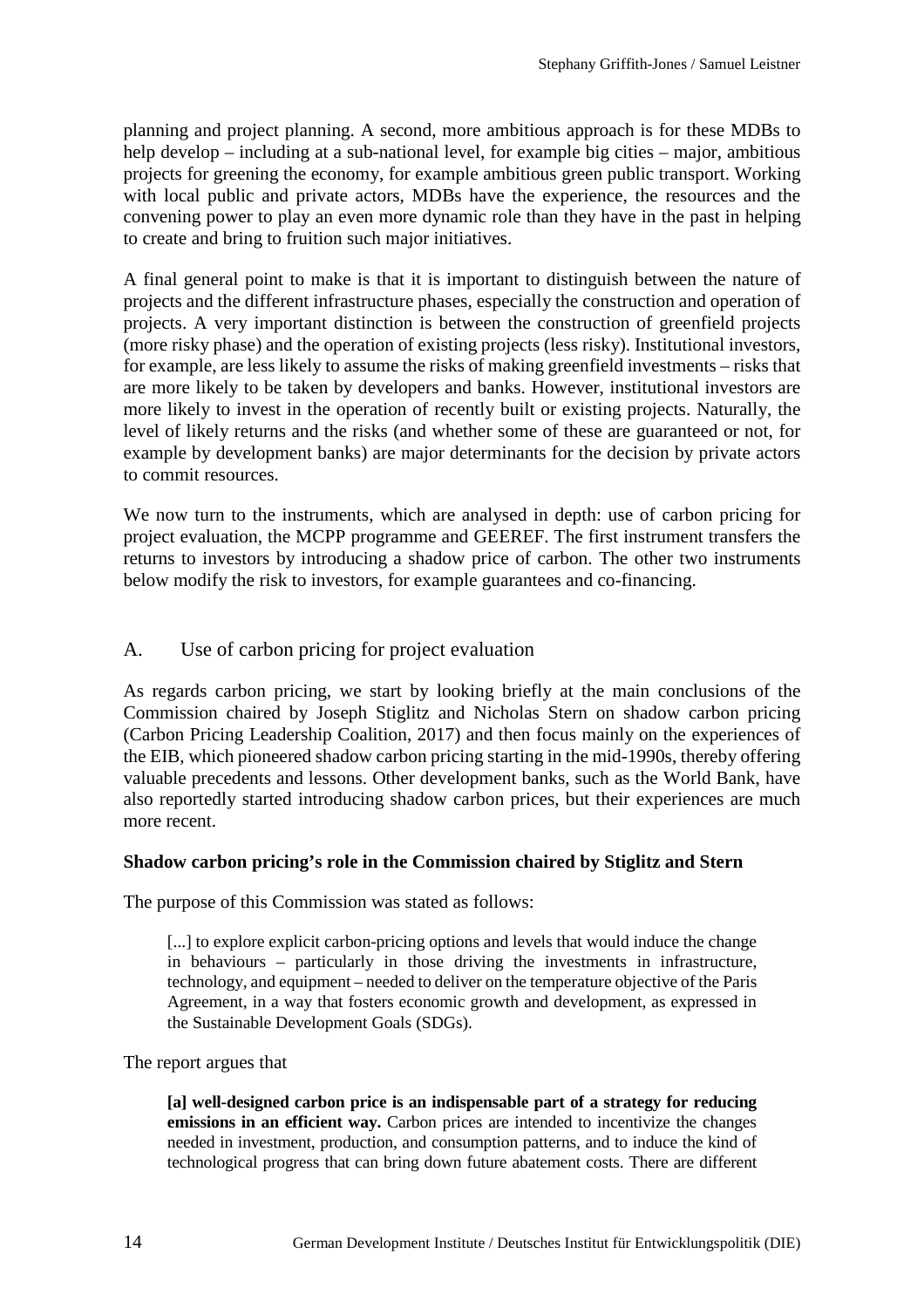planning and project planning. A second, more ambitious approach is for these MDBs to help develop – including at a sub-national level, for example big cities – major, ambitious projects for greening the economy, for example ambitious green public transport. Working with local public and private actors, MDBs have the experience, the resources and the convening power to play an even more dynamic role than they have in the past in helping to create and bring to fruition such major initiatives.

A final general point to make is that it is important to distinguish between the nature of projects and the different infrastructure phases, especially the construction and operation of projects. A very important distinction is between the construction of greenfield projects (more risky phase) and the operation of existing projects (less risky). Institutional investors, for example, are less likely to assume the risks of making greenfield investments – risks that are more likely to be taken by developers and banks. However, institutional investors are more likely to invest in the operation of recently built or existing projects. Naturally, the level of likely returns and the risks (and whether some of these are guaranteed or not, for example by development banks) are major determinants for the decision by private actors to commit resources.

We now turn to the instruments, which are analysed in depth: use of carbon pricing for project evaluation, the MCPP programme and GEEREF. The first instrument transfers the returns to investors by introducing a shadow price of carbon. The other two instruments below modify the risk to investors, for example guarantees and co-financing.

## A. Use of carbon pricing for project evaluation

As regards carbon pricing, we start by looking briefly at the main conclusions of the Commission chaired by Joseph Stiglitz and Nicholas Stern on shadow carbon pricing (Carbon Pricing Leadership Coalition, 2017) and then focus mainly on the experiences of the EIB, which pioneered shadow carbon pricing starting in the mid-1990s, thereby offering valuable precedents and lessons. Other development banks, such as the World Bank, have also reportedly started introducing shadow carbon prices, but their experiences are much more recent.

**Shadow carbon pricing's role in the Commission chaired by Stiglitz and Stern**

The purpose of this Commission was stated as follows:

> [...] to explore explicit carbon-pricing options and levels that would induce the change in behaviours – particularly in those driving the investments in infrastructure, technology, and equipment – needed to deliver on the temperature objective of the Paris Agreement, in a way that fosters economic growth and development, as expressed in the Sustainable Development Goals (SDGs).

The report argues that

> **[a] well-designed carbon price is an indispensable part of a strategy for reducing emissions in an efficient way.** Carbon prices are intended to incentivize the changes needed in investment, production, and consumption patterns, and to induce the kind of technological progress that can bring down future abatement costs. There are different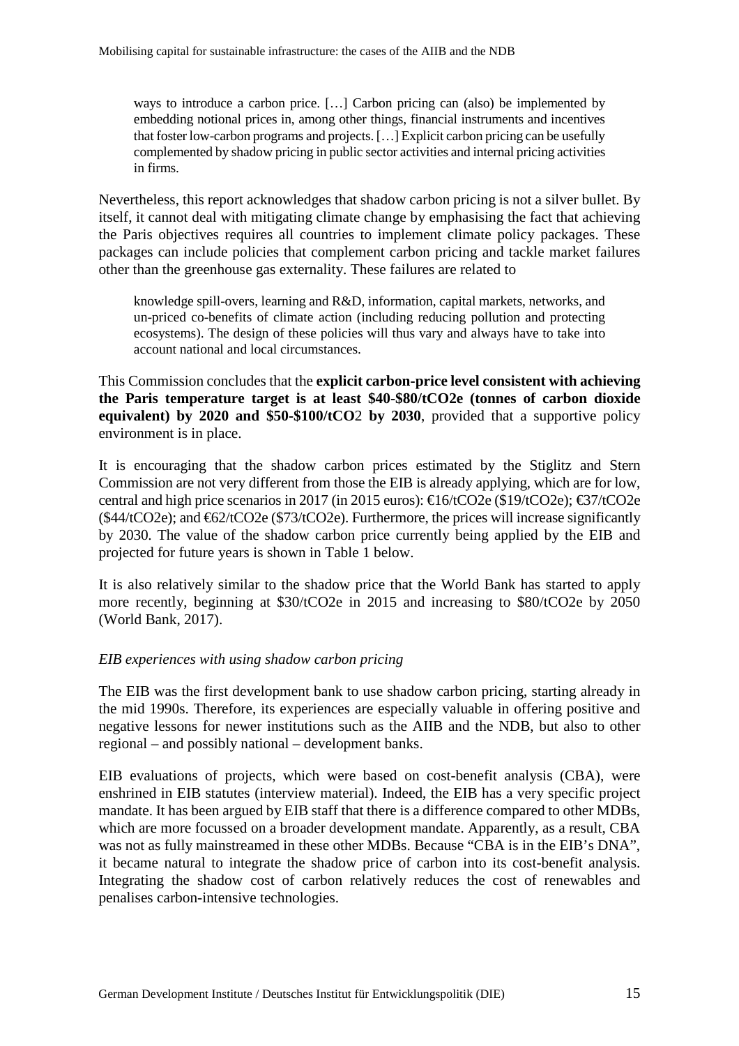> ways to introduce a carbon price. […] Carbon pricing can (also) be implemented by embedding notional prices in, among other things, financial instruments and incentives that foster low-carbon programs and projects. […] Explicit carbon pricing can be usefully complemented by shadow pricing in public sector activities and internal pricing activities in firms.

Nevertheless, this report acknowledges that shadow carbon pricing is not a silver bullet. By itself, it cannot deal with mitigating climate change by emphasising the fact that achieving the Paris objectives requires all countries to implement climate policy packages. These packages can include policies that complement carbon pricing and tackle market failures other than the greenhouse gas externality. These failures are related to

> knowledge spill-overs, learning and R&D, information, capital markets, networks, and un-priced co-benefits of climate action (including reducing pollution and protecting ecosystems). The design of these policies will thus vary and always have to take into account national and local circumstances.

This Commission concludes that the **explicit carbon-price level consistent with achieving the Paris temperature target is at least \$40-\$80/tCO2e (tonnes of carbon dioxide equivalent) by 2020 and \$50-\$100/tCO2 by 2030**, provided that a supportive policy environment is in place.

It is encouraging that the shadow carbon prices estimated by the Stiglitz and Stern Commission are not very different from those the EIB is already applying, which are for low, central and high price scenarios in 2017 (in 2015 euros): €16/tCO2e (\$19/tCO2e); €37/tCO2e (\$44/tCO2e); and €62/tCO2e (\$73/tCO2e). Furthermore, the prices will increase significantly by 2030. The value of the shadow carbon price currently being applied by the EIB and projected for future years is shown in Table 1 below.

It is also relatively similar to the shadow price that the World Bank has started to apply more recently, beginning at \$30/tCO2e in 2015 and increasing to \$80/tCO2e by 2050 (World Bank, 2017).

*EIB experiences with using shadow carbon pricing*

The EIB was the first development bank to use shadow carbon pricing, starting already in the mid 1990s. Therefore, its experiences are especially valuable in offering positive and negative lessons for newer institutions such as the AIIB and the NDB, but also to other regional – and possibly national – development banks.

EIB evaluations of projects, which were based on cost-benefit analysis (CBA), were enshrined in EIB statutes (interview material). Indeed, the EIB has a very specific project mandate. It has been argued by EIB staff that there is a difference compared to other MDBs, which are more focussed on a broader development mandate. Apparently, as a result, CBA was not as fully mainstreamed in these other MDBs. Because "CBA is in the EIB's DNA", it became natural to integrate the shadow price of carbon into its cost-benefit analysis. Integrating the shadow cost of carbon relatively reduces the cost of renewables and penalises carbon-intensive technologies.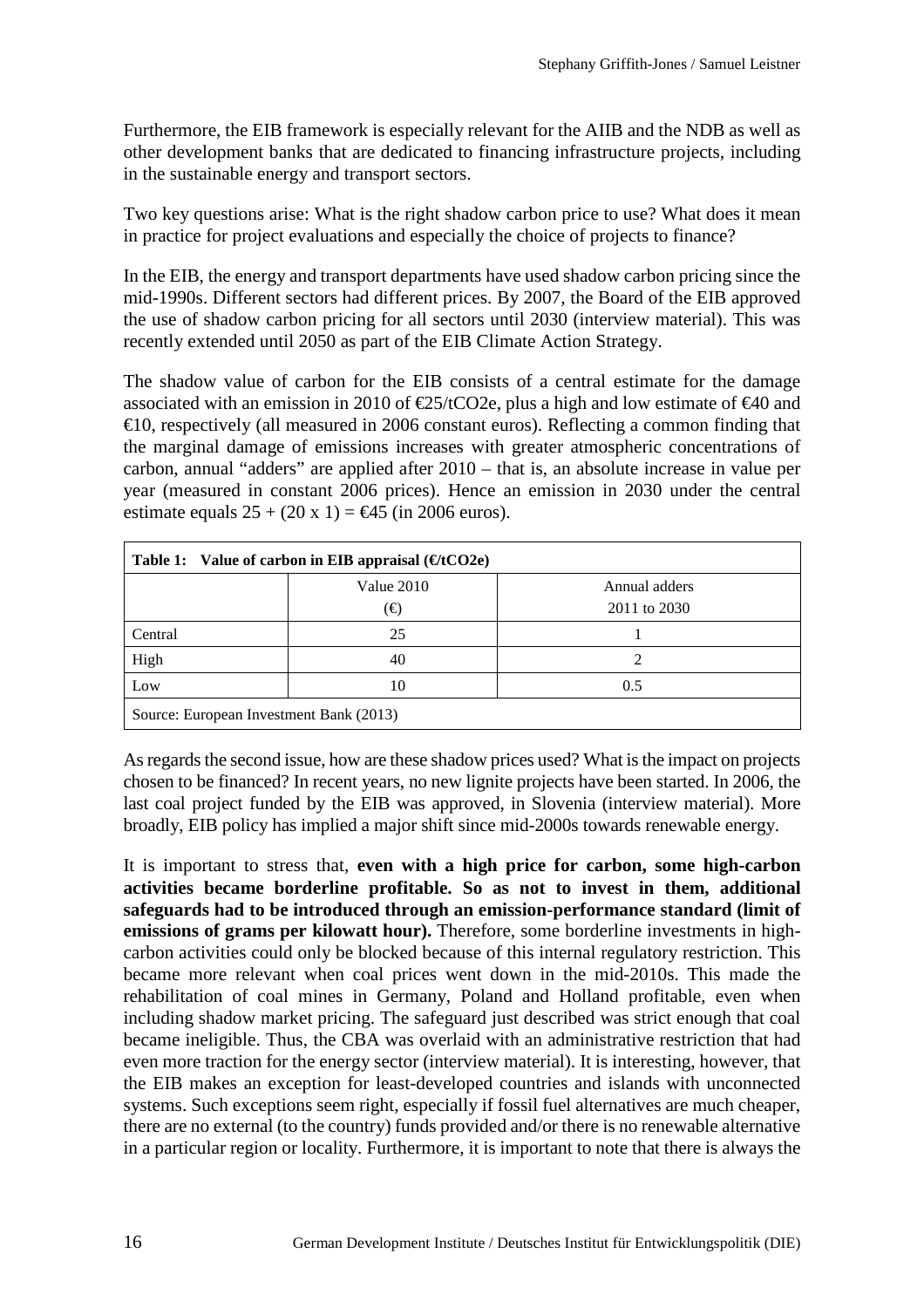Furthermore, the EIB framework is especially relevant for the AIIB and the NDB as well as other development banks that are dedicated to financing infrastructure projects, including in the sustainable energy and transport sectors.

Two key questions arise: What is the right shadow carbon price to use? What does it mean in practice for project evaluations and especially the choice of projects to finance?

In the EIB, the energy and transport departments have used shadow carbon pricing since the mid-1990s. Different sectors had different prices. By 2007, the Board of the EIB approved the use of shadow carbon pricing for all sectors until 2030 (interview material). This was recently extended until 2050 as part of the EIB Climate Action Strategy.

The shadow value of carbon for the EIB consists of a central estimate for the damage associated with an emission in 2010 of €25/tCO2e, plus a high and low estimate of €40 and €10, respectively (all measured in 2006 constant euros). Reflecting a common finding that the marginal damage of emissions increases with greater atmospheric concentrations of carbon, annual "adders" are applied after 2010 – that is, an absolute increase in value per year (measured in constant 2006 prices). Hence an emission in 2030 under the central estimate equals 25 + (20 x 1) = €45 (in 2006 euros).

**Table 1: Value of carbon in EIB appraisal (€/tCO2e)**

| | Value 2010 (€) | Annual adders 2011 to 2030 |
|---|---|---|
| Central | 25 | 1 |
| High | 40 | 2 |
| Low | 10 | 0.5 |

Source: European Investment Bank (2013)

As regards the second issue, how are these shadow prices used? What is the impact on projects chosen to be financed? In recent years, no new lignite projects have been started. In 2006, the last coal project funded by the EIB was approved, in Slovenia (interview material). More broadly, EIB policy has implied a major shift since mid-2000s towards renewable energy.

It is important to stress that, **even with a high price for carbon, some high-carbon activities became borderline profitable. So as not to invest in them, additional safeguards had to be introduced through an emission-performance standard (limit of emissions of grams per kilowatt hour).** Therefore, some borderline investments in high-carbon activities could only be blocked because of this internal regulatory restriction. This became more relevant when coal prices went down in the mid-2010s. This made the rehabilitation of coal mines in Germany, Poland and Holland profitable, even when including shadow market pricing. The safeguard just described was strict enough that coal became ineligible. Thus, the CBA was overlaid with an administrative restriction that had even more traction for the energy sector (interview material). It is interesting, however, that the EIB makes an exception for least-developed countries and islands with unconnected systems. Such exceptions seem right, especially if fossil fuel alternatives are much cheaper, there are no external (to the country) funds provided and/or there is no renewable alternative in a particular region or locality. Furthermore, it is important to note that there is always the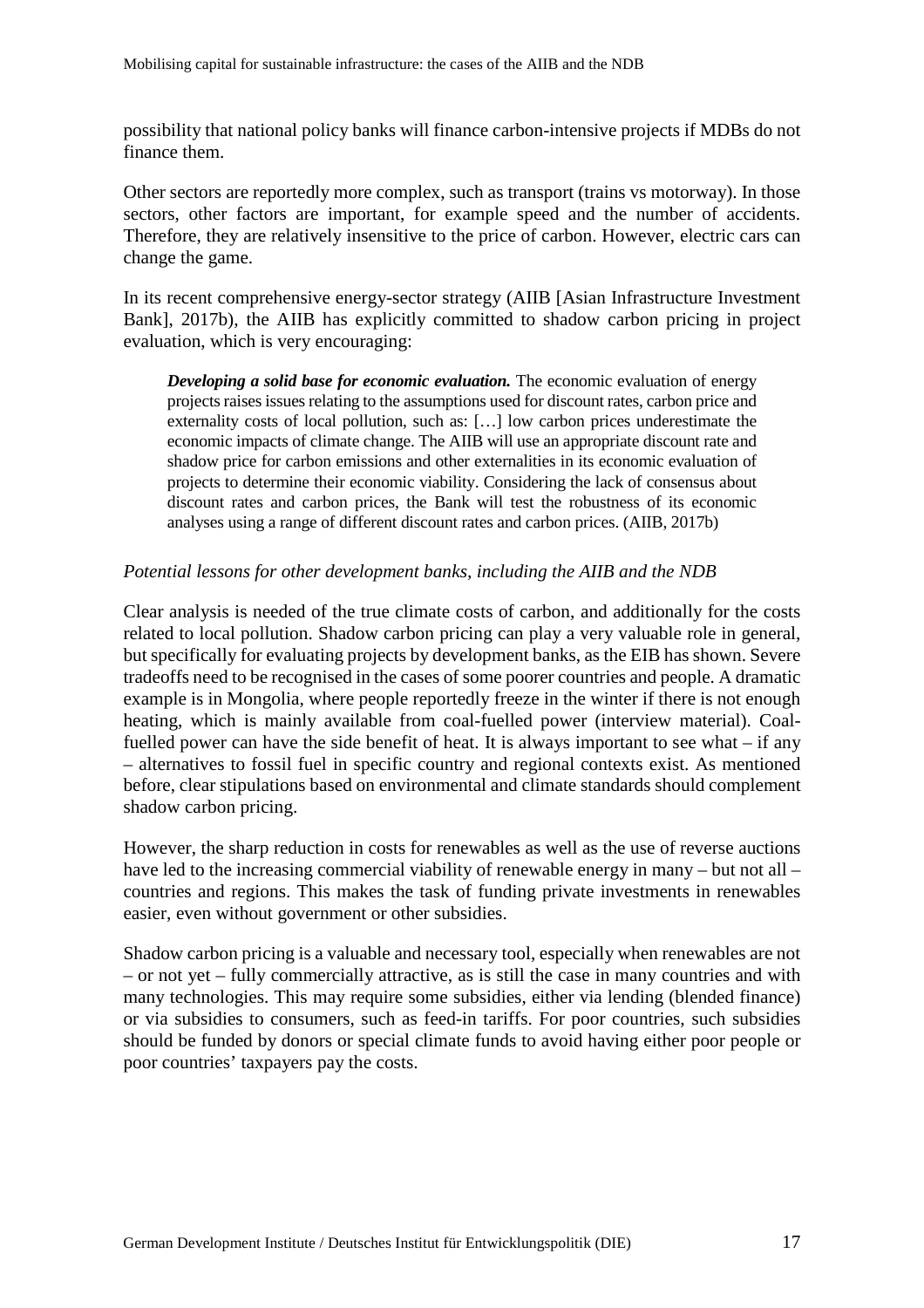possibility that national policy banks will finance carbon-intensive projects if MDBs do not finance them.

Other sectors are reportedly more complex, such as transport (trains vs motorway). In those sectors, other factors are important, for example speed and the number of accidents. Therefore, they are relatively insensitive to the price of carbon. However, electric cars can change the game.

In its recent comprehensive energy-sector strategy (AIIB [Asian Infrastructure Investment Bank], 2017b), the AIIB has explicitly committed to shadow carbon pricing in project evaluation, which is very encouraging:

> ***Developing a solid base for economic evaluation.*** The economic evaluation of energy projects raises issues relating to the assumptions used for discount rates, carbon price and externality costs of local pollution, such as: […] low carbon prices underestimate the economic impacts of climate change. The AIIB will use an appropriate discount rate and shadow price for carbon emissions and other externalities in its economic evaluation of projects to determine their economic viability. Considering the lack of consensus about discount rates and carbon prices, the Bank will test the robustness of its economic analyses using a range of different discount rates and carbon prices. (AIIB, 2017b)

*Potential lessons for other development banks, including the AIIB and the NDB*

Clear analysis is needed of the true climate costs of carbon, and additionally for the costs related to local pollution. Shadow carbon pricing can play a very valuable role in general, but specifically for evaluating projects by development banks, as the EIB has shown. Severe tradeoffs need to be recognised in the cases of some poorer countries and people. A dramatic example is in Mongolia, where people reportedly freeze in the winter if there is not enough heating, which is mainly available from coal-fuelled power (interview material). Coal-fuelled power can have the side benefit of heat. It is always important to see what – if any – alternatives to fossil fuel in specific country and regional contexts exist. As mentioned before, clear stipulations based on environmental and climate standards should complement shadow carbon pricing.

However, the sharp reduction in costs for renewables as well as the use of reverse auctions have led to the increasing commercial viability of renewable energy in many – but not all – countries and regions. This makes the task of funding private investments in renewables easier, even without government or other subsidies.

Shadow carbon pricing is a valuable and necessary tool, especially when renewables are not – or not yet – fully commercially attractive, as is still the case in many countries and with many technologies. This may require some subsidies, either via lending (blended finance) or via subsidies to consumers, such as feed-in tariffs. For poor countries, such subsidies should be funded by donors or special climate funds to avoid having either poor people or poor countries' taxpayers pay the costs.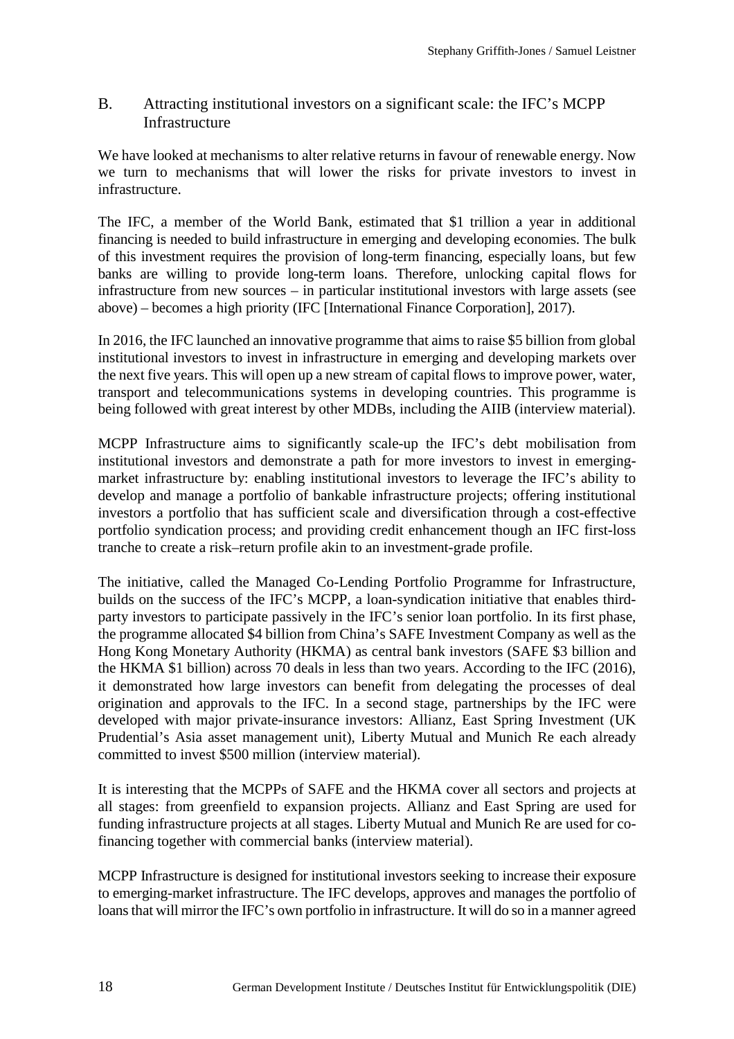## B. Attracting institutional investors on a significant scale: the IFC's MCPP Infrastructure

We have looked at mechanisms to alter relative returns in favour of renewable energy. Now we turn to mechanisms that will lower the risks for private investors to invest in infrastructure.

The IFC, a member of the World Bank, estimated that $1 trillion a year in additional financing is needed to build infrastructure in emerging and developing economies. The bulk of this investment requires the provision of long-term financing, especially loans, but few banks are willing to provide long-term loans. Therefore, unlocking capital flows for infrastructure from new sources – in particular institutional investors with large assets (see above) – becomes a high priority (IFC [International Finance Corporation], 2017).

In 2016, the IFC launched an innovative programme that aims to raise $5 billion from global institutional investors to invest in infrastructure in emerging and developing markets over the next five years. This will open up a new stream of capital flows to improve power, water, transport and telecommunications systems in developing countries. This programme is being followed with great interest by other MDBs, including the AIIB (interview material).

MCPP Infrastructure aims to significantly scale-up the IFC's debt mobilisation from institutional investors and demonstrate a path for more investors to invest in emerging-market infrastructure by: enabling institutional investors to leverage the IFC's ability to develop and manage a portfolio of bankable infrastructure projects; offering institutional investors a portfolio that has sufficient scale and diversification through a cost-effective portfolio syndication process; and providing credit enhancement though an IFC first-loss tranche to create a risk–return profile akin to an investment-grade profile.

The initiative, called the Managed Co-Lending Portfolio Programme for Infrastructure, builds on the success of the IFC's MCPP, a loan-syndication initiative that enables third-party investors to participate passively in the IFC's senior loan portfolio. In its first phase, the programme allocated $4 billion from China's SAFE Investment Company as well as the Hong Kong Monetary Authority (HKMA) as central bank investors (SAFE $3 billion and the HKMA $1 billion) across 70 deals in less than two years. According to the IFC (2016), it demonstrated how large investors can benefit from delegating the processes of deal origination and approvals to the IFC. In a second stage, partnerships by the IFC were developed with major private-insurance investors: Allianz, East Spring Investment (UK Prudential's Asia asset management unit), Liberty Mutual and Munich Re each already committed to invest $500 million (interview material).

It is interesting that the MCPPs of SAFE and the HKMA cover all sectors and projects at all stages: from greenfield to expansion projects. Allianz and East Spring are used for funding infrastructure projects at all stages. Liberty Mutual and Munich Re are used for co-financing together with commercial banks (interview material).

MCPP Infrastructure is designed for institutional investors seeking to increase their exposure to emerging-market infrastructure. The IFC develops, approves and manages the portfolio of loans that will mirror the IFC's own portfolio in infrastructure. It will do so in a manner agreed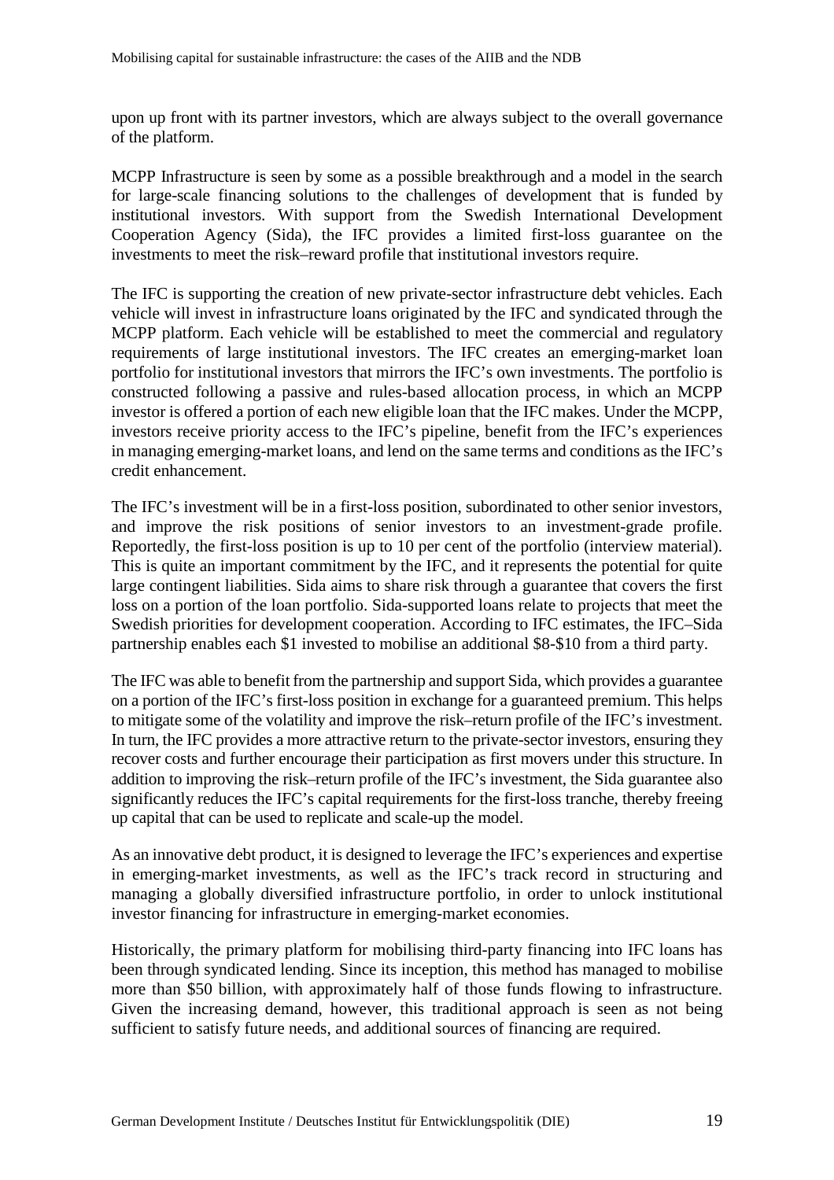upon up front with its partner investors, which are always subject to the overall governance of the platform.

MCPP Infrastructure is seen by some as a possible breakthrough and a model in the search for large-scale financing solutions to the challenges of development that is funded by institutional investors. With support from the Swedish International Development Cooperation Agency (Sida), the IFC provides a limited first-loss guarantee on the investments to meet the risk–reward profile that institutional investors require.

The IFC is supporting the creation of new private-sector infrastructure debt vehicles. Each vehicle will invest in infrastructure loans originated by the IFC and syndicated through the MCPP platform. Each vehicle will be established to meet the commercial and regulatory requirements of large institutional investors. The IFC creates an emerging-market loan portfolio for institutional investors that mirrors the IFC's own investments. The portfolio is constructed following a passive and rules-based allocation process, in which an MCPP investor is offered a portion of each new eligible loan that the IFC makes. Under the MCPP, investors receive priority access to the IFC's pipeline, benefit from the IFC's experiences in managing emerging-market loans, and lend on the same terms and conditions as the IFC's credit enhancement.

The IFC's investment will be in a first-loss position, subordinated to other senior investors, and improve the risk positions of senior investors to an investment-grade profile. Reportedly, the first-loss position is up to 10 per cent of the portfolio (interview material). This is quite an important commitment by the IFC, and it represents the potential for quite large contingent liabilities. Sida aims to share risk through a guarantee that covers the first loss on a portion of the loan portfolio. Sida-supported loans relate to projects that meet the Swedish priorities for development cooperation. According to IFC estimates, the IFC–Sida partnership enables each $1 invested to mobilise an additional $8-$10 from a third party.

The IFC was able to benefit from the partnership and support Sida, which provides a guarantee on a portion of the IFC's first-loss position in exchange for a guaranteed premium. This helps to mitigate some of the volatility and improve the risk–return profile of the IFC's investment. In turn, the IFC provides a more attractive return to the private-sector investors, ensuring they recover costs and further encourage their participation as first movers under this structure. In addition to improving the risk–return profile of the IFC's investment, the Sida guarantee also significantly reduces the IFC's capital requirements for the first-loss tranche, thereby freeing up capital that can be used to replicate and scale-up the model.

As an innovative debt product, it is designed to leverage the IFC's experiences and expertise in emerging-market investments, as well as the IFC's track record in structuring and managing a globally diversified infrastructure portfolio, in order to unlock institutional investor financing for infrastructure in emerging-market economies.

Historically, the primary platform for mobilising third-party financing into IFC loans has been through syndicated lending. Since its inception, this method has managed to mobilise more than $50 billion, with approximately half of those funds flowing to infrastructure. Given the increasing demand, however, this traditional approach is seen as not being sufficient to satisfy future needs, and additional sources of financing are required.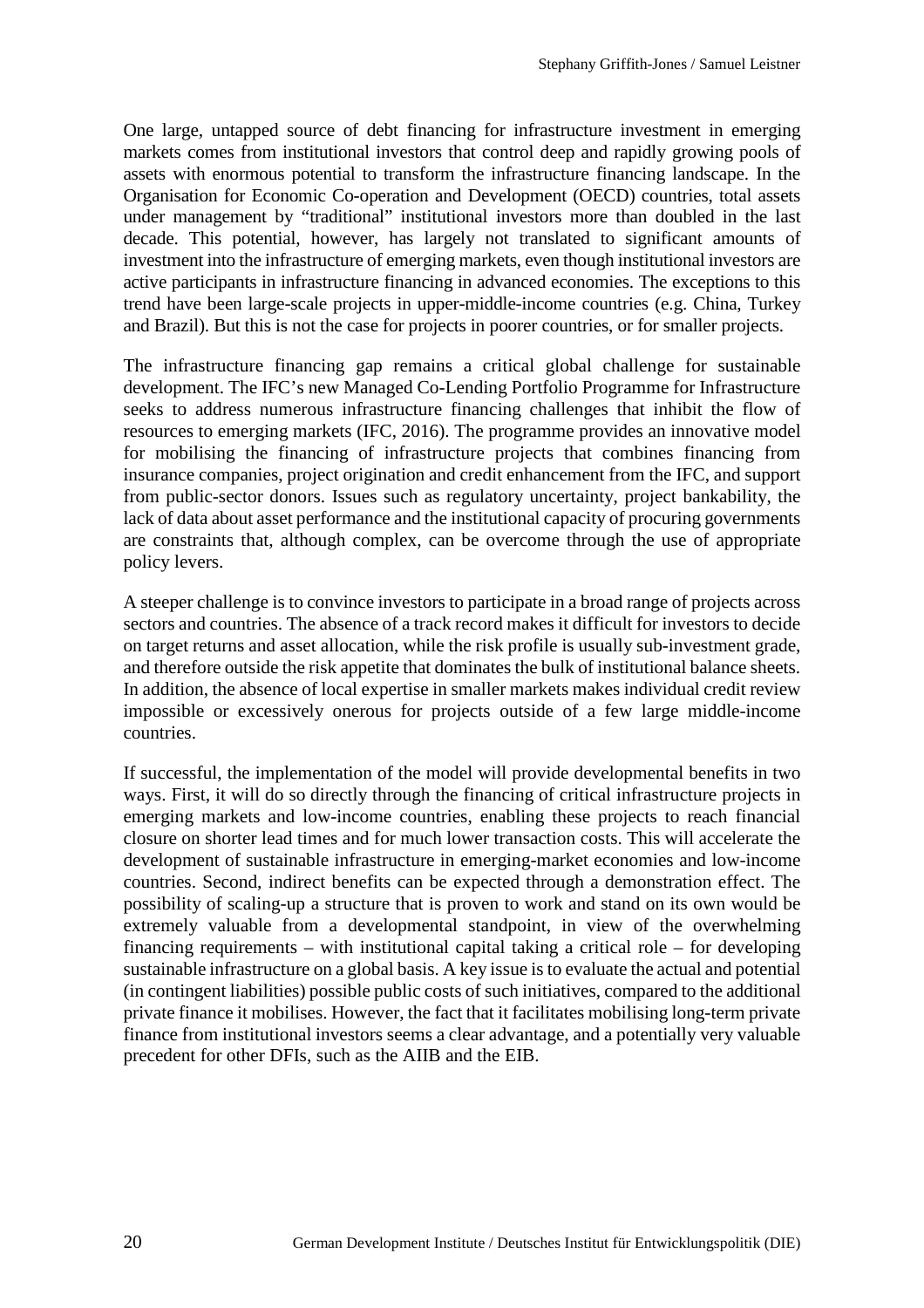One large, untapped source of debt financing for infrastructure investment in emerging markets comes from institutional investors that control deep and rapidly growing pools of assets with enormous potential to transform the infrastructure financing landscape. In the Organisation for Economic Co-operation and Development (OECD) countries, total assets under management by "traditional" institutional investors more than doubled in the last decade. This potential, however, has largely not translated to significant amounts of investment into the infrastructure of emerging markets, even though institutional investors are active participants in infrastructure financing in advanced economies. The exceptions to this trend have been large-scale projects in upper-middle-income countries (e.g. China, Turkey and Brazil). But this is not the case for projects in poorer countries, or for smaller projects.

The infrastructure financing gap remains a critical global challenge for sustainable development. The IFC's new Managed Co-Lending Portfolio Programme for Infrastructure seeks to address numerous infrastructure financing challenges that inhibit the flow of resources to emerging markets (IFC, 2016). The programme provides an innovative model for mobilising the financing of infrastructure projects that combines financing from insurance companies, project origination and credit enhancement from the IFC, and support from public-sector donors. Issues such as regulatory uncertainty, project bankability, the lack of data about asset performance and the institutional capacity of procuring governments are constraints that, although complex, can be overcome through the use of appropriate policy levers.

A steeper challenge is to convince investors to participate in a broad range of projects across sectors and countries. The absence of a track record makes it difficult for investors to decide on target returns and asset allocation, while the risk profile is usually sub-investment grade, and therefore outside the risk appetite that dominates the bulk of institutional balance sheets. In addition, the absence of local expertise in smaller markets makes individual credit review impossible or excessively onerous for projects outside of a few large middle-income countries.

If successful, the implementation of the model will provide developmental benefits in two ways. First, it will do so directly through the financing of critical infrastructure projects in emerging markets and low-income countries, enabling these projects to reach financial closure on shorter lead times and for much lower transaction costs. This will accelerate the development of sustainable infrastructure in emerging-market economies and low-income countries. Second, indirect benefits can be expected through a demonstration effect. The possibility of scaling-up a structure that is proven to work and stand on its own would be extremely valuable from a developmental standpoint, in view of the overwhelming financing requirements – with institutional capital taking a critical role – for developing sustainable infrastructure on a global basis. A key issue is to evaluate the actual and potential (in contingent liabilities) possible public costs of such initiatives, compared to the additional private finance it mobilises. However, the fact that it facilitates mobilising long-term private finance from institutional investors seems a clear advantage, and a potentially very valuable precedent for other DFIs, such as the AIIB and the EIB.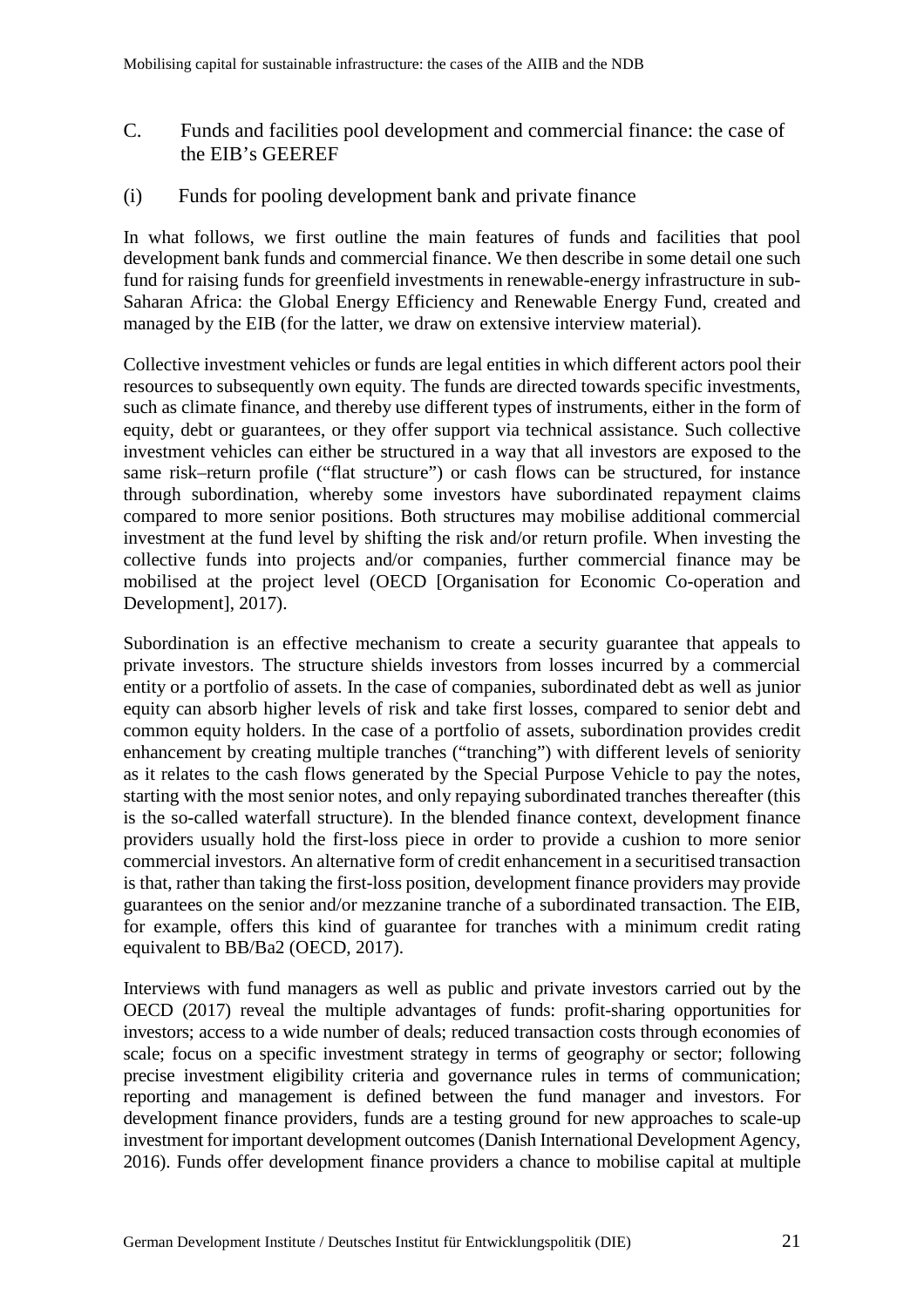## C. Funds and facilities pool development and commercial finance: the case of the EIB's GEEREF

### (i) Funds for pooling development bank and private finance

In what follows, we first outline the main features of funds and facilities that pool development bank funds and commercial finance. We then describe in some detail one such fund for raising funds for greenfield investments in renewable-energy infrastructure in sub-Saharan Africa: the Global Energy Efficiency and Renewable Energy Fund, created and managed by the EIB (for the latter, we draw on extensive interview material).

Collective investment vehicles or funds are legal entities in which different actors pool their resources to subsequently own equity. The funds are directed towards specific investments, such as climate finance, and thereby use different types of instruments, either in the form of equity, debt or guarantees, or they offer support via technical assistance. Such collective investment vehicles can either be structured in a way that all investors are exposed to the same risk–return profile ("flat structure") or cash flows can be structured, for instance through subordination, whereby some investors have subordinated repayment claims compared to more senior positions. Both structures may mobilise additional commercial investment at the fund level by shifting the risk and/or return profile. When investing the collective funds into projects and/or companies, further commercial finance may be mobilised at the project level (OECD [Organisation for Economic Co-operation and Development], 2017).

Subordination is an effective mechanism to create a security guarantee that appeals to private investors. The structure shields investors from losses incurred by a commercial entity or a portfolio of assets. In the case of companies, subordinated debt as well as junior equity can absorb higher levels of risk and take first losses, compared to senior debt and common equity holders. In the case of a portfolio of assets, subordination provides credit enhancement by creating multiple tranches ("tranching") with different levels of seniority as it relates to the cash flows generated by the Special Purpose Vehicle to pay the notes, starting with the most senior notes, and only repaying subordinated tranches thereafter (this is the so-called waterfall structure). In the blended finance context, development finance providers usually hold the first-loss piece in order to provide a cushion to more senior commercial investors. An alternative form of credit enhancement in a securitised transaction is that, rather than taking the first-loss position, development finance providers may provide guarantees on the senior and/or mezzanine tranche of a subordinated transaction. The EIB, for example, offers this kind of guarantee for tranches with a minimum credit rating equivalent to BB/Ba2 (OECD, 2017).

Interviews with fund managers as well as public and private investors carried out by the OECD (2017) reveal the multiple advantages of funds: profit-sharing opportunities for investors; access to a wide number of deals; reduced transaction costs through economies of scale; focus on a specific investment strategy in terms of geography or sector; following precise investment eligibility criteria and governance rules in terms of communication; reporting and management is defined between the fund manager and investors. For development finance providers, funds are a testing ground for new approaches to scale-up investment for important development outcomes (Danish International Development Agency, 2016). Funds offer development finance providers a chance to mobilise capital at multiple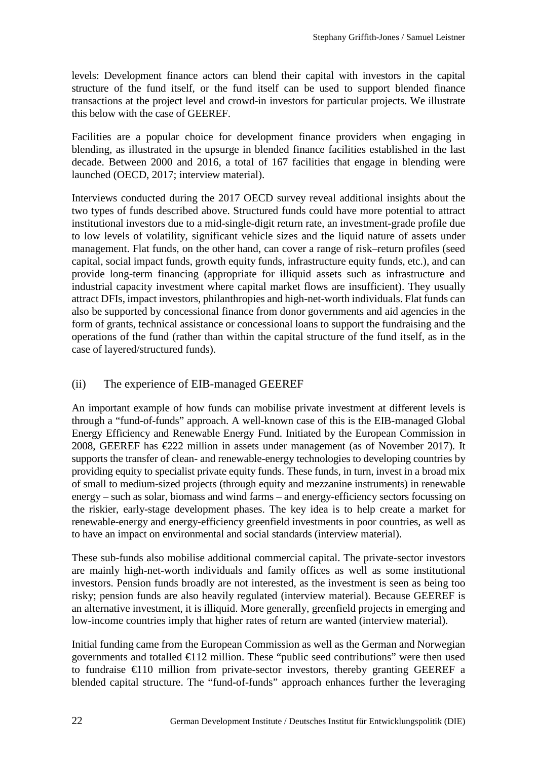levels: Development finance actors can blend their capital with investors in the capital structure of the fund itself, or the fund itself can be used to support blended finance transactions at the project level and crowd-in investors for particular projects. We illustrate this below with the case of GEEREF.

Facilities are a popular choice for development finance providers when engaging in blending, as illustrated in the upsurge in blended finance facilities established in the last decade. Between 2000 and 2016, a total of 167 facilities that engage in blending were launched (OECD, 2017; interview material).

Interviews conducted during the 2017 OECD survey reveal additional insights about the two types of funds described above. Structured funds could have more potential to attract institutional investors due to a mid-single-digit return rate, an investment-grade profile due to low levels of volatility, significant vehicle sizes and the liquid nature of assets under management. Flat funds, on the other hand, can cover a range of risk–return profiles (seed capital, social impact funds, growth equity funds, infrastructure equity funds, etc.), and can provide long-term financing (appropriate for illiquid assets such as infrastructure and industrial capacity investment where capital market flows are insufficient). They usually attract DFIs, impact investors, philanthropies and high-net-worth individuals. Flat funds can also be supported by concessional finance from donor governments and aid agencies in the form of grants, technical assistance or concessional loans to support the fundraising and the operations of the fund (rather than within the capital structure of the fund itself, as in the case of layered/structured funds).

### (ii) The experience of EIB-managed GEEREF

An important example of how funds can mobilise private investment at different levels is through a "fund-of-funds" approach. A well-known case of this is the EIB-managed Global Energy Efficiency and Renewable Energy Fund. Initiated by the European Commission in 2008, GEEREF has €222 million in assets under management (as of November 2017). It supports the transfer of clean- and renewable-energy technologies to developing countries by providing equity to specialist private equity funds. These funds, in turn, invest in a broad mix of small to medium-sized projects (through equity and mezzanine instruments) in renewable energy – such as solar, biomass and wind farms – and energy-efficiency sectors focussing on the riskier, early-stage development phases. The key idea is to help create a market for renewable-energy and energy-efficiency greenfield investments in poor countries, as well as to have an impact on environmental and social standards (interview material).

These sub-funds also mobilise additional commercial capital. The private-sector investors are mainly high-net-worth individuals and family offices as well as some institutional investors. Pension funds broadly are not interested, as the investment is seen as being too risky; pension funds are also heavily regulated (interview material). Because GEEREF is an alternative investment, it is illiquid. More generally, greenfield projects in emerging and low-income countries imply that higher rates of return are wanted (interview material).

Initial funding came from the European Commission as well as the German and Norwegian governments and totalled €112 million. These "public seed contributions" were then used to fundraise €110 million from private-sector investors, thereby granting GEEREF a blended capital structure. The "fund-of-funds" approach enhances further the leveraging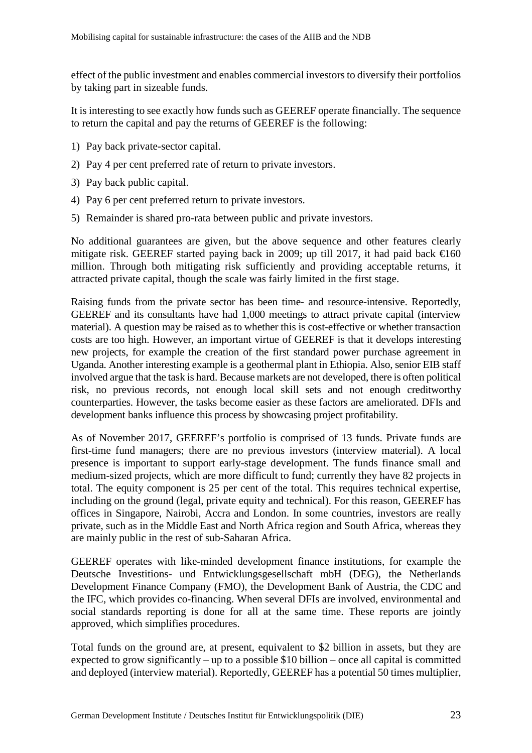effect of the public investment and enables commercial investors to diversify their portfolios by taking part in sizeable funds.

It is interesting to see exactly how funds such as GEEREF operate financially. The sequence to return the capital and pay the returns of GEEREF is the following:

1) Pay back private-sector capital.
2) Pay 4 per cent preferred rate of return to private investors.
3) Pay back public capital.
4) Pay 6 per cent preferred return to private investors.
5) Remainder is shared pro-rata between public and private investors.

No additional guarantees are given, but the above sequence and other features clearly mitigate risk. GEEREF started paying back in 2009; up till 2017, it had paid back €160 million. Through both mitigating risk sufficiently and providing acceptable returns, it attracted private capital, though the scale was fairly limited in the first stage.

Raising funds from the private sector has been time- and resource-intensive. Reportedly, GEEREF and its consultants have had 1,000 meetings to attract private capital (interview material). A question may be raised as to whether this is cost-effective or whether transaction costs are too high. However, an important virtue of GEEREF is that it develops interesting new projects, for example the creation of the first standard power purchase agreement in Uganda. Another interesting example is a geothermal plant in Ethiopia. Also, senior EIB staff involved argue that the task is hard. Because markets are not developed, there is often political risk, no previous records, not enough local skill sets and not enough creditworthy counterparties. However, the tasks become easier as these factors are ameliorated. DFIs and development banks influence this process by showcasing project profitability.

As of November 2017, GEEREF's portfolio is comprised of 13 funds. Private funds are first-time fund managers; there are no previous investors (interview material). A local presence is important to support early-stage development. The funds finance small and medium-sized projects, which are more difficult to fund; currently they have 82 projects in total. The equity component is 25 per cent of the total. This requires technical expertise, including on the ground (legal, private equity and technical). For this reason, GEEREF has offices in Singapore, Nairobi, Accra and London. In some countries, investors are really private, such as in the Middle East and North Africa region and South Africa, whereas they are mainly public in the rest of sub-Saharan Africa.

GEEREF operates with like-minded development finance institutions, for example the Deutsche Investitions- und Entwicklungsgesellschaft mbH (DEG), the Netherlands Development Finance Company (FMO), the Development Bank of Austria, the CDC and the IFC, which provides co-financing. When several DFIs are involved, environmental and social standards reporting is done for all at the same time. These reports are jointly approved, which simplifies procedures.

Total funds on the ground are, at present, equivalent to \$2 billion in assets, but they are expected to grow significantly – up to a possible \$10 billion – once all capital is committed and deployed (interview material). Reportedly, GEEREF has a potential 50 times multiplier,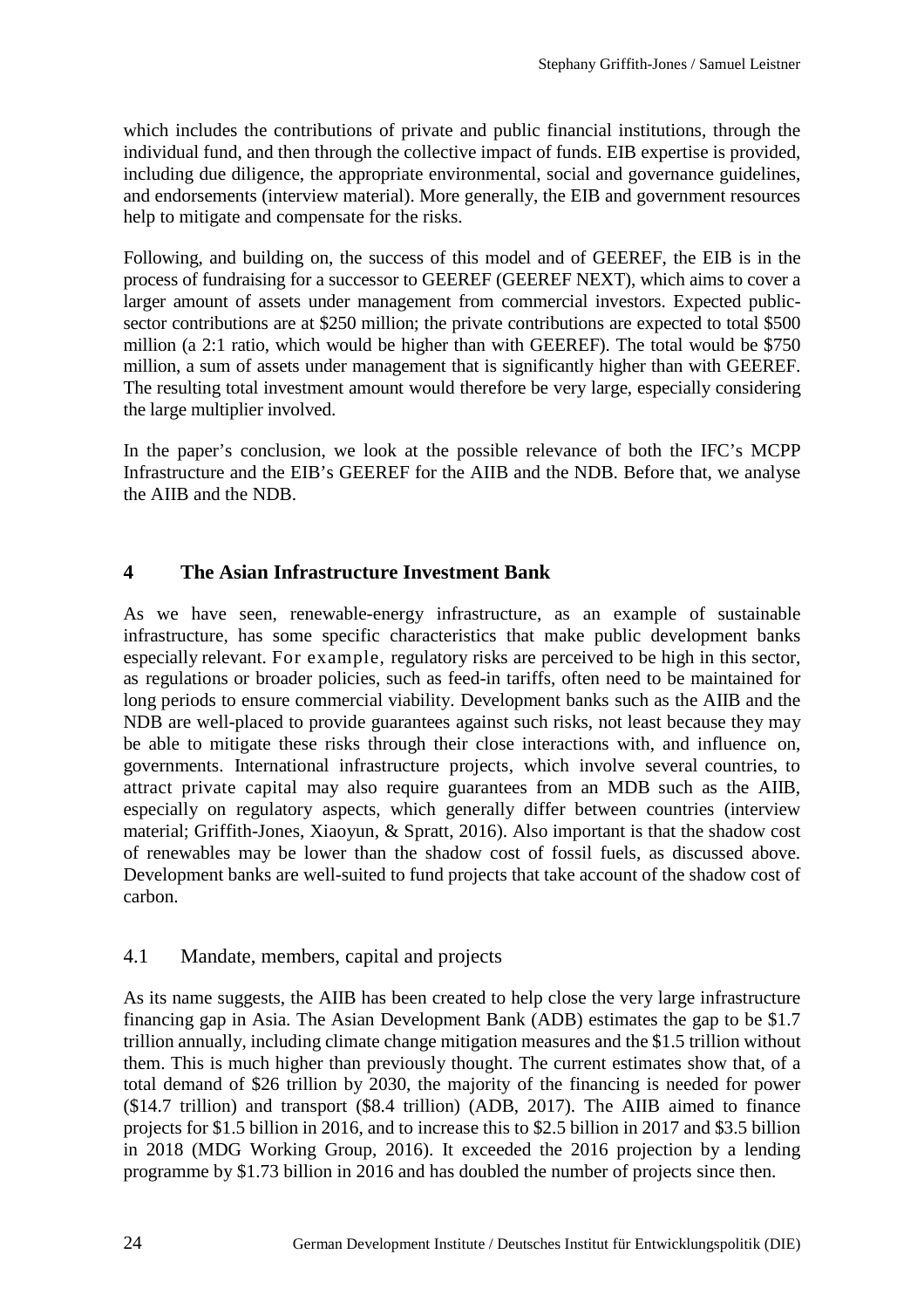which includes the contributions of private and public financial institutions, through the individual fund, and then through the collective impact of funds. EIB expertise is provided, including due diligence, the appropriate environmental, social and governance guidelines, and endorsements (interview material). More generally, the EIB and government resources help to mitigate and compensate for the risks.

Following, and building on, the success of this model and of GEEREF, the EIB is in the process of fundraising for a successor to GEEREF (GEEREF NEXT), which aims to cover a larger amount of assets under management from commercial investors. Expected public-sector contributions are at $250 million; the private contributions are expected to total $500 million (a 2:1 ratio, which would be higher than with GEEREF). The total would be $750 million, a sum of assets under management that is significantly higher than with GEEREF. The resulting total investment amount would therefore be very large, especially considering the large multiplier involved.

In the paper's conclusion, we look at the possible relevance of both the IFC's MCPP Infrastructure and the EIB's GEEREF for the AIIB and the NDB. Before that, we analyse the AIIB and the NDB.

## 4 The Asian Infrastructure Investment Bank

As we have seen, renewable-energy infrastructure, as an example of sustainable infrastructure, has some specific characteristics that make public development banks especially relevant. For example, regulatory risks are perceived to be high in this sector, as regulations or broader policies, such as feed-in tariffs, often need to be maintained for long periods to ensure commercial viability. Development banks such as the AIIB and the NDB are well-placed to provide guarantees against such risks, not least because they may be able to mitigate these risks through their close interactions with, and influence on, governments. International infrastructure projects, which involve several countries, to attract private capital may also require guarantees from an MDB such as the AIIB, especially on regulatory aspects, which generally differ between countries (interview material; Griffith-Jones, Xiaoyun, & Spratt, 2016). Also important is that the shadow cost of renewables may be lower than the shadow cost of fossil fuels, as discussed above. Development banks are well-suited to fund projects that take account of the shadow cost of carbon.

### 4.1 Mandate, members, capital and projects

As its name suggests, the AIIB has been created to help close the very large infrastructure financing gap in Asia. The Asian Development Bank (ADB) estimates the gap to be $1.7 trillion annually, including climate change mitigation measures and the $1.5 trillion without them. This is much higher than previously thought. The current estimates show that, of a total demand of $26 trillion by 2030, the majority of the financing is needed for power ($14.7 trillion) and transport ($8.4 trillion) (ADB, 2017). The AIIB aimed to finance projects for $1.5 billion in 2016, and to increase this to $2.5 billion in 2017 and $3.5 billion in 2018 (MDG Working Group, 2016). It exceeded the 2016 projection by a lending programme by $1.73 billion in 2016 and has doubled the number of projects since then.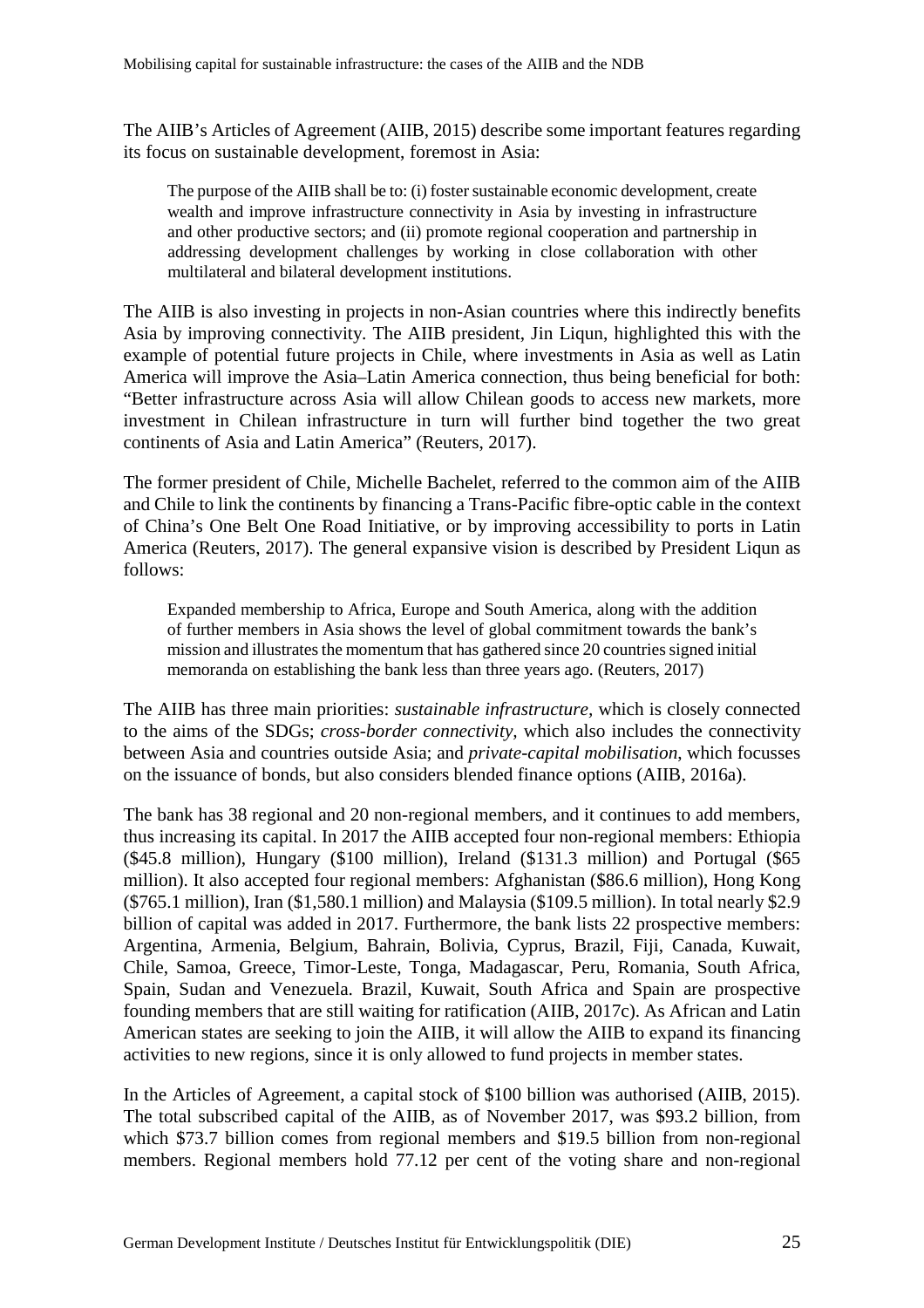The AIIB's Articles of Agreement (AIIB, 2015) describe some important features regarding its focus on sustainable development, foremost in Asia:

> The purpose of the AIIB shall be to: (i) foster sustainable economic development, create wealth and improve infrastructure connectivity in Asia by investing in infrastructure and other productive sectors; and (ii) promote regional cooperation and partnership in addressing development challenges by working in close collaboration with other multilateral and bilateral development institutions.

The AIIB is also investing in projects in non-Asian countries where this indirectly benefits Asia by improving connectivity. The AIIB president, Jin Liqun, highlighted this with the example of potential future projects in Chile, where investments in Asia as well as Latin America will improve the Asia–Latin America connection, thus being beneficial for both: "Better infrastructure across Asia will allow Chilean goods to access new markets, more investment in Chilean infrastructure in turn will further bind together the two great continents of Asia and Latin America" (Reuters, 2017).

The former president of Chile, Michelle Bachelet, referred to the common aim of the AIIB and Chile to link the continents by financing a Trans-Pacific fibre-optic cable in the context of China's One Belt One Road Initiative, or by improving accessibility to ports in Latin America (Reuters, 2017). The general expansive vision is described by President Liqun as follows:

> Expanded membership to Africa, Europe and South America, along with the addition of further members in Asia shows the level of global commitment towards the bank's mission and illustrates the momentum that has gathered since 20 countries signed initial memoranda on establishing the bank less than three years ago. (Reuters, 2017)

The AIIB has three main priorities: *sustainable infrastructure,* which is closely connected to the aims of the SDGs; *cross-border connectivity,* which also includes the connectivity between Asia and countries outside Asia; and *private-capital mobilisation*, which focusses on the issuance of bonds, but also considers blended finance options (AIIB, 2016a).

The bank has 38 regional and 20 non-regional members, and it continues to add members, thus increasing its capital. In 2017 the AIIB accepted four non-regional members: Ethiopia ($45.8 million), Hungary ($100 million), Ireland ($131.3 million) and Portugal ($65 million). It also accepted four regional members: Afghanistan ($86.6 million), Hong Kong ($765.1 million), Iran ($1,580.1 million) and Malaysia ($109.5 million). In total nearly $2.9 billion of capital was added in 2017. Furthermore, the bank lists 22 prospective members: Argentina, Armenia, Belgium, Bahrain, Bolivia, Cyprus, Brazil, Fiji, Canada, Kuwait, Chile, Samoa, Greece, Timor-Leste, Tonga, Madagascar, Peru, Romania, South Africa, Spain, Sudan and Venezuela. Brazil, Kuwait, South Africa and Spain are prospective founding members that are still waiting for ratification (AIIB, 2017c). As African and Latin American states are seeking to join the AIIB, it will allow the AIIB to expand its financing activities to new regions, since it is only allowed to fund projects in member states.

In the Articles of Agreement, a capital stock of $100 billion was authorised (AIIB, 2015). The total subscribed capital of the AIIB, as of November 2017, was $93.2 billion, from which $73.7 billion comes from regional members and $19.5 billion from non-regional members. Regional members hold 77.12 per cent of the voting share and non-regional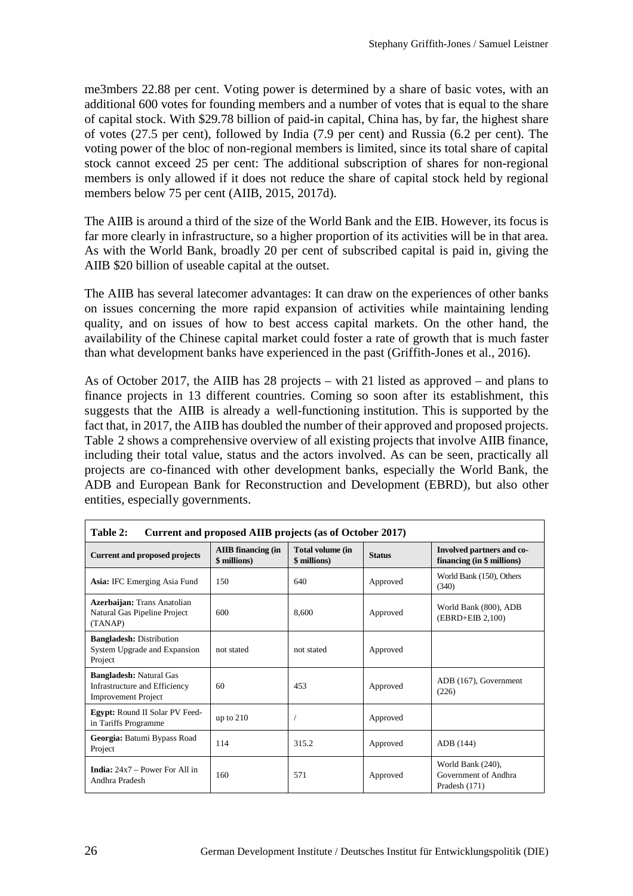me3mbers 22.88 per cent. Voting power is determined by a share of basic votes, with an additional 600 votes for founding members and a number of votes that is equal to the share of capital stock. With $29.78 billion of paid-in capital, China has, by far, the highest share of votes (27.5 per cent), followed by India (7.9 per cent) and Russia (6.2 per cent). The voting power of the bloc of non-regional members is limited, since its total share of capital stock cannot exceed 25 per cent: The additional subscription of shares for non-regional members is only allowed if it does not reduce the share of capital stock held by regional members below 75 per cent (AIIB, 2015, 2017d).

The AIIB is around a third of the size of the World Bank and the EIB. However, its focus is far more clearly in infrastructure, so a higher proportion of its activities will be in that area. As with the World Bank, broadly 20 per cent of subscribed capital is paid in, giving the AIIB $20 billion of useable capital at the outset.

The AIIB has several latecomer advantages: It can draw on the experiences of other banks on issues concerning the more rapid expansion of activities while maintaining lending quality, and on issues of how to best access capital markets. On the other hand, the availability of the Chinese capital market could foster a rate of growth that is much faster than what development banks have experienced in the past (Griffith-Jones et al., 2016).

As of October 2017, the AIIB has 28 projects – with 21 listed as approved – and plans to finance projects in 13 different countries. Coming so soon after its establishment, this suggests that the AIIB is already a well-functioning institution. This is supported by the fact that, in 2017, the AIIB has doubled the number of their approved and proposed projects. Table 2 shows a comprehensive overview of all existing projects that involve AIIB finance, including their total value, status and the actors involved. As can be seen, practically all projects are co-financed with other development banks, especially the World Bank, the ADB and European Bank for Reconstruction and Development (EBRD), but also other entities, especially governments.

**Table 2: Current and proposed AIIB projects (as of October 2017)**

| Current and proposed projects | AIIB financing (in $ millions) | Total volume (in $ millions) | Status | Involved partners and co-financing (in $ millions) |
|---|---|---|---|---|
| **Asia:** IFC Emerging Asia Fund | 150 | 640 | Approved | World Bank (150), Others (340) |
| **Azerbaijan:** Trans Anatolian Natural Gas Pipeline Project (TANAP) | 600 | 8,600 | Approved | World Bank (800), ADB (EBRD+EIB 2,100) |
| **Bangladesh:** Distribution System Upgrade and Expansion Project | not stated | not stated | Approved | |
| **Bangladesh:** Natural Gas Infrastructure and Efficiency Improvement Project | 60 | 453 | Approved | ADB (167), Government (226) |
| **Egypt:** Round II Solar PV Feed-in Tariffs Programme | up to 210 | / | Approved | |
| **Georgia:** Batumi Bypass Road Project | 114 | 315.2 | Approved | ADB (144) |
| **India:** 24x7 – Power For All in Andhra Pradesh | 160 | 571 | Approved | World Bank (240), Government of Andhra Pradesh (171) |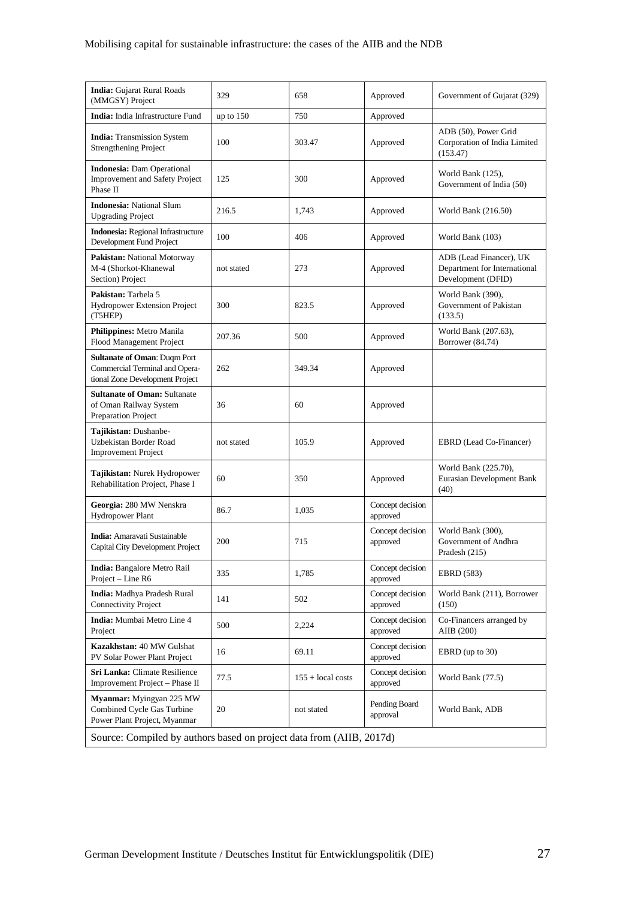| | | | | |
|---|---|---|---|---|
| **India:** Gujarat Rural Roads (MMGSY) Project | 329 | 658 | Approved | Government of Gujarat (329) |
| **India:** India Infrastructure Fund | up to 150 | 750 | Approved | |
| **India:** Transmission System Strengthening Project | 100 | 303.47 | Approved | ADB (50), Power Grid Corporation of India Limited (153.47) |
| **Indonesia:** Dam Operational Improvement and Safety Project Phase II | 125 | 300 | Approved | World Bank (125), Government of India (50) |
| **Indonesia:** National Slum Upgrading Project | 216.5 | 1,743 | Approved | World Bank (216.50) |
| **Indonesia:** Regional Infrastructure Development Fund Project | 100 | 406 | Approved | World Bank (103) |
| **Pakistan:** National Motorway M-4 (Shorkot-Khanewal Section) Project | not stated | 273 | Approved | ADB (Lead Financer), UK Department for International Development (DFID) |
| **Pakistan:** Tarbela 5 Hydropower Extension Project (T5HEP) | 300 | 823.5 | Approved | World Bank (390), Government of Pakistan (133.5) |
| **Philippines:** Metro Manila Flood Management Project | 207.36 | 500 | Approved | World Bank (207.63), Borrower (84.74) |
| **Sultanate of Oman**: Duqm Port Commercial Terminal and Operational Zone Development Project | 262 | 349.34 | Approved | |
| **Sultanate of Oman:** Sultanate of Oman Railway System Preparation Project | 36 | 60 | Approved | |
| **Tajikistan:** Dushanbe-Uzbekistan Border Road Improvement Project | not stated | 105.9 | Approved | EBRD (Lead Co-Financer) |
| **Tajikistan:** Nurek Hydropower Rehabilitation Project, Phase I | 60 | 350 | Approved | World Bank (225.70), Eurasian Development Bank (40) |
| **Georgia:** 280 MW Nenskra Hydropower Plant | 86.7 | 1,035 | Concept decision approved | |
| **India:** Amaravati Sustainable Capital City Development Project | 200 | 715 | Concept decision approved | World Bank (300), Government of Andhra Pradesh (215) |
| **India:** Bangalore Metro Rail Project – Line R6 | 335 | 1,785 | Concept decision approved | EBRD (583) |
| **India:** Madhya Pradesh Rural Connectivity Project | 141 | 502 | Concept decision approved | World Bank (211), Borrower (150) |
| **India:** Mumbai Metro Line 4 Project | 500 | 2,224 | Concept decision approved | Co-Financers arranged by AIIB (200) |
| **Kazakhstan:** 40 MW Gulshat PV Solar Power Plant Project | 16 | 69.11 | Concept decision approved | EBRD (up to 30) |
| **Sri Lanka:** Climate Resilience Improvement Project – Phase II | 77.5 | 155 + local costs | Concept decision approved | World Bank (77.5) |
| **Myanmar:** Myingyan 225 MW Combined Cycle Gas Turbine Power Plant Project, Myanmar | 20 | not stated | Pending Board approval | World Bank, ADB |

Source: Compiled by authors based on project data from (AIIB, 2017d)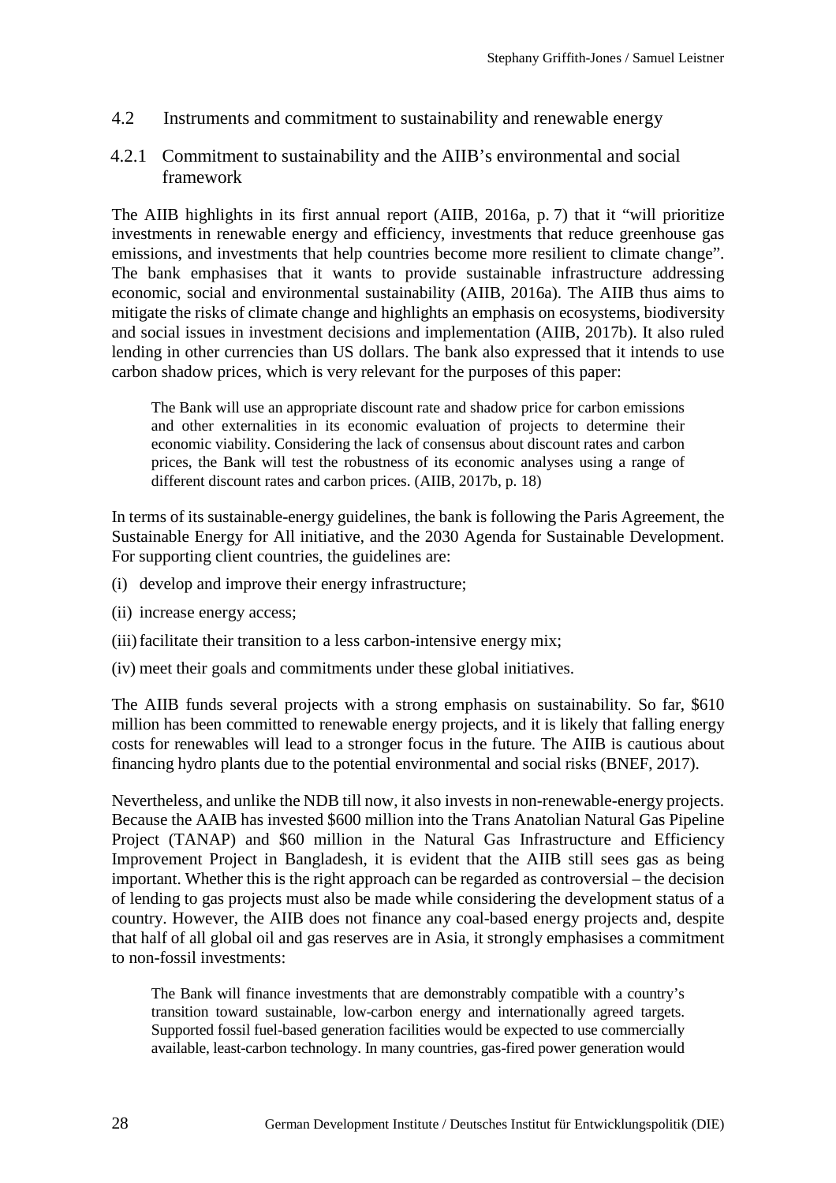### 4.2 Instruments and commitment to sustainability and renewable energy

#### 4.2.1 Commitment to sustainability and the AIIB's environmental and social framework

The AIIB highlights in its first annual report (AIIB, 2016a, p. 7) that it "will prioritize investments in renewable energy and efficiency, investments that reduce greenhouse gas emissions, and investments that help countries become more resilient to climate change". The bank emphasises that it wants to provide sustainable infrastructure addressing economic, social and environmental sustainability (AIIB, 2016a). The AIIB thus aims to mitigate the risks of climate change and highlights an emphasis on ecosystems, biodiversity and social issues in investment decisions and implementation (AIIB, 2017b). It also ruled lending in other currencies than US dollars. The bank also expressed that it intends to use carbon shadow prices, which is very relevant for the purposes of this paper:

> The Bank will use an appropriate discount rate and shadow price for carbon emissions and other externalities in its economic evaluation of projects to determine their economic viability. Considering the lack of consensus about discount rates and carbon prices, the Bank will test the robustness of its economic analyses using a range of different discount rates and carbon prices. (AIIB, 2017b, p. 18)

In terms of its sustainable-energy guidelines, the bank is following the Paris Agreement, the Sustainable Energy for All initiative, and the 2030 Agenda for Sustainable Development. For supporting client countries, the guidelines are:

(i) develop and improve their energy infrastructure;

(ii) increase energy access;

(iii) facilitate their transition to a less carbon-intensive energy mix;

(iv) meet their goals and commitments under these global initiatives.

The AIIB funds several projects with a strong emphasis on sustainability. So far, $610 million has been committed to renewable energy projects, and it is likely that falling energy costs for renewables will lead to a stronger focus in the future. The AIIB is cautious about financing hydro plants due to the potential environmental and social risks (BNEF, 2017).

Nevertheless, and unlike the NDB till now, it also invests in non-renewable-energy projects. Because the AAIB has invested $600 million into the Trans Anatolian Natural Gas Pipeline Project (TANAP) and $60 million in the Natural Gas Infrastructure and Efficiency Improvement Project in Bangladesh, it is evident that the AIIB still sees gas as being important. Whether this is the right approach can be regarded as controversial – the decision of lending to gas projects must also be made while considering the development status of a country. However, the AIIB does not finance any coal-based energy projects and, despite that half of all global oil and gas reserves are in Asia, it strongly emphasises a commitment to non-fossil investments:

> The Bank will finance investments that are demonstrably compatible with a country's transition toward sustainable, low-carbon energy and internationally agreed targets. Supported fossil fuel-based generation facilities would be expected to use commercially available, least-carbon technology. In many countries, gas-fired power generation would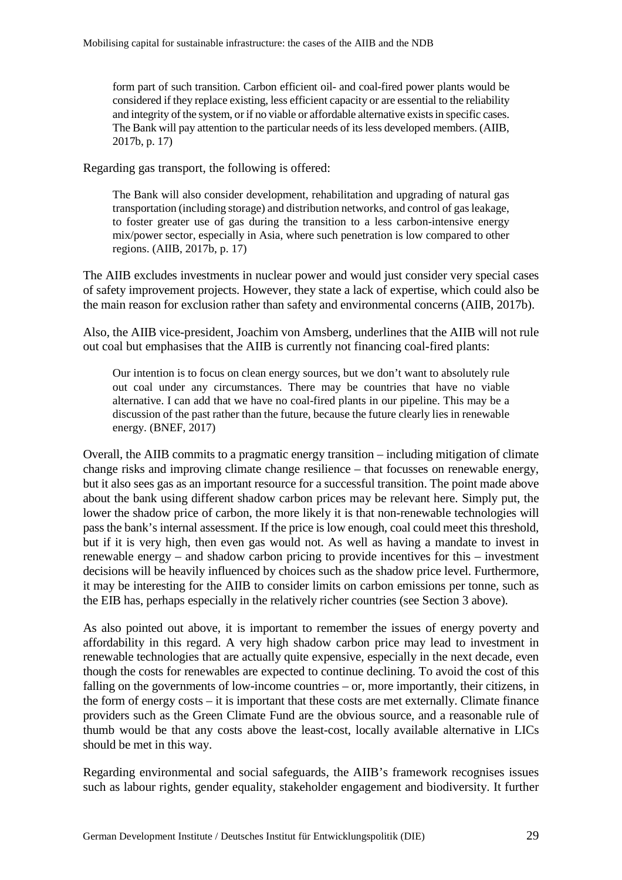> form part of such transition. Carbon efficient oil- and coal-fired power plants would be considered if they replace existing, less efficient capacity or are essential to the reliability and integrity of the system, or if no viable or affordable alternative exists in specific cases. The Bank will pay attention to the particular needs of its less developed members. (AIIB, 2017b, p. 17)

Regarding gas transport, the following is offered:

> The Bank will also consider development, rehabilitation and upgrading of natural gas transportation (including storage) and distribution networks, and control of gas leakage, to foster greater use of gas during the transition to a less carbon-intensive energy mix/power sector, especially in Asia, where such penetration is low compared to other regions. (AIIB, 2017b, p. 17)

The AIIB excludes investments in nuclear power and would just consider very special cases of safety improvement projects. However, they state a lack of expertise, which could also be the main reason for exclusion rather than safety and environmental concerns (AIIB, 2017b).

Also, the AIIB vice-president, Joachim von Amsberg, underlines that the AIIB will not rule out coal but emphasises that the AIIB is currently not financing coal-fired plants:

> Our intention is to focus on clean energy sources, but we don't want to absolutely rule out coal under any circumstances. There may be countries that have no viable alternative. I can add that we have no coal-fired plants in our pipeline. This may be a discussion of the past rather than the future, because the future clearly lies in renewable energy. (BNEF, 2017)

Overall, the AIIB commits to a pragmatic energy transition – including mitigation of climate change risks and improving climate change resilience – that focusses on renewable energy, but it also sees gas as an important resource for a successful transition. The point made above about the bank using different shadow carbon prices may be relevant here. Simply put, the lower the shadow price of carbon, the more likely it is that non-renewable technologies will pass the bank's internal assessment. If the price is low enough, coal could meet this threshold, but if it is very high, then even gas would not. As well as having a mandate to invest in renewable energy – and shadow carbon pricing to provide incentives for this – investment decisions will be heavily influenced by choices such as the shadow price level. Furthermore, it may be interesting for the AIIB to consider limits on carbon emissions per tonne, such as the EIB has, perhaps especially in the relatively richer countries (see Section 3 above).

As also pointed out above, it is important to remember the issues of energy poverty and affordability in this regard. A very high shadow carbon price may lead to investment in renewable technologies that are actually quite expensive, especially in the next decade, even though the costs for renewables are expected to continue declining. To avoid the cost of this falling on the governments of low-income countries – or, more importantly, their citizens, in the form of energy costs – it is important that these costs are met externally. Climate finance providers such as the Green Climate Fund are the obvious source, and a reasonable rule of thumb would be that any costs above the least-cost, locally available alternative in LICs should be met in this way.

Regarding environmental and social safeguards, the AIIB's framework recognises issues such as labour rights, gender equality, stakeholder engagement and biodiversity. It further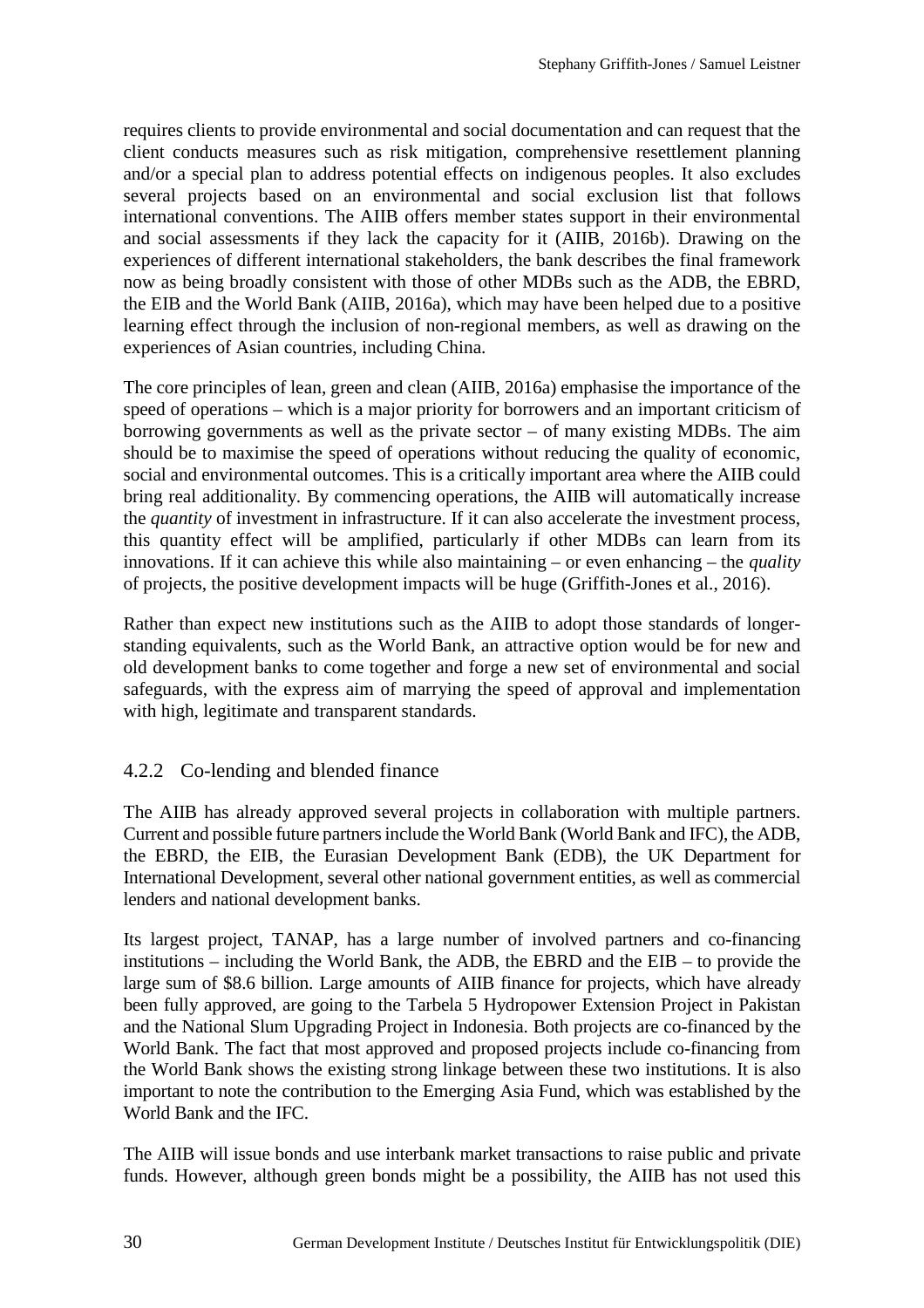requires clients to provide environmental and social documentation and can request that the client conducts measures such as risk mitigation, comprehensive resettlement planning and/or a special plan to address potential effects on indigenous peoples. It also excludes several projects based on an environmental and social exclusion list that follows international conventions. The AIIB offers member states support in their environmental and social assessments if they lack the capacity for it (AIIB, 2016b). Drawing on the experiences of different international stakeholders, the bank describes the final framework now as being broadly consistent with those of other MDBs such as the ADB, the EBRD, the EIB and the World Bank (AIIB, 2016a), which may have been helped due to a positive learning effect through the inclusion of non-regional members, as well as drawing on the experiences of Asian countries, including China.

The core principles of lean, green and clean (AIIB, 2016a) emphasise the importance of the speed of operations – which is a major priority for borrowers and an important criticism of borrowing governments as well as the private sector – of many existing MDBs. The aim should be to maximise the speed of operations without reducing the quality of economic, social and environmental outcomes. This is a critically important area where the AIIB could bring real additionality. By commencing operations, the AIIB will automatically increase the *quantity* of investment in infrastructure. If it can also accelerate the investment process, this quantity effect will be amplified, particularly if other MDBs can learn from its innovations. If it can achieve this while also maintaining – or even enhancing – the *quality* of projects, the positive development impacts will be huge (Griffith-Jones et al., 2016).

Rather than expect new institutions such as the AIIB to adopt those standards of longer-standing equivalents, such as the World Bank, an attractive option would be for new and old development banks to come together and forge a new set of environmental and social safeguards, with the express aim of marrying the speed of approval and implementation with high, legitimate and transparent standards.

### 4.2.2 Co-lending and blended finance

The AIIB has already approved several projects in collaboration with multiple partners. Current and possible future partners include the World Bank (World Bank and IFC), the ADB, the EBRD, the EIB, the Eurasian Development Bank (EDB), the UK Department for International Development, several other national government entities, as well as commercial lenders and national development banks.

Its largest project, TANAP, has a large number of involved partners and co-financing institutions – including the World Bank, the ADB, the EBRD and the EIB – to provide the large sum of \$8.6 billion. Large amounts of AIIB finance for projects, which have already been fully approved, are going to the Tarbela 5 Hydropower Extension Project in Pakistan and the National Slum Upgrading Project in Indonesia. Both projects are co-financed by the World Bank. The fact that most approved and proposed projects include co-financing from the World Bank shows the existing strong linkage between these two institutions. It is also important to note the contribution to the Emerging Asia Fund, which was established by the World Bank and the IFC.

The AIIB will issue bonds and use interbank market transactions to raise public and private funds. However, although green bonds might be a possibility, the AIIB has not used this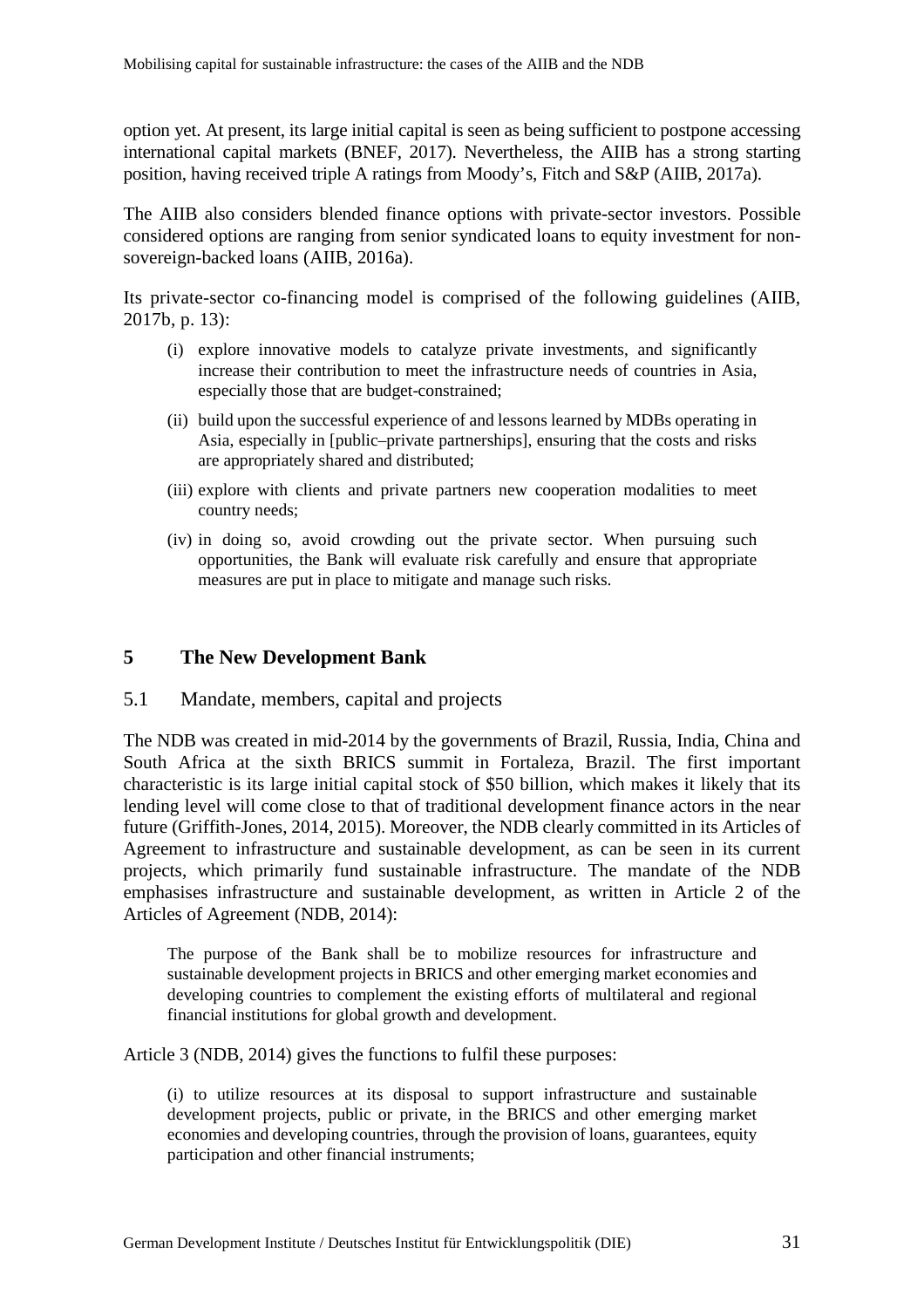option yet. At present, its large initial capital is seen as being sufficient to postpone accessing international capital markets (BNEF, 2017). Nevertheless, the AIIB has a strong starting position, having received triple A ratings from Moody's, Fitch and S&P (AIIB, 2017a).

The AIIB also considers blended finance options with private-sector investors. Possible considered options are ranging from senior syndicated loans to equity investment for non-sovereign-backed loans (AIIB, 2016a).

Its private-sector co-financing model is comprised of the following guidelines (AIIB, 2017b, p. 13):

> (i) explore innovative models to catalyze private investments, and significantly increase their contribution to meet the infrastructure needs of countries in Asia, especially those that are budget-constrained;
>
> (ii) build upon the successful experience of and lessons learned by MDBs operating in Asia, especially in [public–private partnerships], ensuring that the costs and risks are appropriately shared and distributed;
>
> (iii) explore with clients and private partners new cooperation modalities to meet country needs;
>
> (iv) in doing so, avoid crowding out the private sector. When pursuing such opportunities, the Bank will evaluate risk carefully and ensure that appropriate measures are put in place to mitigate and manage such risks.

## 5 The New Development Bank

### 5.1 Mandate, members, capital and projects

The NDB was created in mid-2014 by the governments of Brazil, Russia, India, China and South Africa at the sixth BRICS summit in Fortaleza, Brazil. The first important characteristic is its large initial capital stock of $50 billion, which makes it likely that its lending level will come close to that of traditional development finance actors in the near future (Griffith-Jones, 2014, 2015). Moreover, the NDB clearly committed in its Articles of Agreement to infrastructure and sustainable development, as can be seen in its current projects, which primarily fund sustainable infrastructure. The mandate of the NDB emphasises infrastructure and sustainable development, as written in Article 2 of the Articles of Agreement (NDB, 2014):

> The purpose of the Bank shall be to mobilize resources for infrastructure and sustainable development projects in BRICS and other emerging market economies and developing countries to complement the existing efforts of multilateral and regional financial institutions for global growth and development.

Article 3 (NDB, 2014) gives the functions to fulfil these purposes:

> (i) to utilize resources at its disposal to support infrastructure and sustainable development projects, public or private, in the BRICS and other emerging market economies and developing countries, through the provision of loans, guarantees, equity participation and other financial instruments;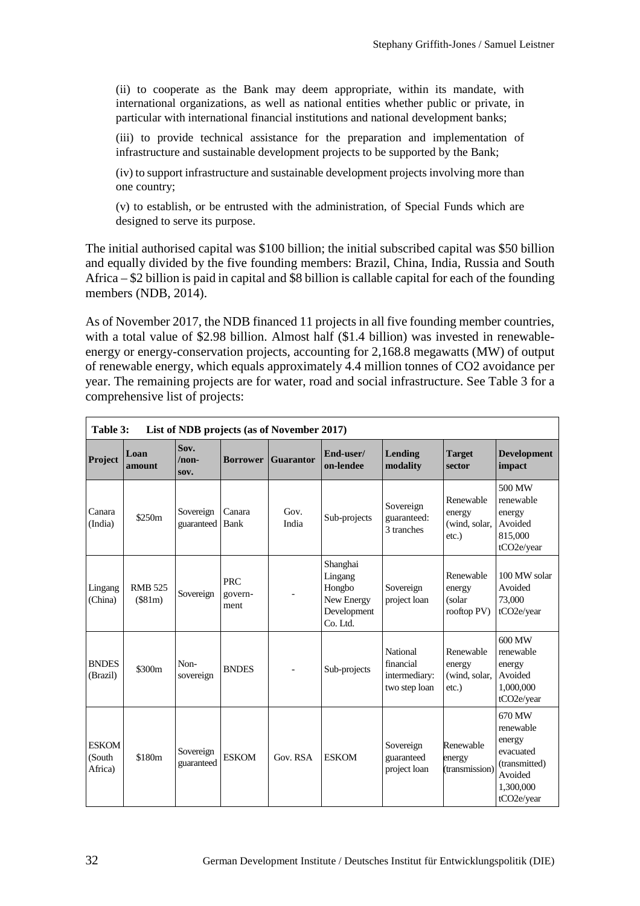(ii) to cooperate as the Bank may deem appropriate, within its mandate, with international organizations, as well as national entities whether public or private, in particular with international financial institutions and national development banks;

(iii) to provide technical assistance for the preparation and implementation of infrastructure and sustainable development projects to be supported by the Bank;

(iv) to support infrastructure and sustainable development projects involving more than one country;

(v) to establish, or be entrusted with the administration, of Special Funds which are designed to serve its purpose.

The initial authorised capital was \$100 billion; the initial subscribed capital was \$50 billion and equally divided by the five founding members: Brazil, China, India, Russia and South Africa – \$2 billion is paid in capital and \$8 billion is callable capital for each of the founding members (NDB, 2014).

As of November 2017, the NDB financed 11 projects in all five founding member countries, with a total value of \$2.98 billion. Almost half (\$1.4 billion) was invested in renewable-energy or energy-conservation projects, accounting for 2,168.8 megawatts (MW) of output of renewable energy, which equals approximately 4.4 million tonnes of $CO_2$ avoidance per year. The remaining projects are for water, road and social infrastructure. See Table 3 for a comprehensive list of projects:

**Table 3: List of NDB projects (as of November 2017)**

| Project | Loan amount | Sov. /non-sov. | Borrower | Guarantor | End-user/ on-lendee | Lending modality | Target sector | Development impact |
|---|---|---|---|---|---|---|---|---|
| Canara (India) | \$250m | Sovereign guaranteed | Canara Bank | Gov. India | Sub-projects | Sovereign guaranteed: 3 tranches | Renewable energy (wind, solar, etc.) | 500 MW renewable energy Avoided 815,000 tCO2e/year |
| Lingang (China) | RMB 525 (\$81m) | Sovereign | PRC govern-ment | - | Shanghai Lingang Hongbo New Energy Development Co. Ltd. | Sovereign project loan | Renewable energy (solar rooftop PV) | 100 MW solar Avoided 73,000 tCO2e/year |
| BNDES (Brazil) | \$300m | Non-sovereign | BNDES | - | Sub-projects | National financial intermediary: two step loan | Renewable energy (wind, solar, etc.) | 600 MW renewable energy Avoided 1,000,000 tCO2e/year |
| ESKOM (South Africa) | \$180m | Sovereign guaranteed | ESKOM | Gov. RSA | ESKOM | Sovereign guaranteed project loan | Renewable energy (transmission) | 670 MW renewable energy evacuated (transmitted) Avoided 1,300,000 tCO2e/year |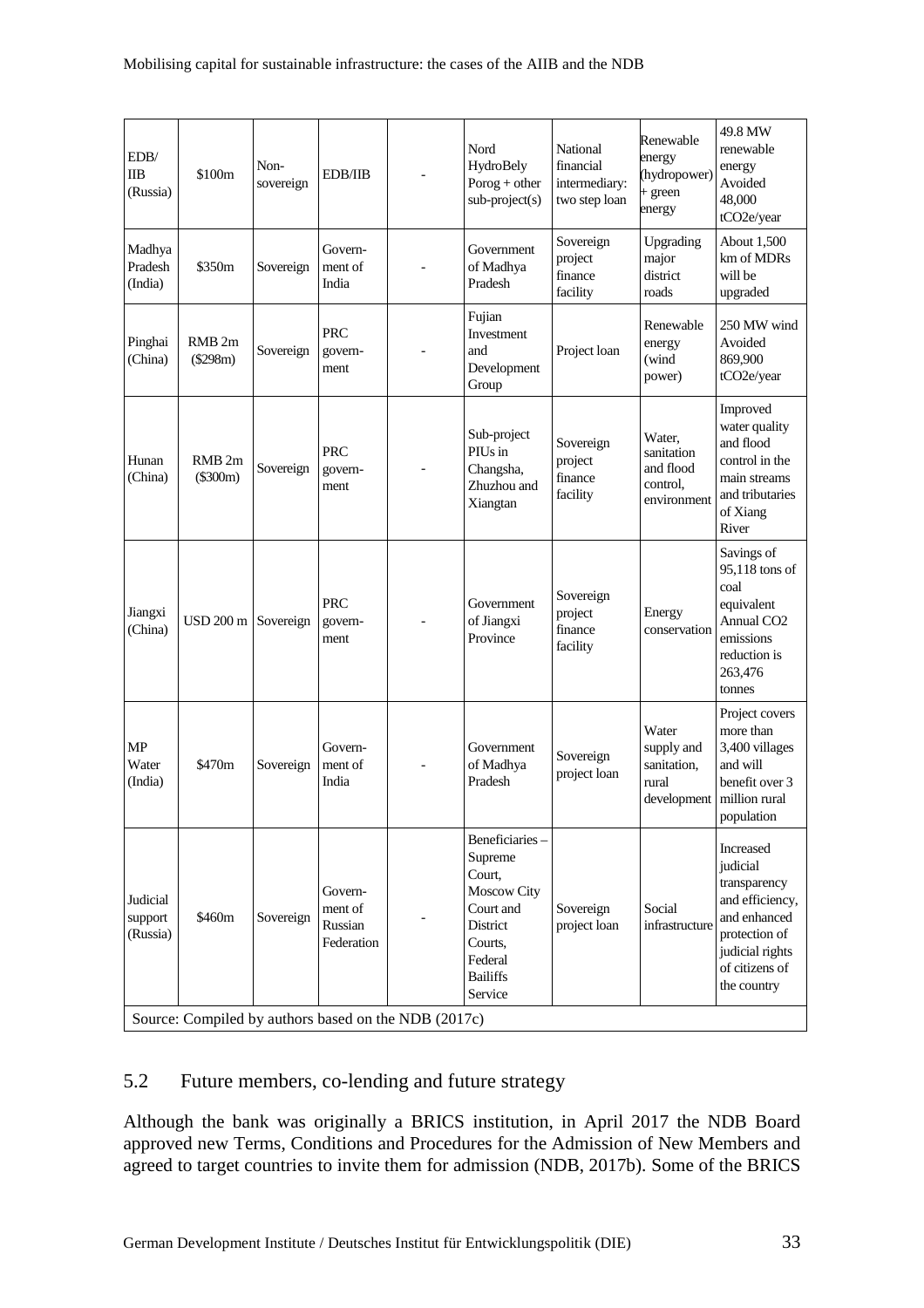| | | | | | | | | |
|---|---|---|---|---|---|---|---|---|
| EDB/ IIB (Russia) | \$100m | Non-sovereign | EDB/IIB | - | Nord HydroBely Porog + other sub-project(s) | National financial intermediary: two step loan | Renewable energy (hydropower) + green energy | 49.8 MW renewable energy Avoided 48,000 tCO2e/year |
| Madhya Pradesh (India) | \$350m | Sovereign | Government of India | - | Government of Madhya Pradesh | Sovereign project finance facility | Upgrading major district roads | About 1,500 km of MDRs will be upgraded |
| Pinghai (China) | RMB 2m (\$298m) | Sovereign | PRC government | - | Fujian Investment and Development Group | Project loan | Renewable energy (wind power) | 250 MW wind Avoided 869,900 tCO2e/year |
| Hunan (China) | RMB 2m (\$300m) | Sovereign | PRC government | - | Sub-project PIUs in Changsha, Zhuzhou and Xiangtan | Sovereign project finance facility | Water, sanitation and flood control, environment | Improved water quality and flood control in the main streams and tributaries of Xiang River |
| Jiangxi (China) | USD 200 m | Sovereign | PRC government | - | Government of Jiangxi Province | Sovereign project finance facility | Energy conservation | Savings of 95,118 tons of coal equivalent Annual CO2 emissions reduction is 263,476 tonnes |
| MP Water (India) | \$470m | Sovereign | Government of India | - | Government of Madhya Pradesh | Sovereign project loan | Water supply and sanitation, rural development | Project covers more than 3,400 villages and will benefit over 3 million rural population |
| Judicial support (Russia) | \$460m | Sovereign | Government of Russian Federation | - | Beneficiaries – Supreme Court, Moscow City Court and District Courts, Federal Bailiffs Service | Sovereign project loan | Social infrastructure | Increased judicial transparency and efficiency, and enhanced protection of judicial rights of citizens of the country |

Source: Compiled by authors based on the NDB (2017c)

## 5.2 Future members, co-lending and future strategy

Although the bank was originally a BRICS institution, in April 2017 the NDB Board approved new Terms, Conditions and Procedures for the Admission of New Members and agreed to target countries to invite them for admission (NDB, 2017b). Some of the BRICS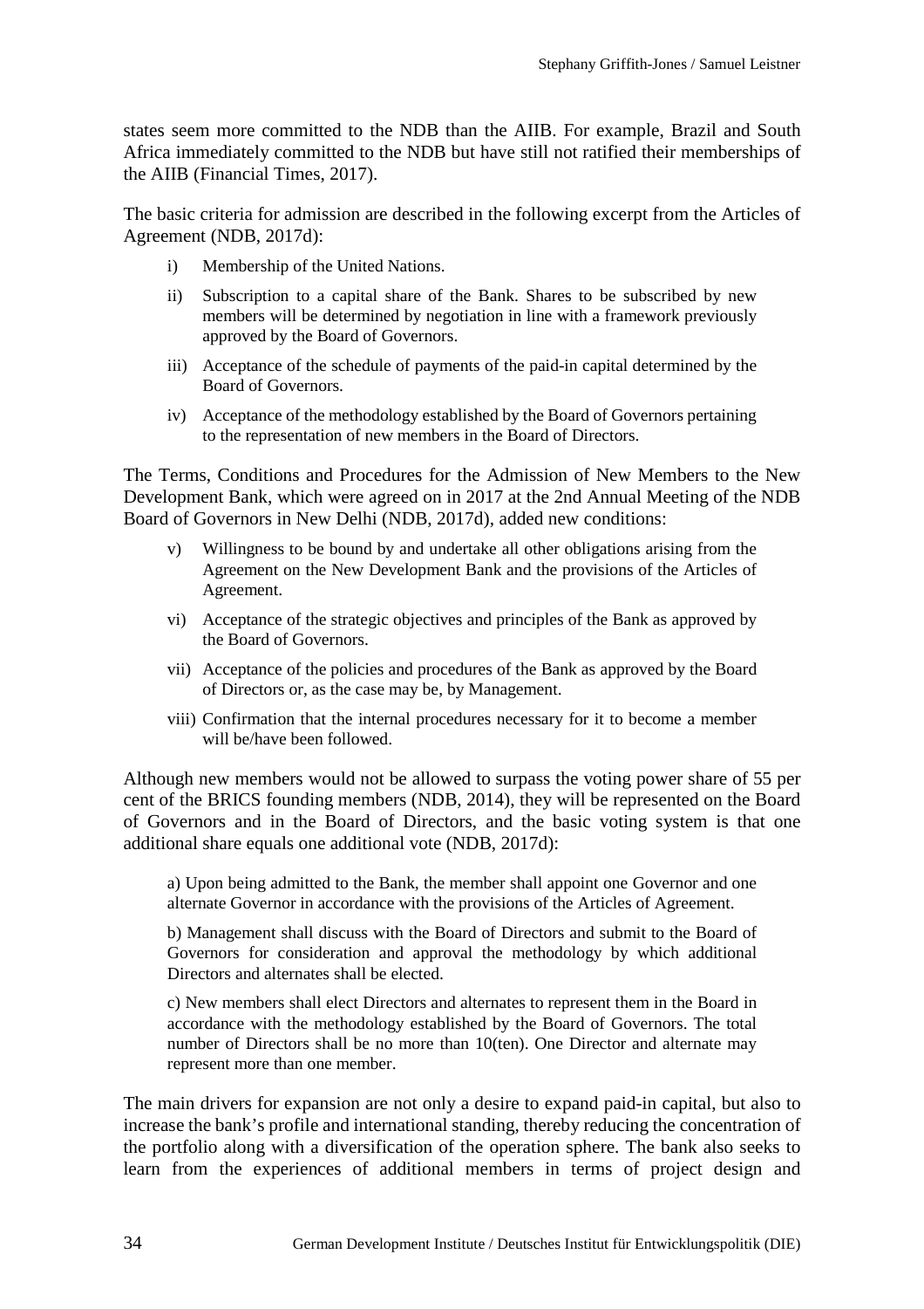states seem more committed to the NDB than the AIIB. For example, Brazil and South Africa immediately committed to the NDB but have still not ratified their memberships of the AIIB (Financial Times, 2017).

The basic criteria for admission are described in the following excerpt from the Articles of Agreement (NDB, 2017d):

- i) Membership of the United Nations.
- ii) Subscription to a capital share of the Bank. Shares to be subscribed by new members will be determined by negotiation in line with a framework previously approved by the Board of Governors.
- iii) Acceptance of the schedule of payments of the paid-in capital determined by the Board of Governors.
- iv) Acceptance of the methodology established by the Board of Governors pertaining to the representation of new members in the Board of Directors.

The Terms, Conditions and Procedures for the Admission of New Members to the New Development Bank, which were agreed on in 2017 at the 2nd Annual Meeting of the NDB Board of Governors in New Delhi (NDB, 2017d), added new conditions:

- v) Willingness to be bound by and undertake all other obligations arising from the Agreement on the New Development Bank and the provisions of the Articles of Agreement.
- vi) Acceptance of the strategic objectives and principles of the Bank as approved by the Board of Governors.
- vii) Acceptance of the policies and procedures of the Bank as approved by the Board of Directors or, as the case may be, by Management.
- viii) Confirmation that the internal procedures necessary for it to become a member will be/have been followed.

Although new members would not be allowed to surpass the voting power share of 55 per cent of the BRICS founding members (NDB, 2014), they will be represented on the Board of Governors and in the Board of Directors, and the basic voting system is that one additional share equals one additional vote (NDB, 2017d):

> a) Upon being admitted to the Bank, the member shall appoint one Governor and one alternate Governor in accordance with the provisions of the Articles of Agreement.
>
> b) Management shall discuss with the Board of Directors and submit to the Board of Governors for consideration and approval the methodology by which additional Directors and alternates shall be elected.
>
> c) New members shall elect Directors and alternates to represent them in the Board in accordance with the methodology established by the Board of Governors. The total number of Directors shall be no more than 10(ten). One Director and alternate may represent more than one member.

The main drivers for expansion are not only a desire to expand paid-in capital, but also to increase the bank's profile and international standing, thereby reducing the concentration of the portfolio along with a diversification of the operation sphere. The bank also seeks to learn from the experiences of additional members in terms of project design and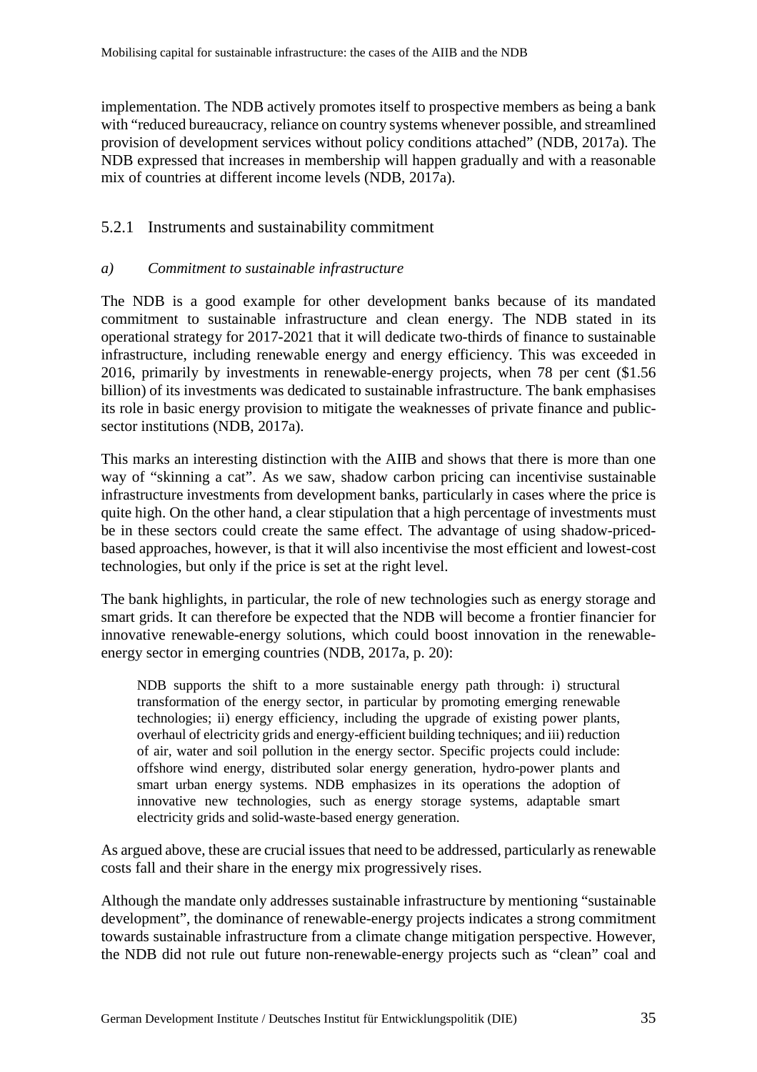implementation. The NDB actively promotes itself to prospective members as being a bank with "reduced bureaucracy, reliance on country systems whenever possible, and streamlined provision of development services without policy conditions attached" (NDB, 2017a). The NDB expressed that increases in membership will happen gradually and with a reasonable mix of countries at different income levels (NDB, 2017a).

### 5.2.1 Instruments and sustainability commitment

#### *a) Commitment to sustainable infrastructure*

The NDB is a good example for other development banks because of its mandated commitment to sustainable infrastructure and clean energy. The NDB stated in its operational strategy for 2017-2021 that it will dedicate two-thirds of finance to sustainable infrastructure, including renewable energy and energy efficiency. This was exceeded in 2016, primarily by investments in renewable-energy projects, when 78 per cent ($1.56 billion) of its investments was dedicated to sustainable infrastructure. The bank emphasises its role in basic energy provision to mitigate the weaknesses of private finance and public-sector institutions (NDB, 2017a).

This marks an interesting distinction with the AIIB and shows that there is more than one way of "skinning a cat". As we saw, shadow carbon pricing can incentivise sustainable infrastructure investments from development banks, particularly in cases where the price is quite high. On the other hand, a clear stipulation that a high percentage of investments must be in these sectors could create the same effect. The advantage of using shadow-priced-based approaches, however, is that it will also incentivise the most efficient and lowest-cost technologies, but only if the price is set at the right level.

The bank highlights, in particular, the role of new technologies such as energy storage and smart grids. It can therefore be expected that the NDB will become a frontier financier for innovative renewable-energy solutions, which could boost innovation in the renewable-energy sector in emerging countries (NDB, 2017a, p. 20):

> NDB supports the shift to a more sustainable energy path through: i) structural transformation of the energy sector, in particular by promoting emerging renewable technologies; ii) energy efficiency, including the upgrade of existing power plants, overhaul of electricity grids and energy-efficient building techniques; and iii) reduction of air, water and soil pollution in the energy sector. Specific projects could include: offshore wind energy, distributed solar energy generation, hydro-power plants and smart urban energy systems. NDB emphasizes in its operations the adoption of innovative new technologies, such as energy storage systems, adaptable smart electricity grids and solid-waste-based energy generation.

As argued above, these are crucial issues that need to be addressed, particularly as renewable costs fall and their share in the energy mix progressively rises.

Although the mandate only addresses sustainable infrastructure by mentioning "sustainable development", the dominance of renewable-energy projects indicates a strong commitment towards sustainable infrastructure from a climate change mitigation perspective. However, the NDB did not rule out future non-renewable-energy projects such as "clean" coal and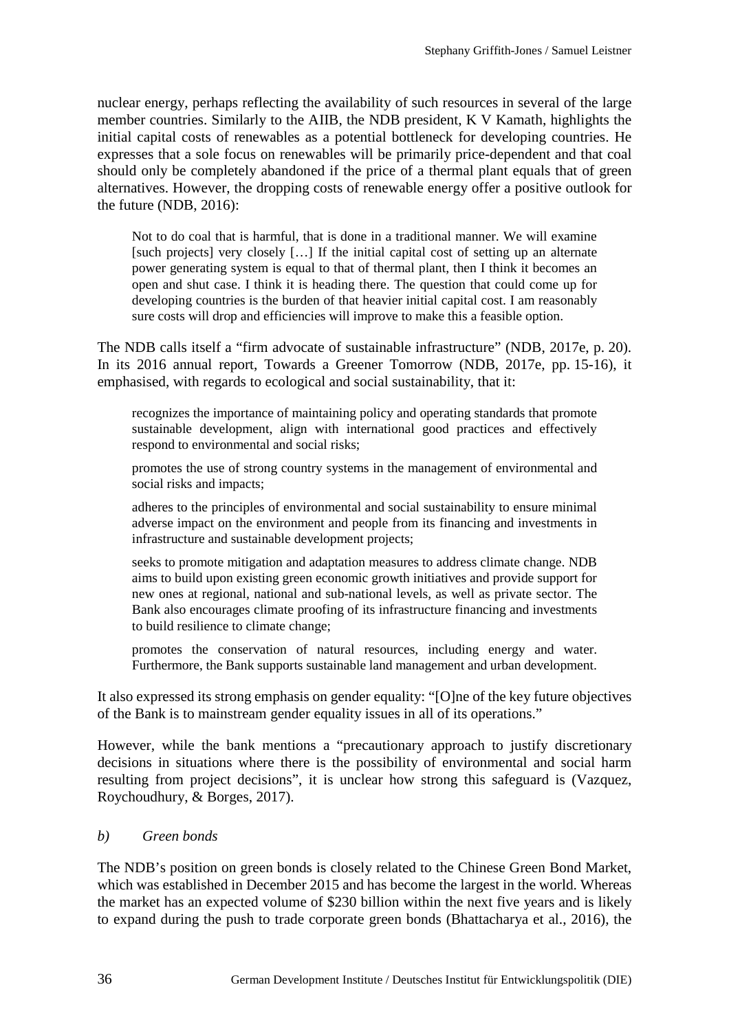nuclear energy, perhaps reflecting the availability of such resources in several of the large member countries. Similarly to the AIIB, the NDB president, K V Kamath, highlights the initial capital costs of renewables as a potential bottleneck for developing countries. He expresses that a sole focus on renewables will be primarily price-dependent and that coal should only be completely abandoned if the price of a thermal plant equals that of green alternatives. However, the dropping costs of renewable energy offer a positive outlook for the future (NDB, 2016):

> Not to do coal that is harmful, that is done in a traditional manner. We will examine [such projects] very closely […] If the initial capital cost of setting up an alternate power generating system is equal to that of thermal plant, then I think it becomes an open and shut case. I think it is heading there. The question that could come up for developing countries is the burden of that heavier initial capital cost. I am reasonably sure costs will drop and efficiencies will improve to make this a feasible option.

The NDB calls itself a "firm advocate of sustainable infrastructure" (NDB, 2017e, p. 20). In its 2016 annual report, Towards a Greener Tomorrow (NDB, 2017e, pp. 15-16), it emphasised, with regards to ecological and social sustainability, that it:

> recognizes the importance of maintaining policy and operating standards that promote sustainable development, align with international good practices and effectively respond to environmental and social risks;
>
> promotes the use of strong country systems in the management of environmental and social risks and impacts;
>
> adheres to the principles of environmental and social sustainability to ensure minimal adverse impact on the environment and people from its financing and investments in infrastructure and sustainable development projects;
>
> seeks to promote mitigation and adaptation measures to address climate change. NDB aims to build upon existing green economic growth initiatives and provide support for new ones at regional, national and sub-national levels, as well as private sector. The Bank also encourages climate proofing of its infrastructure financing and investments to build resilience to climate change;
>
> promotes the conservation of natural resources, including energy and water. Furthermore, the Bank supports sustainable land management and urban development.

It also expressed its strong emphasis on gender equality: "[O]ne of the key future objectives of the Bank is to mainstream gender equality issues in all of its operations."

However, while the bank mentions a "precautionary approach to justify discretionary decisions in situations where there is the possibility of environmental and social harm resulting from project decisions", it is unclear how strong this safeguard is (Vazquez, Roychoudhury, & Borges, 2017).

*b) Green bonds*

The NDB's position on green bonds is closely related to the Chinese Green Bond Market, which was established in December 2015 and has become the largest in the world. Whereas the market has an expected volume of $230 billion within the next five years and is likely to expand during the push to trade corporate green bonds (Bhattacharya et al., 2016), the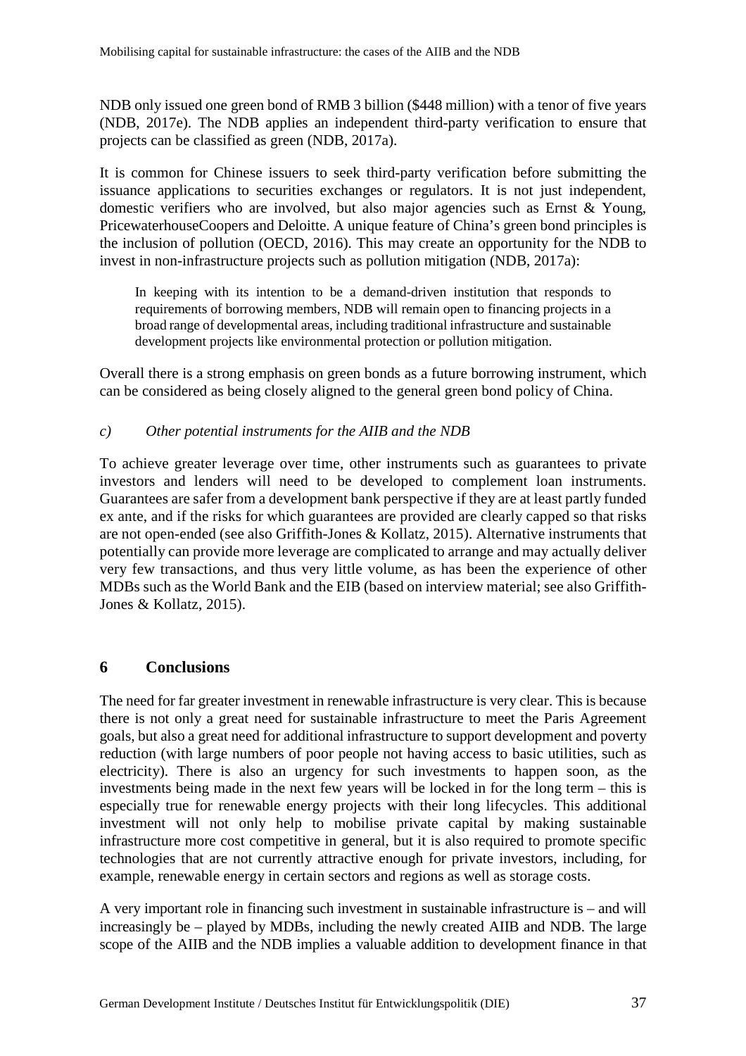NDB only issued one green bond of RMB 3 billion ($448 million) with a tenor of five years (NDB, 2017e). The NDB applies an independent third-party verification to ensure that projects can be classified as green (NDB, 2017a).

It is common for Chinese issuers to seek third-party verification before submitting the issuance applications to securities exchanges or regulators. It is not just independent, domestic verifiers who are involved, but also major agencies such as Ernst & Young, PricewaterhouseCoopers and Deloitte. A unique feature of China's green bond principles is the inclusion of pollution (OECD, 2016). This may create an opportunity for the NDB to invest in non-infrastructure projects such as pollution mitigation (NDB, 2017a):

> In keeping with its intention to be a demand-driven institution that responds to requirements of borrowing members, NDB will remain open to financing projects in a broad range of developmental areas, including traditional infrastructure and sustainable development projects like environmental protection or pollution mitigation.

Overall there is a strong emphasis on green bonds as a future borrowing instrument, which can be considered as being closely aligned to the general green bond policy of China.

*c) Other potential instruments for the AIIB and the NDB*

To achieve greater leverage over time, other instruments such as guarantees to private investors and lenders will need to be developed to complement loan instruments. Guarantees are safer from a development bank perspective if they are at least partly funded ex ante, and if the risks for which guarantees are provided are clearly capped so that risks are not open-ended (see also Griffith-Jones & Kollatz, 2015). Alternative instruments that potentially can provide more leverage are complicated to arrange and may actually deliver very few transactions, and thus very little volume, as has been the experience of other MDBs such as the World Bank and the EIB (based on interview material; see also Griffith-Jones & Kollatz, 2015).

## 6 Conclusions

The need for far greater investment in renewable infrastructure is very clear. This is because there is not only a great need for sustainable infrastructure to meet the Paris Agreement goals, but also a great need for additional infrastructure to support development and poverty reduction (with large numbers of poor people not having access to basic utilities, such as electricity). There is also an urgency for such investments to happen soon, as the investments being made in the next few years will be locked in for the long term – this is especially true for renewable energy projects with their long lifecycles. This additional investment will not only help to mobilise private capital by making sustainable infrastructure more cost competitive in general, but it is also required to promote specific technologies that are not currently attractive enough for private investors, including, for example, renewable energy in certain sectors and regions as well as storage costs.

A very important role in financing such investment in sustainable infrastructure is – and will increasingly be – played by MDBs, including the newly created AIIB and NDB. The large scope of the AIIB and the NDB implies a valuable addition to development finance in that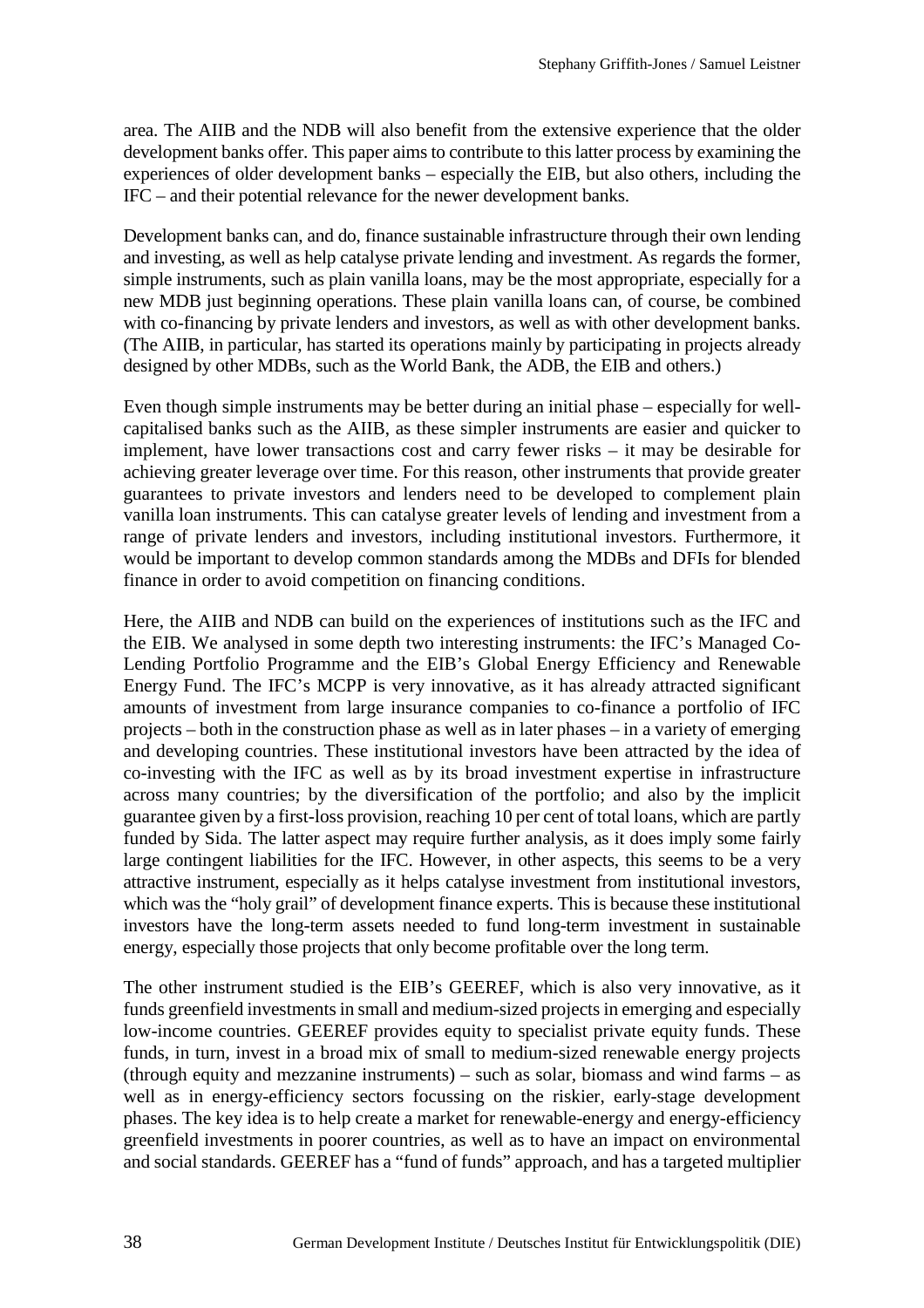area. The AIIB and the NDB will also benefit from the extensive experience that the older development banks offer. This paper aims to contribute to this latter process by examining the experiences of older development banks – especially the EIB, but also others, including the IFC – and their potential relevance for the newer development banks.

Development banks can, and do, finance sustainable infrastructure through their own lending and investing, as well as help catalyse private lending and investment. As regards the former, simple instruments, such as plain vanilla loans, may be the most appropriate, especially for a new MDB just beginning operations. These plain vanilla loans can, of course, be combined with co-financing by private lenders and investors, as well as with other development banks. (The AIIB, in particular, has started its operations mainly by participating in projects already designed by other MDBs, such as the World Bank, the ADB, the EIB and others.)

Even though simple instruments may be better during an initial phase – especially for well-capitalised banks such as the AIIB, as these simpler instruments are easier and quicker to implement, have lower transactions cost and carry fewer risks – it may be desirable for achieving greater leverage over time. For this reason, other instruments that provide greater guarantees to private investors and lenders need to be developed to complement plain vanilla loan instruments. This can catalyse greater levels of lending and investment from a range of private lenders and investors, including institutional investors. Furthermore, it would be important to develop common standards among the MDBs and DFIs for blended finance in order to avoid competition on financing conditions.

Here, the AIIB and NDB can build on the experiences of institutions such as the IFC and the EIB. We analysed in some depth two interesting instruments: the IFC's Managed Co-Lending Portfolio Programme and the EIB's Global Energy Efficiency and Renewable Energy Fund. The IFC's MCPP is very innovative, as it has already attracted significant amounts of investment from large insurance companies to co-finance a portfolio of IFC projects – both in the construction phase as well as in later phases – in a variety of emerging and developing countries. These institutional investors have been attracted by the idea of co-investing with the IFC as well as by its broad investment expertise in infrastructure across many countries; by the diversification of the portfolio; and also by the implicit guarantee given by a first-loss provision, reaching 10 per cent of total loans, which are partly funded by Sida. The latter aspect may require further analysis, as it does imply some fairly large contingent liabilities for the IFC. However, in other aspects, this seems to be a very attractive instrument, especially as it helps catalyse investment from institutional investors, which was the "holy grail" of development finance experts. This is because these institutional investors have the long-term assets needed to fund long-term investment in sustainable energy, especially those projects that only become profitable over the long term.

The other instrument studied is the EIB's GEEREF, which is also very innovative, as it funds greenfield investments in small and medium-sized projects in emerging and especially low-income countries. GEEREF provides equity to specialist private equity funds. These funds, in turn, invest in a broad mix of small to medium-sized renewable energy projects (through equity and mezzanine instruments) – such as solar, biomass and wind farms – as well as in energy-efficiency sectors focussing on the riskier, early-stage development phases. The key idea is to help create a market for renewable-energy and energy-efficiency greenfield investments in poorer countries, as well as to have an impact on environmental and social standards. GEEREF has a "fund of funds" approach, and has a targeted multiplier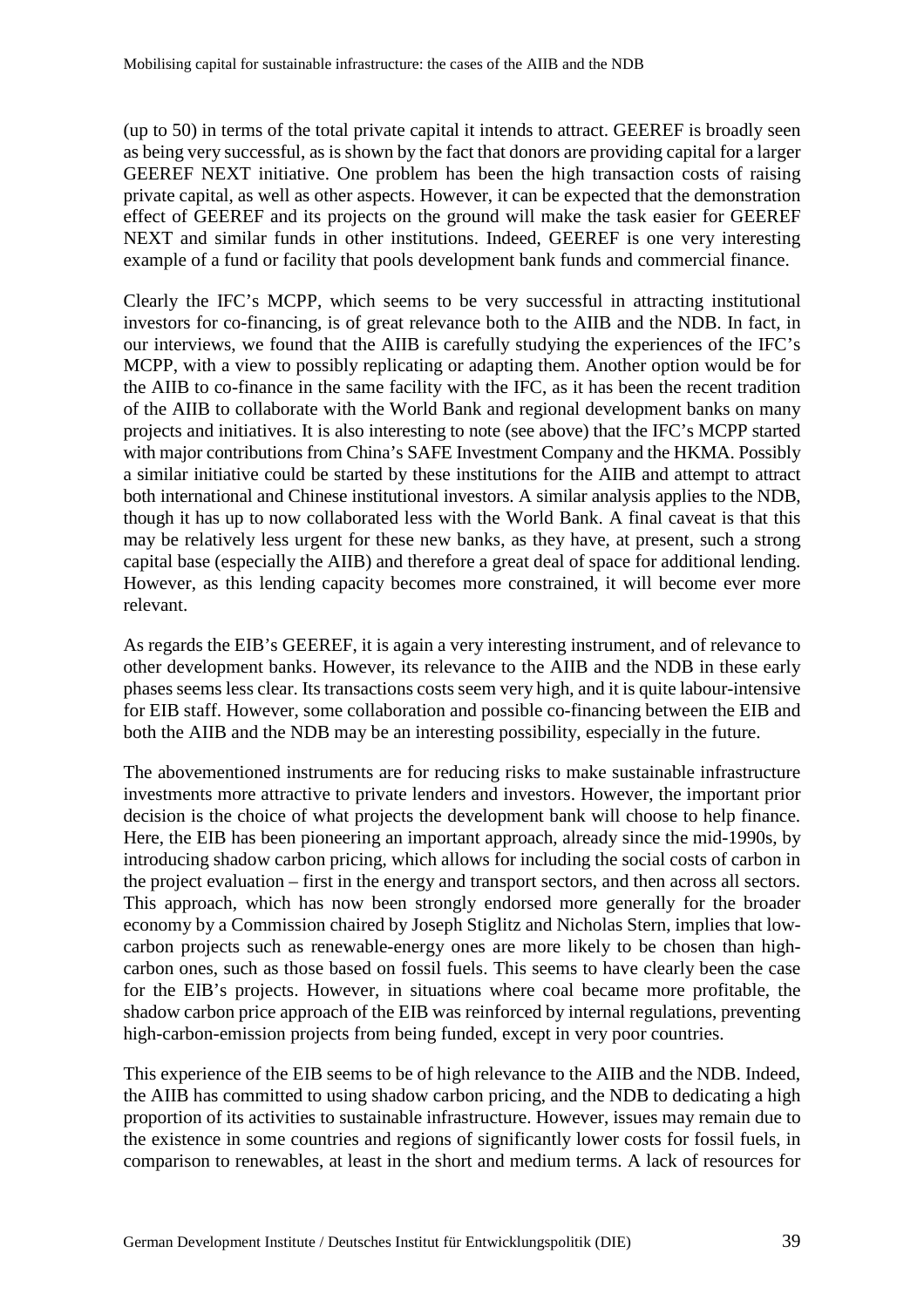(up to 50) in terms of the total private capital it intends to attract. GEEREF is broadly seen as being very successful, as is shown by the fact that donors are providing capital for a larger GEEREF NEXT initiative. One problem has been the high transaction costs of raising private capital, as well as other aspects. However, it can be expected that the demonstration effect of GEEREF and its projects on the ground will make the task easier for GEEREF NEXT and similar funds in other institutions. Indeed, GEEREF is one very interesting example of a fund or facility that pools development bank funds and commercial finance.

Clearly the IFC's MCPP, which seems to be very successful in attracting institutional investors for co-financing, is of great relevance both to the AIIB and the NDB. In fact, in our interviews, we found that the AIIB is carefully studying the experiences of the IFC's MCPP, with a view to possibly replicating or adapting them. Another option would be for the AIIB to co-finance in the same facility with the IFC, as it has been the recent tradition of the AIIB to collaborate with the World Bank and regional development banks on many projects and initiatives. It is also interesting to note (see above) that the IFC's MCPP started with major contributions from China's SAFE Investment Company and the HKMA. Possibly a similar initiative could be started by these institutions for the AIIB and attempt to attract both international and Chinese institutional investors. A similar analysis applies to the NDB, though it has up to now collaborated less with the World Bank. A final caveat is that this may be relatively less urgent for these new banks, as they have, at present, such a strong capital base (especially the AIIB) and therefore a great deal of space for additional lending. However, as this lending capacity becomes more constrained, it will become ever more relevant.

As regards the EIB's GEEREF, it is again a very interesting instrument, and of relevance to other development banks. However, its relevance to the AIIB and the NDB in these early phases seems less clear. Its transactions costs seem very high, and it is quite labour-intensive for EIB staff. However, some collaboration and possible co-financing between the EIB and both the AIIB and the NDB may be an interesting possibility, especially in the future.

The abovementioned instruments are for reducing risks to make sustainable infrastructure investments more attractive to private lenders and investors. However, the important prior decision is the choice of what projects the development bank will choose to help finance. Here, the EIB has been pioneering an important approach, already since the mid-1990s, by introducing shadow carbon pricing, which allows for including the social costs of carbon in the project evaluation – first in the energy and transport sectors, and then across all sectors. This approach, which has now been strongly endorsed more generally for the broader economy by a Commission chaired by Joseph Stiglitz and Nicholas Stern, implies that low-carbon projects such as renewable-energy ones are more likely to be chosen than high-carbon ones, such as those based on fossil fuels. This seems to have clearly been the case for the EIB's projects. However, in situations where coal became more profitable, the shadow carbon price approach of the EIB was reinforced by internal regulations, preventing high-carbon-emission projects from being funded, except in very poor countries.

This experience of the EIB seems to be of high relevance to the AIIB and the NDB. Indeed, the AIIB has committed to using shadow carbon pricing, and the NDB to dedicating a high proportion of its activities to sustainable infrastructure. However, issues may remain due to the existence in some countries and regions of significantly lower costs for fossil fuels, in comparison to renewables, at least in the short and medium terms. A lack of resources for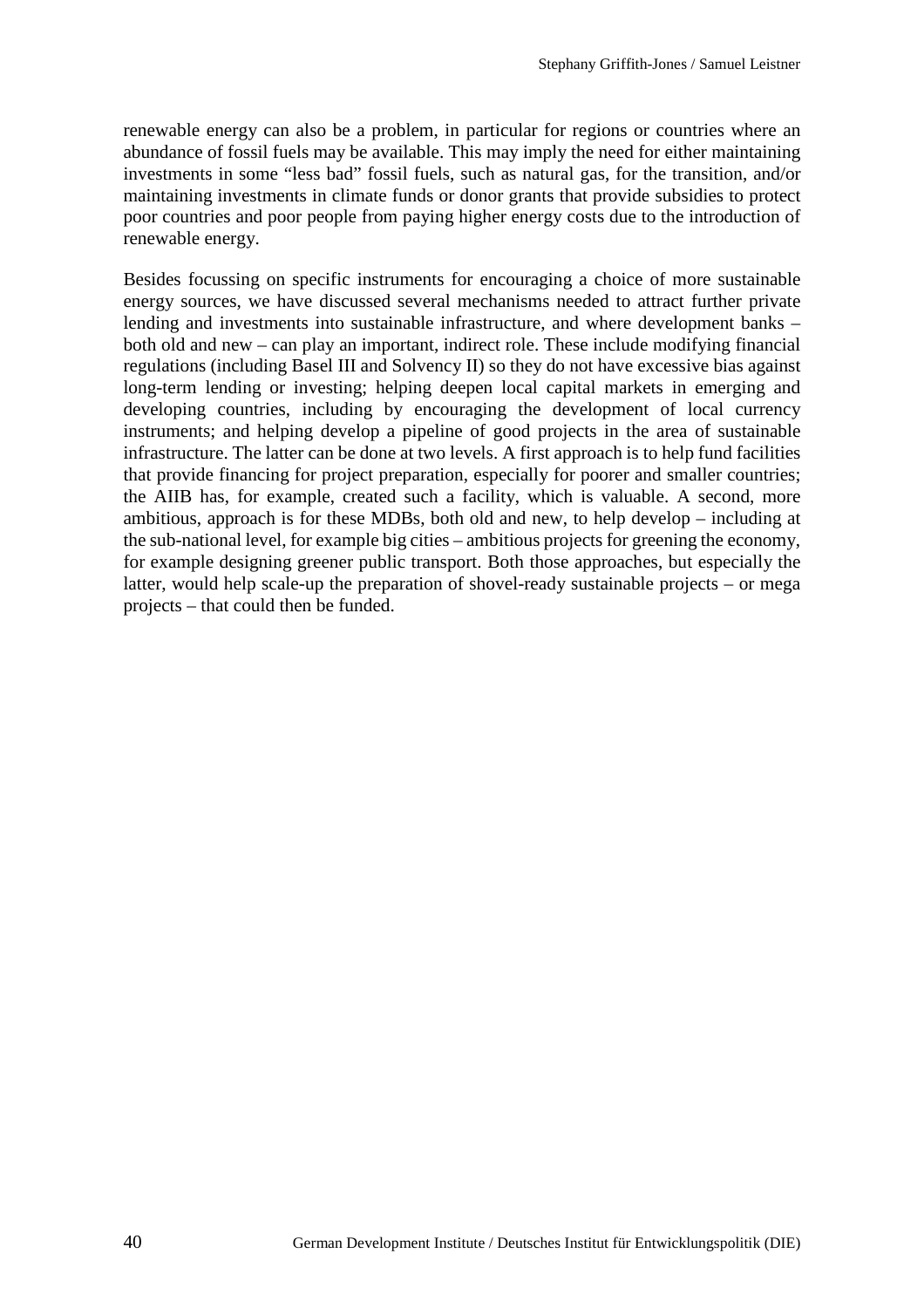renewable energy can also be a problem, in particular for regions or countries where an abundance of fossil fuels may be available. This may imply the need for either maintaining investments in some "less bad" fossil fuels, such as natural gas, for the transition, and/or maintaining investments in climate funds or donor grants that provide subsidies to protect poor countries and poor people from paying higher energy costs due to the introduction of renewable energy.

Besides focussing on specific instruments for encouraging a choice of more sustainable energy sources, we have discussed several mechanisms needed to attract further private lending and investments into sustainable infrastructure, and where development banks – both old and new – can play an important, indirect role. These include modifying financial regulations (including Basel III and Solvency II) so they do not have excessive bias against long-term lending or investing; helping deepen local capital markets in emerging and developing countries, including by encouraging the development of local currency instruments; and helping develop a pipeline of good projects in the area of sustainable infrastructure. The latter can be done at two levels. A first approach is to help fund facilities that provide financing for project preparation, especially for poorer and smaller countries; the AIIB has, for example, created such a facility, which is valuable. A second, more ambitious, approach is for these MDBs, both old and new, to help develop – including at the sub-national level, for example big cities – ambitious projects for greening the economy, for example designing greener public transport. Both those approaches, but especially the latter, would help scale-up the preparation of shovel-ready sustainable projects – or mega projects – that could then be funded.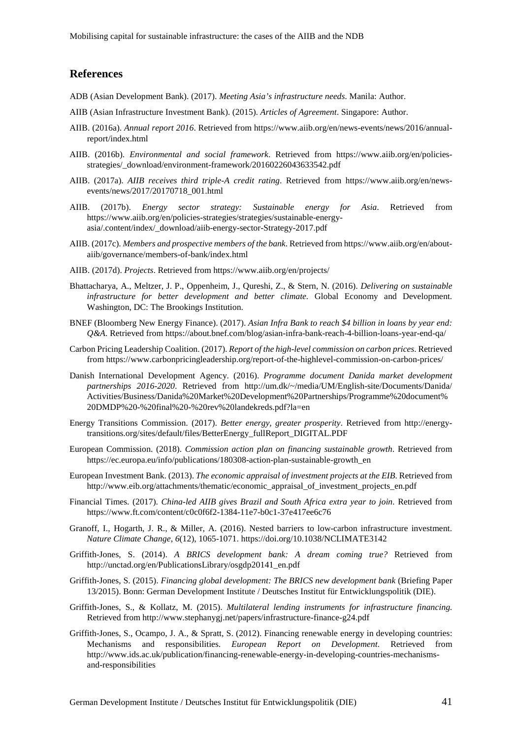## References

ADB (Asian Development Bank). (2017). *Meeting Asia's infrastructure needs*. Manila: Author.

AIIB (Asian Infrastructure Investment Bank). (2015). *Articles of Agreement*. Singapore: Author.

AIIB. (2016a). *Annual report 2016*. Retrieved from https://www.aiib.org/en/news-events/news/2016/annual-report/index.html

AIIB. (2016b). *Environmental and social framework*. Retrieved from https://www.aiib.org/en/policies-strategies/_download/environment-framework/20160226043633542.pdf

AIIB. (2017a). *AIIB receives third triple-A credit rating*. Retrieved from https://www.aiib.org/en/news-events/news/2017/20170718_001.html

AIIB. (2017b). *Energy sector strategy: Sustainable energy for Asia*. Retrieved from https://www.aiib.org/en/policies-strategies/strategies/sustainable-energy-asia/.content/index/_download/aiib-energy-sector-Strategy-2017.pdf

AIIB. (2017c). *Members and prospective members of the bank*. Retrieved from https://www.aiib.org/en/about-aiib/governance/members-of-bank/index.html

AIIB. (2017d). *Projects*. Retrieved from https://www.aiib.org/en/projects/

Bhattacharya, A., Meltzer, J. P., Oppenheim, J., Qureshi, Z., & Stern, N. (2016). *Delivering on sustainable infrastructure for better development and better climate*. Global Economy and Development. Washington, DC: The Brookings Institution.

BNEF (Bloomberg New Energy Finance). (2017). *Asian Infra Bank to reach $4 billion in loans by year end: Q&A*. Retrieved from https://about.bnef.com/blog/asian-infra-bank-reach-4-billion-loans-year-end-qa/

Carbon Pricing Leadership Coalition. (2017). *Report of the high-level commission on carbon prices*. Retrieved from https://www.carbonpricingleadership.org/report-of-the-highlevel-commission-on-carbon-prices/

Danish International Development Agency. (2016). *Programme document Danida market development partnerships 2016-2020*. Retrieved from http://um.dk/~/media/UM/English-site/Documents/Danida/Activities/Business/Danida%20Market%20Development%20Partnerships/Programme%20document%20DMDP%20-%20final%20-%20rev%20landekreds.pdf?la=en

Energy Transitions Commission. (2017). *Better energy, greater prosperity*. Retrieved from http://energy-transitions.org/sites/default/files/BetterEnergy_fullReport_DIGITAL.PDF

European Commission. (2018). *Commission action plan on financing sustainable growth*. Retrieved from https://ec.europa.eu/info/publications/180308-action-plan-sustainable-growth_en

European Investment Bank. (2013). *The economic appraisal of investment projects at the EIB*. Retrieved from http://www.eib.org/attachments/thematic/economic_appraisal_of_investment_projects_en.pdf

Financial Times. (2017). *China-led AIIB gives Brazil and South Africa extra year to join*. Retrieved from https://www.ft.com/content/c0c0f6f2-1384-11e7-b0c1-37e417ee6c76

Granoff, I., Hogarth, J. R., & Miller, A. (2016). Nested barriers to low-carbon infrastructure investment. *Nature Climate Change*, *6*(12), 1065-1071. https://doi.org/10.1038/NCLIMATE3142

Griffith-Jones, S. (2014). *A BRICS development bank: A dream coming true?* Retrieved from http://unctad.org/en/PublicationsLibrary/osgdp20141_en.pdf

Griffith-Jones, S. (2015). *Financing global development: The BRICS new development bank* (Briefing Paper 13/2015). Bonn: German Development Institute / Deutsches Institut für Entwicklungspolitik (DIE).

Griffith-Jones, S., & Kollatz, M. (2015). *Multilateral lending instruments for infrastructure financing.* Retrieved from http://www.stephanygj.net/papers/infrastructure-finance-g24.pdf

Griffith-Jones, S., Ocampo, J. A., & Spratt, S. (2012). Financing renewable energy in developing countries: Mechanisms and responsibilities. *European Report on Development*. Retrieved from http://www.ids.ac.uk/publication/financing-renewable-energy-in-developing-countries-mechanisms-and-responsibilities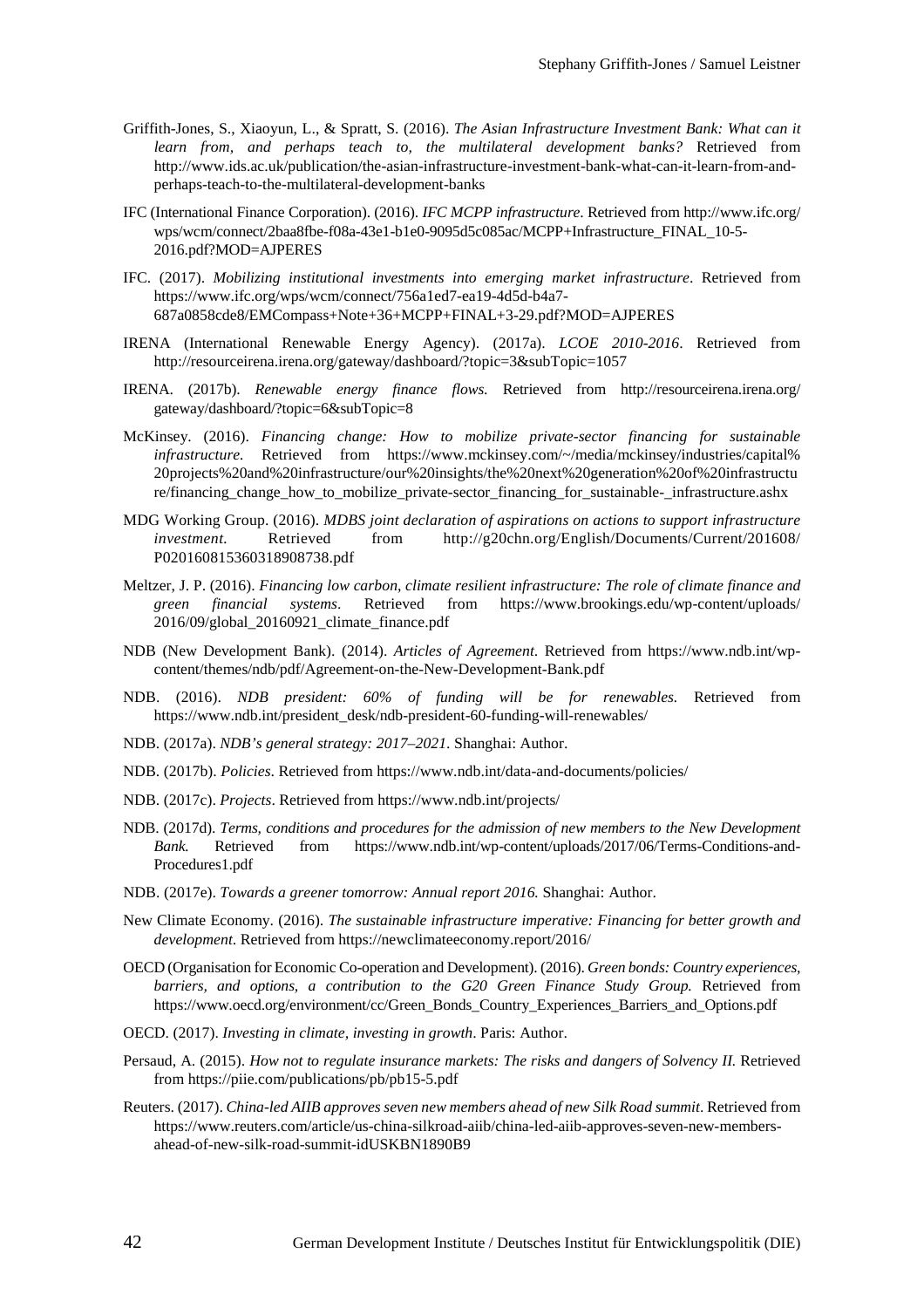Griffith-Jones, S., Xiaoyun, L., & Spratt, S. (2016). *The Asian Infrastructure Investment Bank: What can it learn from, and perhaps teach to, the multilateral development banks?* Retrieved from http://www.ids.ac.uk/publication/the-asian-infrastructure-investment-bank-what-can-it-learn-from-and-perhaps-teach-to-the-multilateral-development-banks

IFC (International Finance Corporation). (2016). *IFC MCPP infrastructure*. Retrieved from http://www.ifc.org/wps/wcm/connect/2baa8fbe-f08a-43e1-b1e0-9095d5c085ac/MCPP+Infrastructure_FINAL_10-5-2016.pdf?MOD=AJPERES

IFC. (2017). *Mobilizing institutional investments into emerging market infrastructure*. Retrieved from https://www.ifc.org/wps/wcm/connect/756a1ed7-ea19-4d5d-b4a7-687a0858cde8/EMCompass+Note+36+MCPP+FINAL+3-29.pdf?MOD=AJPERES

IRENA (International Renewable Energy Agency). (2017a). *LCOE 2010-2016*. Retrieved from http://resourceirena.irena.org/gateway/dashboard/?topic=3&subTopic=1057

IRENA. (2017b). *Renewable energy finance flows.* Retrieved from http://resourceirena.irena.org/gateway/dashboard/?topic=6&subTopic=8

McKinsey. (2016). *Financing change: How to mobilize private-sector financing for sustainable infrastructure.* Retrieved from https://www.mckinsey.com/~/media/mckinsey/industries/capital%20projects%20and%20infrastructure/our%20insights/the%20next%20generation%20of%20infrastructure/financing_change_how_to_mobilize_private-sector_financing_for_sustainable-_infrastructure.ashx

MDG Working Group. (2016). *MDBS joint declaration of aspirations on actions to support infrastructure investment.* Retrieved from http://g20chn.org/English/Documents/Current/201608/P020160815360318908738.pdf

Meltzer, J. P. (2016). *Financing low carbon, climate resilient infrastructure: The role of climate finance and green financial systems*. Retrieved from https://www.brookings.edu/wp-content/uploads/2016/09/global_20160921_climate_finance.pdf

NDB (New Development Bank). (2014). *Articles of Agreement.* Retrieved from https://www.ndb.int/wp-content/themes/ndb/pdf/Agreement-on-the-New-Development-Bank.pdf

NDB. (2016). *NDB president: 60% of funding will be for renewables.* Retrieved from https://www.ndb.int/president_desk/ndb-president-60-funding-will-renewables/

NDB. (2017a). *NDB's general strategy: 2017–2021*. Shanghai: Author.

NDB. (2017b). *Policies*. Retrieved from https://www.ndb.int/data-and-documents/policies/

NDB. (2017c). *Projects*. Retrieved from https://www.ndb.int/projects/

NDB. (2017d). *Terms, conditions and procedures for the admission of new members to the New Development Bank.* Retrieved from https://www.ndb.int/wp-content/uploads/2017/06/Terms-Conditions-and-Procedures1.pdf

NDB. (2017e). *Towards a greener tomorrow: Annual report 2016.* Shanghai: Author.

New Climate Economy. (2016). *The sustainable infrastructure imperative: Financing for better growth and development*. Retrieved from https://newclimateeconomy.report/2016/

OECD (Organisation for Economic Co-operation and Development). (2016). *Green bonds: Country experiences, barriers, and options, a contribution to the G20 Green Finance Study Group.* Retrieved from https://www.oecd.org/environment/cc/Green_Bonds_Country_Experiences_Barriers_and_Options.pdf

OECD. (2017). *Investing in climate, investing in growth*. Paris: Author.

Persaud, A. (2015). *How not to regulate insurance markets: The risks and dangers of Solvency II.* Retrieved from https://piie.com/publications/pb/pb15-5.pdf

Reuters. (2017). *China-led AIIB approves seven new members ahead of new Silk Road summit*. Retrieved from https://www.reuters.com/article/us-china-silkroad-aiib/china-led-aiib-approves-seven-new-members-ahead-of-new-silk-road-summit-idUSKBN1890B9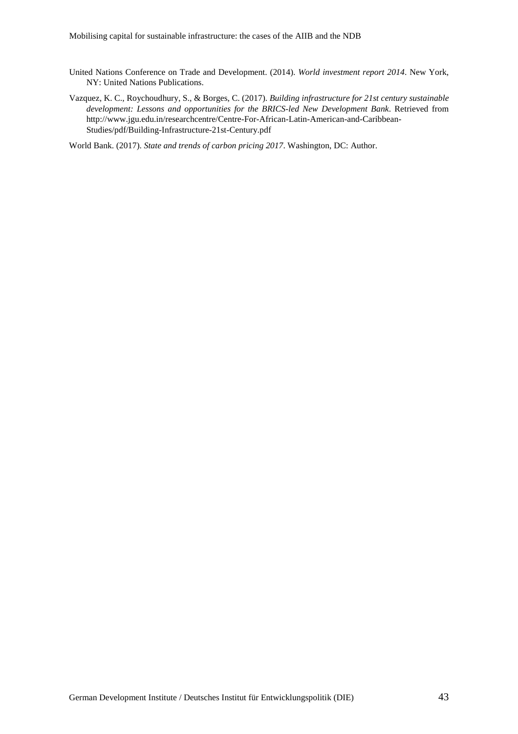United Nations Conference on Trade and Development. (2014). *World investment report 2014*. New York, NY: United Nations Publications.

Vazquez, K. C., Roychoudhury, S., & Borges, C. (2017). *Building infrastructure for 21st century sustainable development: Lessons and opportunities for the BRICS-led New Development Bank*. Retrieved from http://www.jgu.edu.in/researchcentre/Centre-For-African-Latin-American-and-Caribbean-Studies/pdf/Building-Infrastructure-21st-Century.pdf

World Bank. (2017). *State and trends of carbon pricing 2017*. Washington, DC: Author.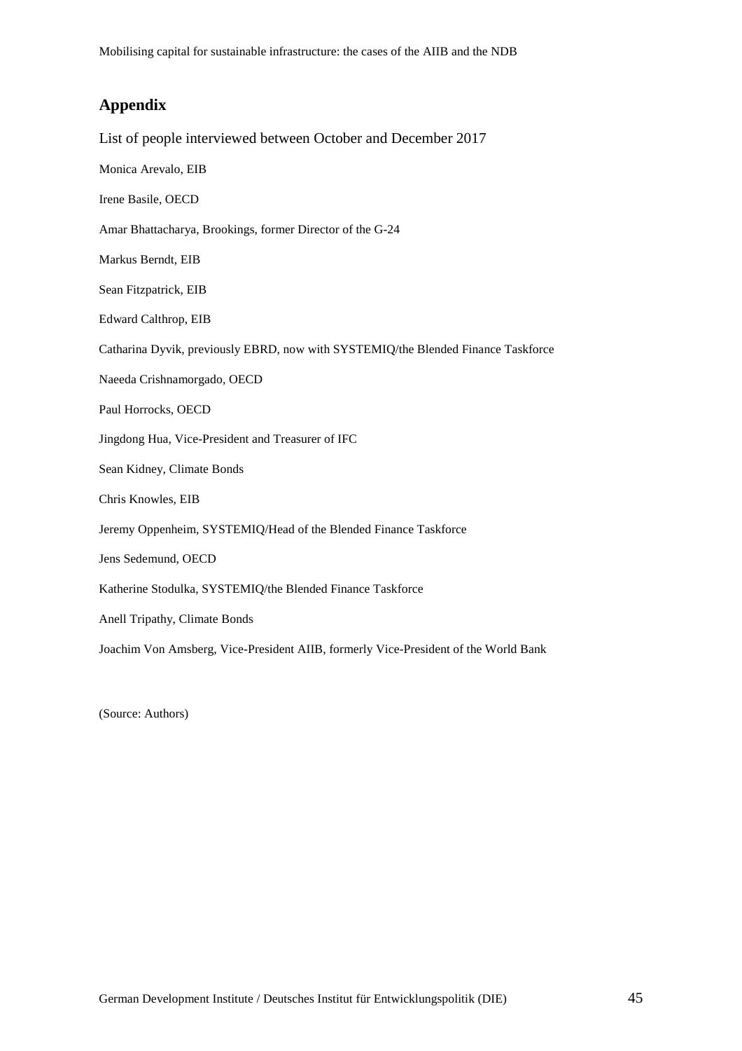# Appendix

List of people interviewed between October and December 2017

Monica Arevalo, EIB

Irene Basile, OECD

Amar Bhattacharya, Brookings, former Director of the G-24

Markus Berndt, EIB

Sean Fitzpatrick, EIB

Edward Calthrop, EIB

Catharina Dyvik, previously EBRD, now with SYSTEMIQ/the Blended Finance Taskforce

Naeeda Crishnamorgado, OECD

Paul Horrocks, OECD

Jingdong Hua, Vice-President and Treasurer of IFC

Sean Kidney, Climate Bonds

Chris Knowles, EIB

Jeremy Oppenheim, SYSTEMIQ/Head of the Blended Finance Taskforce

Jens Sedemund, OECD

Katherine Stodulka, SYSTEMIQ/the Blended Finance Taskforce

Anell Tripathy, Climate Bonds

Joachim Von Amsberg, Vice-President AIIB, formerly Vice-President of the World Bank

(Source: Authors)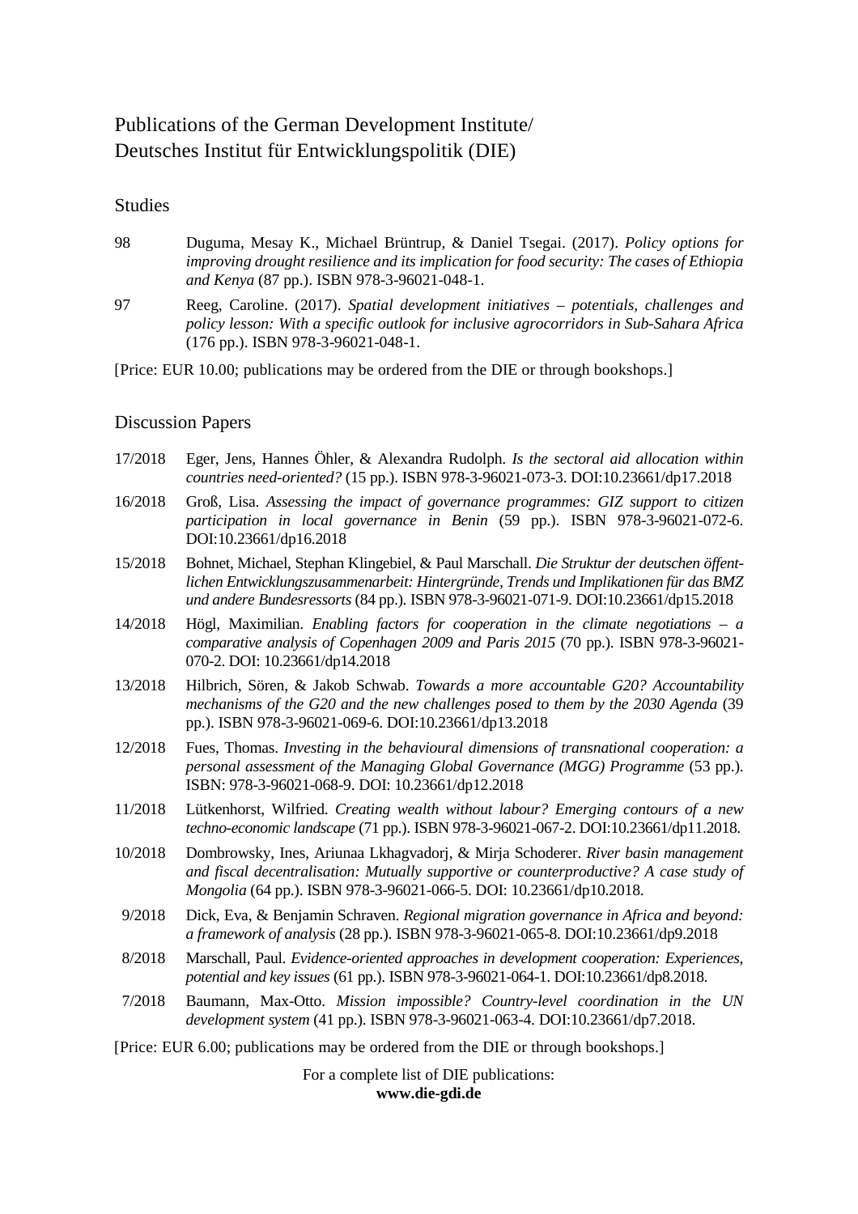# Publications of the German Development Institute/ Deutsches Institut für Entwicklungspolitik (DIE)

## Studies

98 Duguma, Mesay K., Michael Brüntrup, & Daniel Tsegai. (2017). *Policy options for improving drought resilience and its implication for food security: The cases of Ethiopia and Kenya* (87 pp.). ISBN 978-3-96021-048-1.

97 Reeg, Caroline. (2017). *Spatial development initiatives – potentials, challenges and policy lesson: With a specific outlook for inclusive agrocorridors in Sub-Sahara Africa* (176 pp.). ISBN 978-3-96021-048-1.

[Price: EUR 10.00; publications may be ordered from the DIE or through bookshops.]

## Discussion Papers

17/2018 Eger, Jens, Hannes Öhler, & Alexandra Rudolph. *Is the sectoral aid allocation within countries need-oriented?* (15 pp.). ISBN 978-3-96021-073-3. DOI:10.23661/dp17.2018

16/2018 Groß, Lisa. *Assessing the impact of governance programmes: GIZ support to citizen participation in local governance in Benin* (59 pp.). ISBN 978-3-96021-072-6. DOI:10.23661/dp16.2018

15/2018 Bohnet, Michael, Stephan Klingebiel, & Paul Marschall. *Die Struktur der deutschen öffentlichen Entwicklungszusammenarbeit: Hintergründe, Trends und Implikationen für das BMZ und andere Bundesressorts* (84 pp.). ISBN 978-3-96021-071-9. DOI:10.23661/dp15.2018

14/2018 Högl, Maximilian. *Enabling factors for cooperation in the climate negotiations – a comparative analysis of Copenhagen 2009 and Paris 2015* (70 pp.). ISBN 978-3-96021-070-2. DOI: 10.23661/dp14.2018

13/2018 Hilbrich, Sören, & Jakob Schwab. *Towards a more accountable G20? Accountability mechanisms of the G20 and the new challenges posed to them by the 2030 Agenda* (39 pp.). ISBN 978-3-96021-069-6. DOI:10.23661/dp13.2018

12/2018 Fues, Thomas. *Investing in the behavioural dimensions of transnational cooperation: a personal assessment of the Managing Global Governance (MGG) Programme* (53 pp.). ISBN: 978-3-96021-068-9. DOI: 10.23661/dp12.2018

11/2018 Lütkenhorst, Wilfried. *Creating wealth without labour? Emerging contours of a new techno-economic landscape* (71 pp.). ISBN 978-3-96021-067-2. DOI:10.23661/dp11.2018.

10/2018 Dombrowsky, Ines, Ariunaa Lkhagvadorj, & Mirja Schoderer. *River basin management and fiscal decentralisation: Mutually supportive or counterproductive? A case study of Mongolia* (64 pp.). ISBN 978-3-96021-066-5. DOI: 10.23661/dp10.2018.

9/2018 Dick, Eva, & Benjamin Schraven. *Regional migration governance in Africa and beyond: a framework of analysis* (28 pp.). ISBN 978-3-96021-065-8. DOI:10.23661/dp9.2018

8/2018 Marschall, Paul. *Evidence-oriented approaches in development cooperation: Experiences, potential and key issues* (61 pp.). ISBN 978-3-96021-064-1. DOI:10.23661/dp8.2018.

7/2018 Baumann, Max-Otto. *Mission impossible? Country-level coordination in the UN development system* (41 pp.). ISBN 978-3-96021-063-4. DOI:10.23661/dp7.2018.

[Price: EUR 6.00; publications may be ordered from the DIE or through bookshops.]

For a complete list of DIE publications:
**www.die-gdi.de**